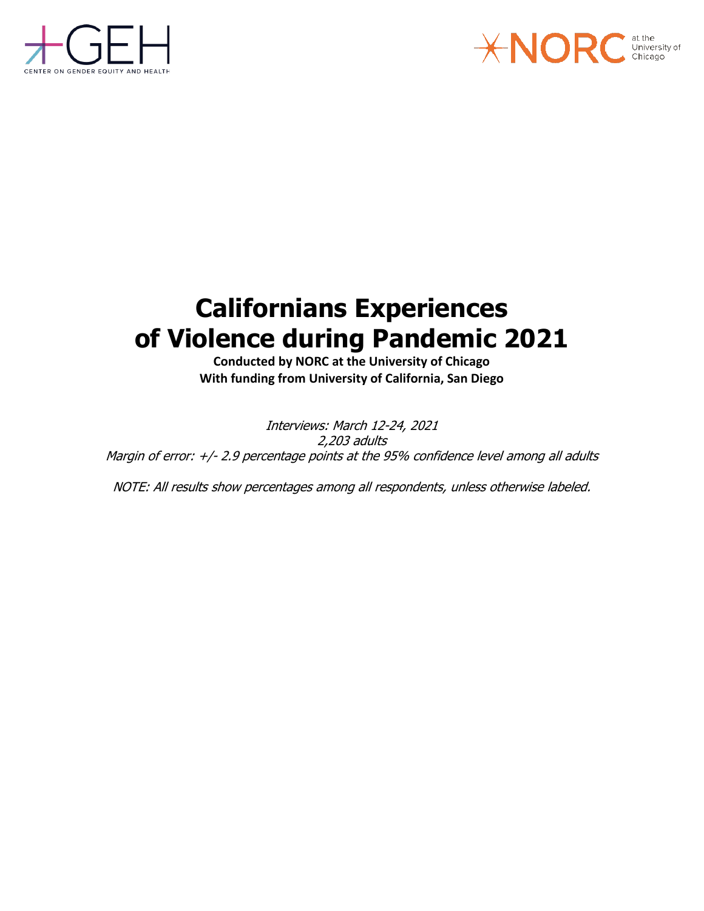# Californians Experiences of Violence during Pandemic 2021

**Conducted by NORC at the University of Chicago**
**With funding from University of California, San Diego**

*Interviews: March 12-24, 2021*
*2,203 adults*
*Margin of error: +/- 2.9 percentage points at the 95% confidence level among all adults*

*NOTE: All results show percentages among all respondents, unless otherwise labeled.*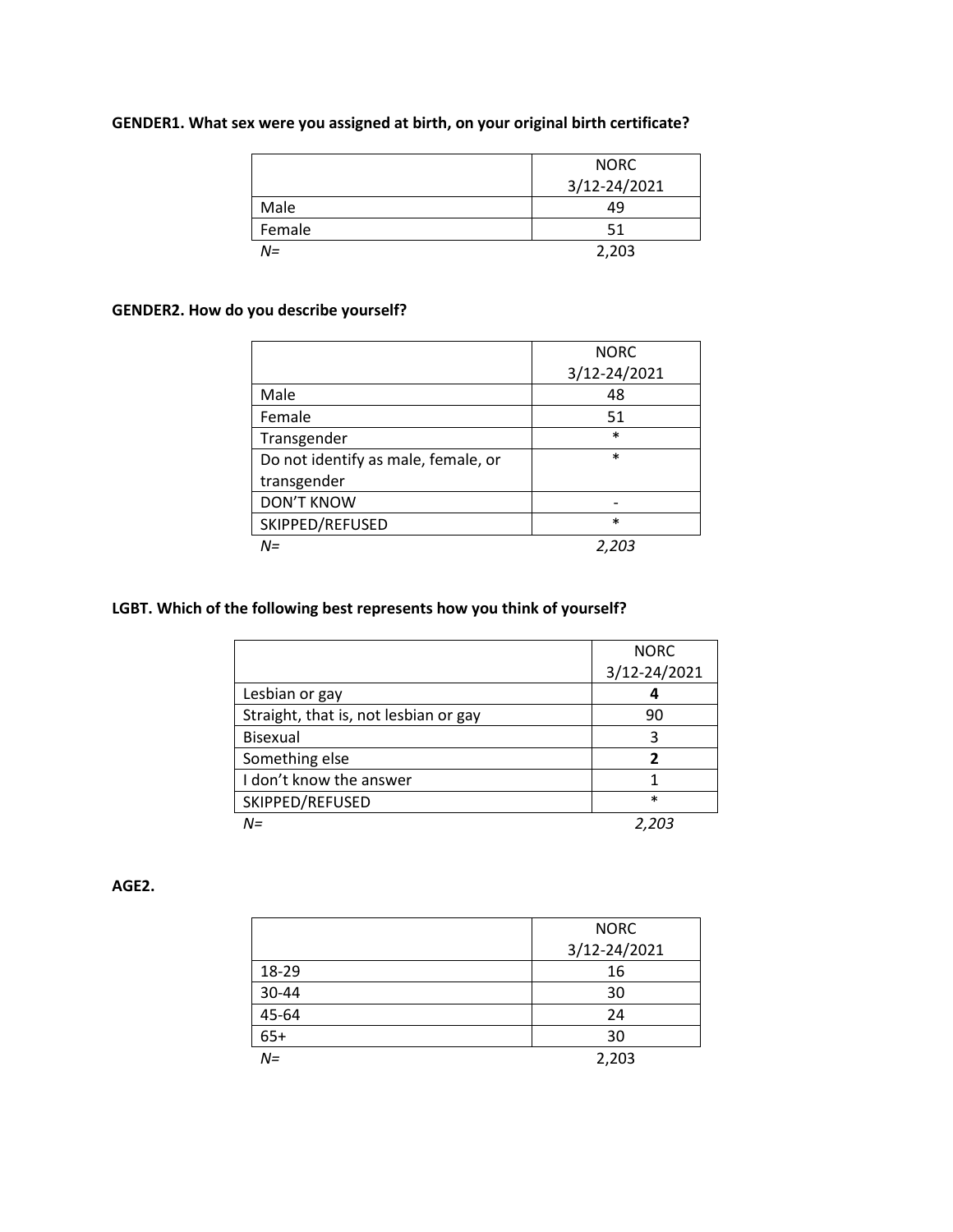**GENDER1. What sex were you assigned at birth, on your original birth certificate?**

| | NORC 3/12-24/2021 |
|---|---|
| Male | 49 |
| Female | 51 |
| *N=* | 2,203 |

**GENDER2. How do you describe yourself?**

| | NORC 3/12-24/2021 |
|---|---|
| Male | 48 |
| Female | 51 |
| Transgender | * |
| Do not identify as male, female, or transgender | * |
| DON'T KNOW | - |
| SKIPPED/REFUSED | * |
| *N=* | *2,203* |

**LGBT. Which of the following best represents how you think of yourself?**

| | NORC 3/12-24/2021 |
|---|---|
| Lesbian or gay | **4** |
| Straight, that is, not lesbian or gay | 90 |
| Bisexual | 3 |
| Something else | **2** |
| I don't know the answer | 1 |
| SKIPPED/REFUSED | * |
| *N=* | *2,203* |

**AGE2.**

| | NORC 3/12-24/2021 |
|---|---|
| 18-29 | 16 |
| 30-44 | 30 |
| 45-64 | 24 |
| 65+ | 30 |
| *N=* | 2,203 |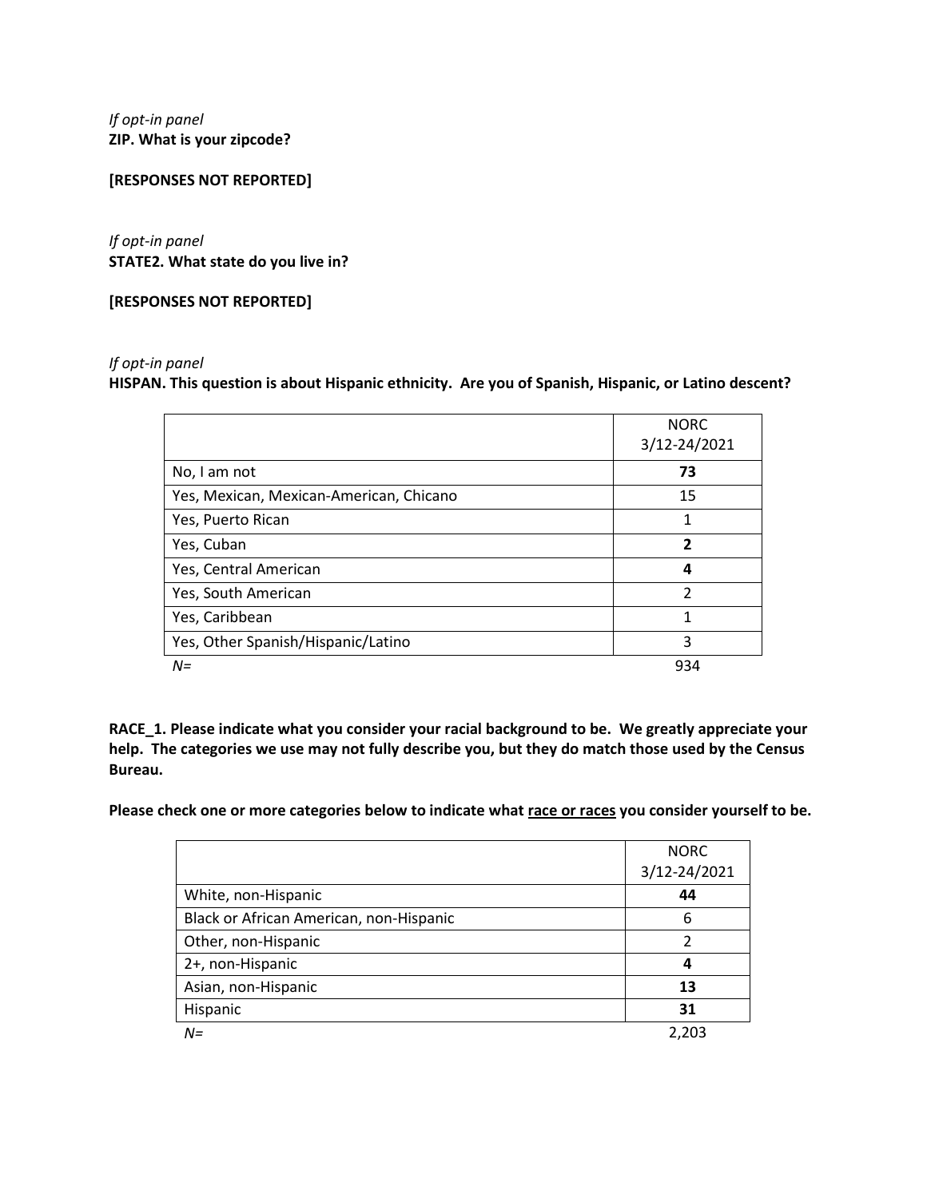*If opt-in panel*
**ZIP. What is your zipcode?**

**[RESPONSES NOT REPORTED]**

*If opt-in panel*
**STATE2. What state do you live in?**

**[RESPONSES NOT REPORTED]**

*If opt-in panel*
**HISPAN. This question is about Hispanic ethnicity. Are you of Spanish, Hispanic, or Latino descent?**

| | NORC 3/12-24/2021 |
|---|---|
| No, I am not | **73** |
| Yes, Mexican, Mexican-American, Chicano | 15 |
| Yes, Puerto Rican | 1 |
| Yes, Cuban | **2** |
| Yes, Central American | **4** |
| Yes, South American | 2 |
| Yes, Caribbean | 1 |
| Yes, Other Spanish/Hispanic/Latino | 3 |
| *N=* | 934 |

**RACE_1. Please indicate what you consider your racial background to be. We greatly appreciate your help. The categories we use may not fully describe you, but they do match those used by the Census Bureau.**

**Please check one or more categories below to indicate what <u>race or races</u> you consider yourself to be.**

| | NORC 3/12-24/2021 |
|---|---|
| White, non-Hispanic | **44** |
| Black or African American, non-Hispanic | 6 |
| Other, non-Hispanic | 2 |
| 2+, non-Hispanic | **4** |
| Asian, non-Hispanic | **13** |
| Hispanic | **31** |
| *N=* | 2,203 |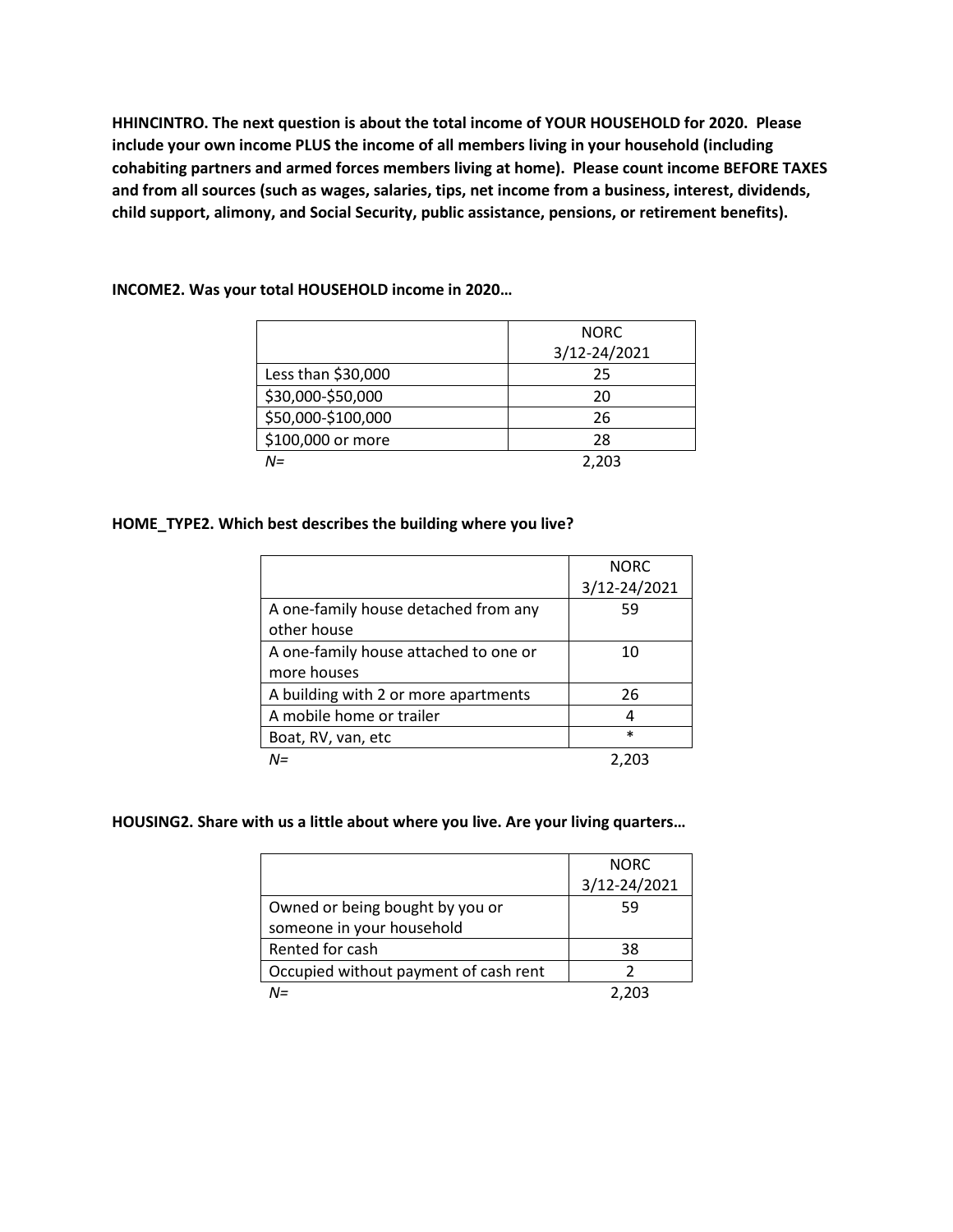**HHINCINTRO. The next question is about the total income of YOUR HOUSEHOLD for 2020. Please include your own income PLUS the income of all members living in your household (including cohabiting partners and armed forces members living at home). Please count income BEFORE TAXES and from all sources (such as wages, salaries, tips, net income from a business, interest, dividends, child support, alimony, and Social Security, public assistance, pensions, or retirement benefits).**

**INCOME2. Was your total HOUSEHOLD income in 2020…**

| | NORC 3/12-24/2021 |
|---|---|
| Less than $30,000 | 25 |
| $30,000-$50,000 | 20 |
| $50,000-$100,000 | 26 |
| $100,000 or more | 28 |
| *N=* | 2,203 |

**HOME_TYPE2. Which best describes the building where you live?**

| | NORC 3/12-24/2021 |
|---|---|
| A one-family house detached from any other house | 59 |
| A one-family house attached to one or more houses | 10 |
| A building with 2 or more apartments | 26 |
| A mobile home or trailer | 4 |
| Boat, RV, van, etc | * |
| *N=* | 2,203 |

**HOUSING2. Share with us a little about where you live. Are your living quarters…**

| | NORC 3/12-24/2021 |
|---|---|
| Owned or being bought by you or someone in your household | 59 |
| Rented for cash | 38 |
| Occupied without payment of cash rent | 2 |
| *N=* | 2,203 |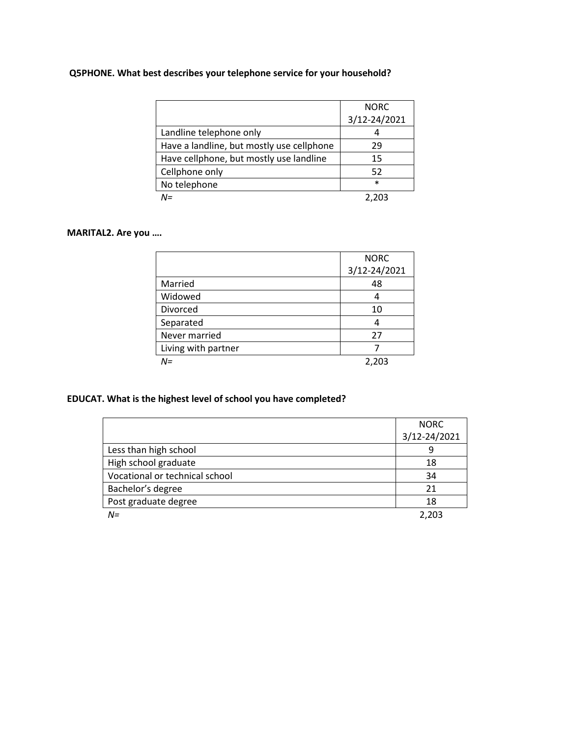**Q5PHONE. What best describes your telephone service for your household?**

| | NORC 3/12-24/2021 |
|---|---|
| Landline telephone only | 4 |
| Have a landline, but mostly use cellphone | 29 |
| Have cellphone, but mostly use landline | 15 |
| Cellphone only | 52 |
| No telephone | * |
| *N=* | 2,203 |

**MARITAL2. Are you ….**

| | NORC 3/12-24/2021 |
|---|---|
| Married | 48 |
| Widowed | 4 |
| Divorced | 10 |
| Separated | 4 |
| Never married | 27 |
| Living with partner | 7 |
| *N=* | 2,203 |

**EDUCAT. What is the highest level of school you have completed?**

| | NORC 3/12-24/2021 |
|---|---|
| Less than high school | 9 |
| High school graduate | 18 |
| Vocational or technical school | 34 |
| Bachelor's degree | 21 |
| Post graduate degree | 18 |
| *N=* | 2,203 |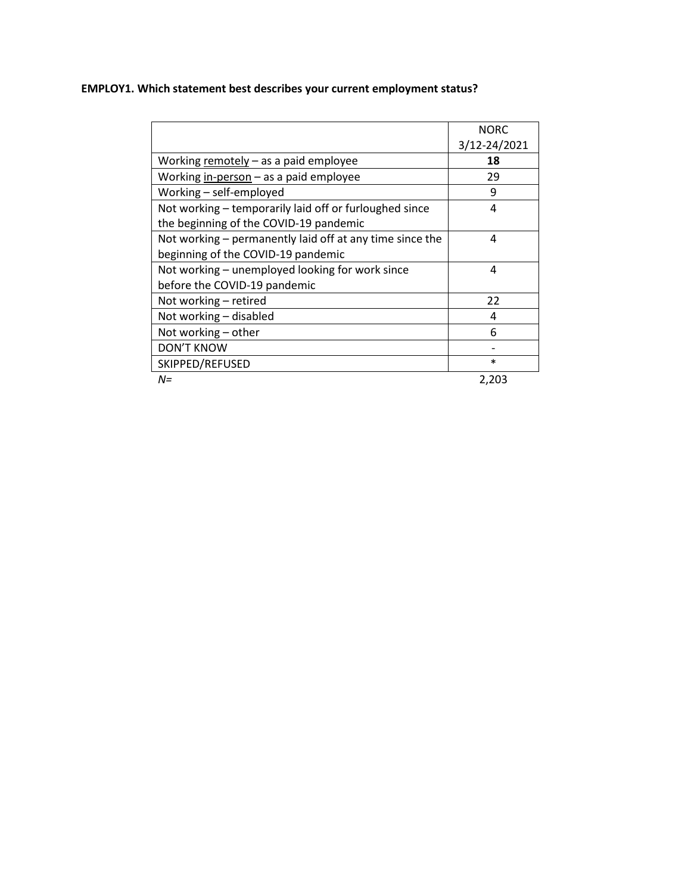**EMPLOY1. Which statement best describes your current employment status?**

| | NORC 3/12-24/2021 |
|---|---|
| Working remotely – as a paid employee | **18** |
| Working in-person – as a paid employee | 29 |
| Working – self-employed | 9 |
| Not working – temporarily laid off or furloughed since the beginning of the COVID-19 pandemic | 4 |
| Not working – permanently laid off at any time since the beginning of the COVID-19 pandemic | 4 |
| Not working – unemployed looking for work since before the COVID-19 pandemic | 4 |
| Not working – retired | 22 |
| Not working – disabled | 4 |
| Not working – other | 6 |
| DON'T KNOW | - |
| SKIPPED/REFUSED | * |
| *N=* | 2,203 |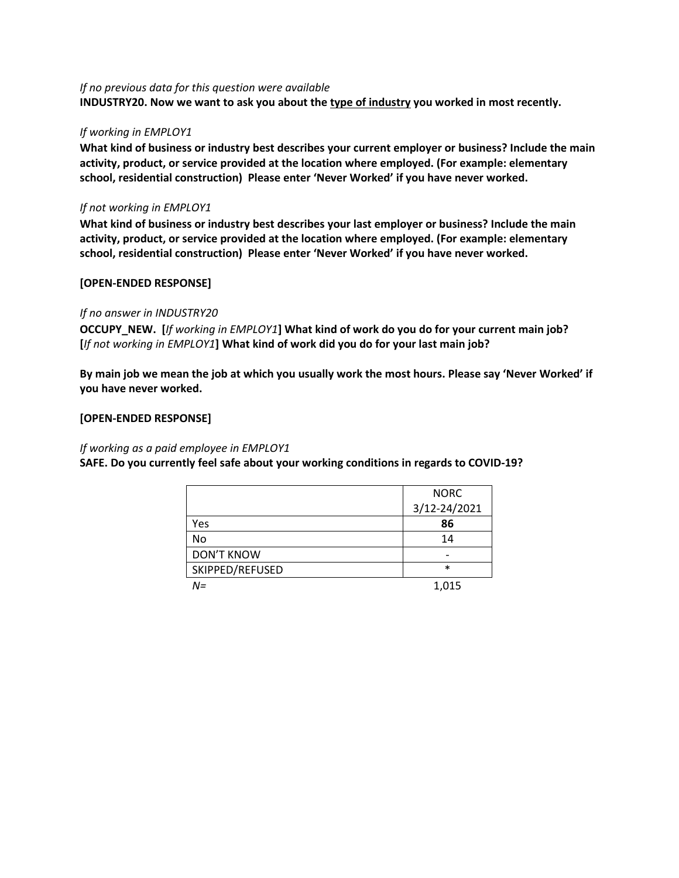*If no previous data for this question were available*

**INDUSTRY20. Now we want to ask you about the type of industry you worked in most recently.**

*If working in EMPLOY1*

**What kind of business or industry best describes your current employer or business? Include the main activity, product, or service provided at the location where employed. (For example: elementary school, residential construction) Please enter 'Never Worked' if you have never worked.**

*If not working in EMPLOY1*

**What kind of business or industry best describes your last employer or business? Include the main activity, product, or service provided at the location where employed. (For example: elementary school, residential construction) Please enter 'Never Worked' if you have never worked.**

**[OPEN-ENDED RESPONSE]**

*If no answer in INDUSTRY20*

**OCCUPY_NEW. [*If working in EMPLOY1*] What kind of work do you do for your current main job? [*If not working in EMPLOY1*] What kind of work did you do for your last main job?**

**By main job we mean the job at which you usually work the most hours. Please say 'Never Worked' if you have never worked.**

**[OPEN-ENDED RESPONSE]**

*If working as a paid employee in EMPLOY1*

**SAFE. Do you currently feel safe about your working conditions in regards to COVID-19?**

| | NORC 3/12-24/2021 |
|---|---|
| Yes | **86** |
| No | 14 |
| DON'T KNOW | - |
| SKIPPED/REFUSED | * |
| *N=* | 1,015 |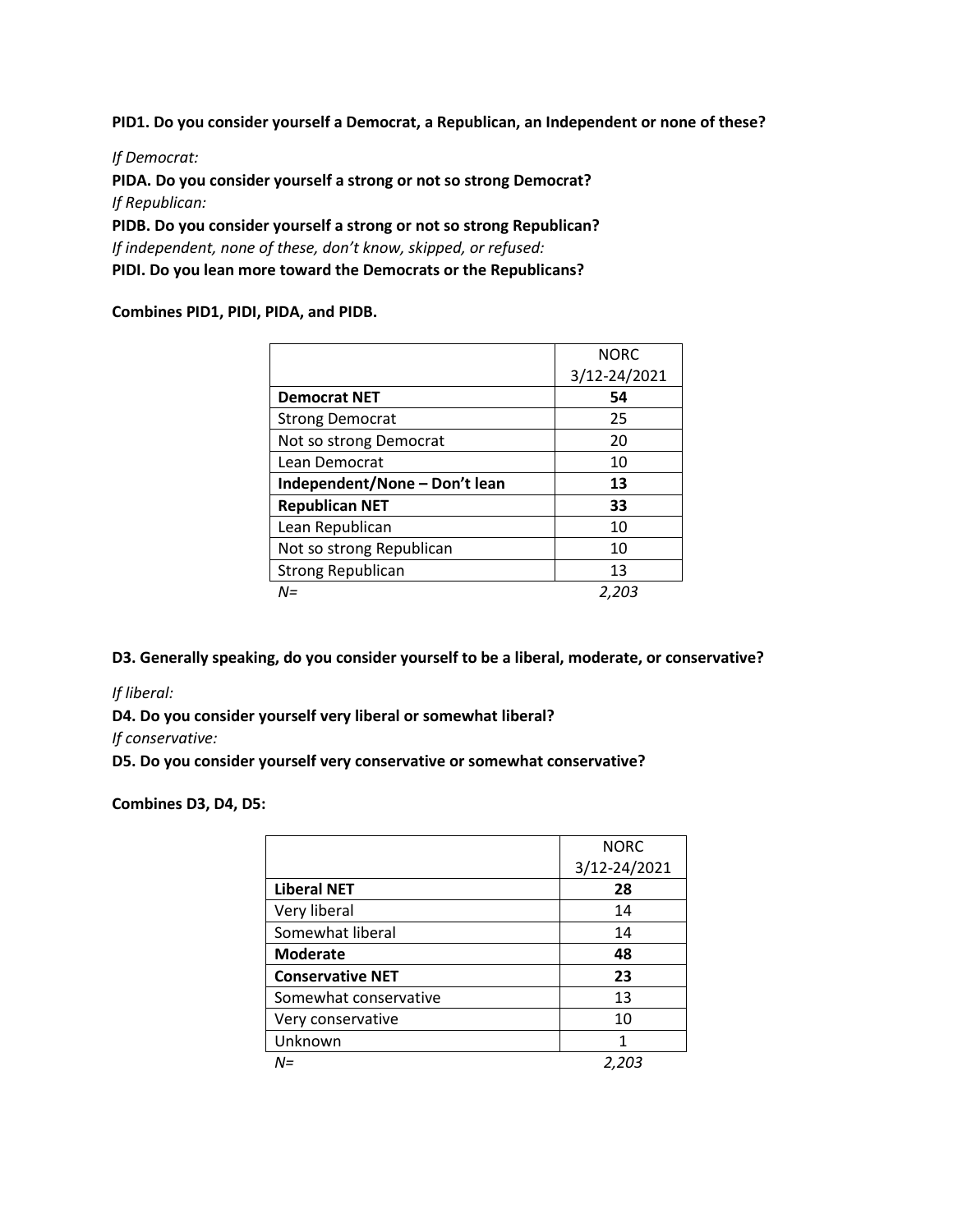**PID1. Do you consider yourself a Democrat, a Republican, an Independent or none of these?**

*If Democrat:*

**PIDA. Do you consider yourself a strong or not so strong Democrat?**

*If Republican:*

**PIDB. Do you consider yourself a strong or not so strong Republican?**

*If independent, none of these, don't know, skipped, or refused:*

**PIDI. Do you lean more toward the Democrats or the Republicans?**

**Combines PID1, PIDI, PIDA, and PIDB.**

| | NORC 3/12-24/2021 |
|---|---|
| **Democrat NET** | **54** |
| Strong Democrat | 25 |
| Not so strong Democrat | 20 |
| Lean Democrat | 10 |
| **Independent/None – Don't lean** | **13** |
| **Republican NET** | **33** |
| Lean Republican | 10 |
| Not so strong Republican | 10 |
| Strong Republican | 13 |
| *N=* | *2,203* |

**D3. Generally speaking, do you consider yourself to be a liberal, moderate, or conservative?**

*If liberal:*

**D4. Do you consider yourself very liberal or somewhat liberal?**

*If conservative:*

**D5. Do you consider yourself very conservative or somewhat conservative?**

**Combines D3, D4, D5:**

| | NORC 3/12-24/2021 |
|---|---|
| **Liberal NET** | **28** |
| Very liberal | 14 |
| Somewhat liberal | 14 |
| **Moderate** | **48** |
| **Conservative NET** | **23** |
| Somewhat conservative | 13 |
| Very conservative | 10 |
| Unknown | 1 |
| *N=* | *2,203* |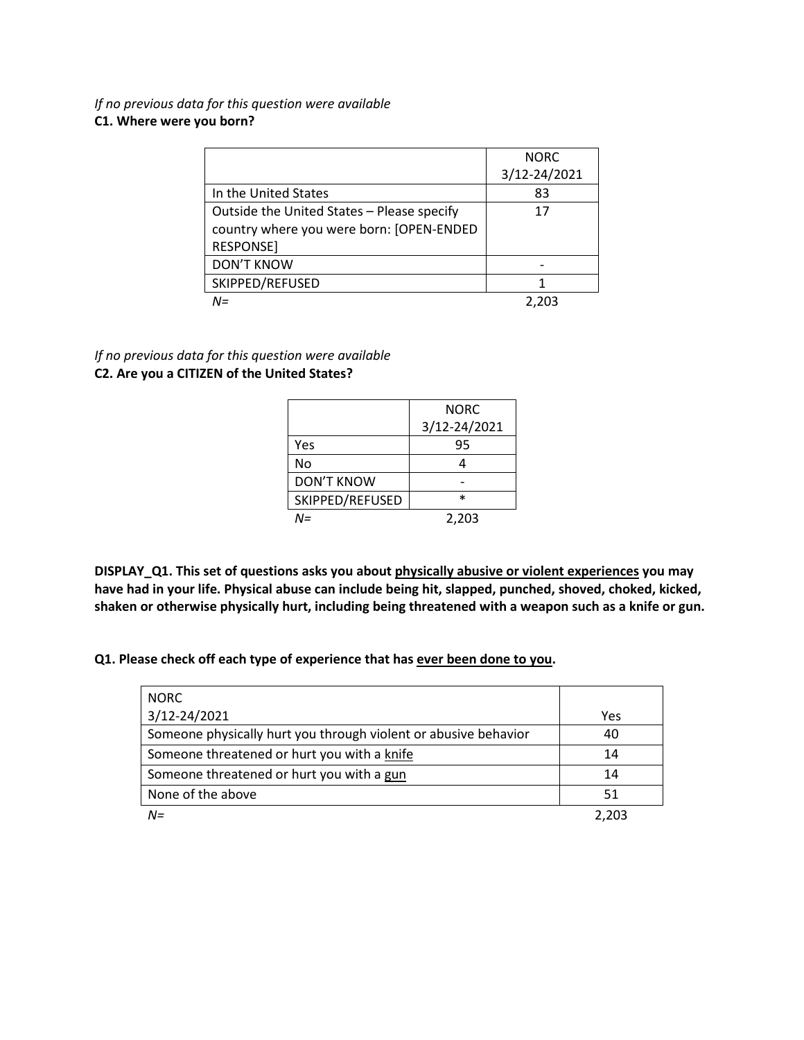*If no previous data for this question were available*
**C1. Where were you born?**

| | NORC 3/12-24/2021 |
|---|---|
| In the United States | 83 |
| Outside the United States – Please specify country where you were born: [OPEN-ENDED RESPONSE] | 17 |
| DON'T KNOW | - |
| SKIPPED/REFUSED | 1 |
| *N=* | 2,203 |

*If no previous data for this question were available*
**C2. Are you a CITIZEN of the United States?**

| | NORC 3/12-24/2021 |
|---|---|
| Yes | 95 |
| No | 4 |
| DON'T KNOW | - |
| SKIPPED/REFUSED | * |
| *N=* | 2,203 |

**DISPLAY_Q1. This set of questions asks you about <u>physically abusive or violent experiences</u> you may have had in your life. Physical abuse can include being hit, slapped, punched, shoved, choked, kicked, shaken or otherwise physically hurt, including being threatened with a weapon such as a knife or gun.**

**Q1. Please check off each type of experience that has <u>ever been done to you</u>.**

| NORC 3/12-24/2021 | Yes |
|---|---|
| Someone physically hurt you through violent or abusive behavior | 40 |
| Someone threatened or hurt you with a <u>knife</u> | 14 |
| Someone threatened or hurt you with a <u>gun</u> | 14 |
| None of the above | 51 |
| *N=* | 2,203 |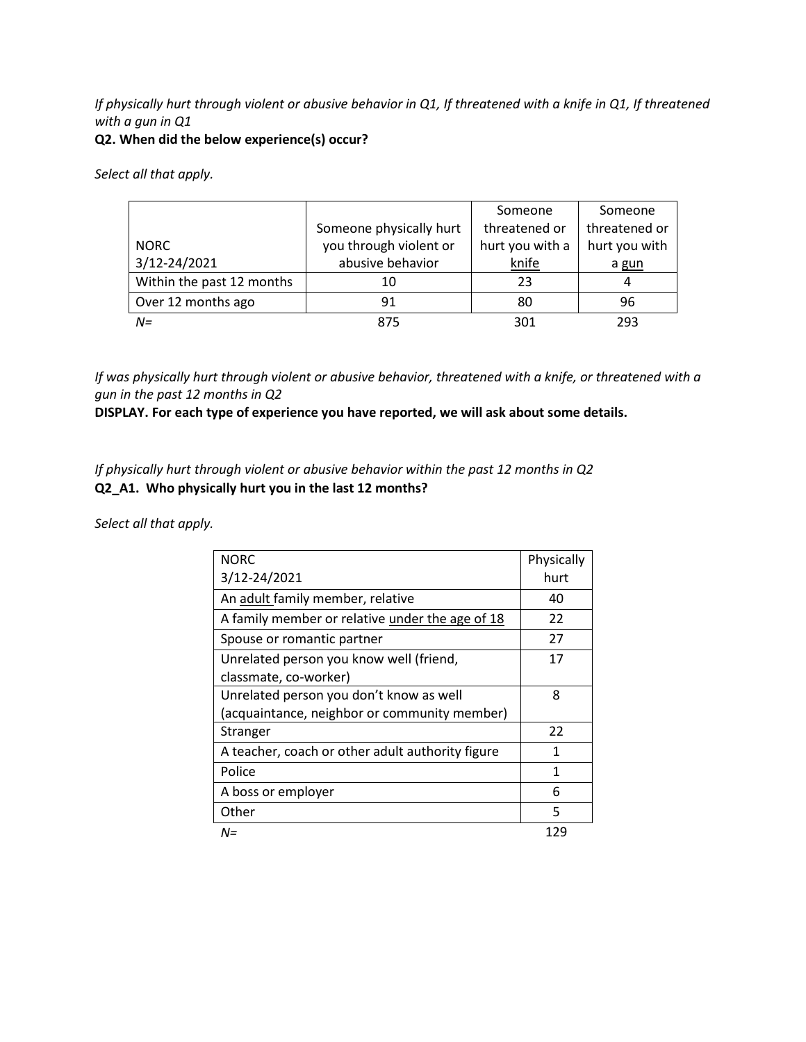*If physically hurt through violent or abusive behavior in Q1, If threatened with a knife in Q1, If threatened with a gun in Q1*

**Q2. When did the below experience(s) occur?**

*Select all that apply.*

| NORC 3/12-24/2021 | Someone physically hurt you through violent or abusive behavior | Someone threatened or hurt you with a knife | Someone threatened or hurt you with a gun |
|---|---|---|---|
| Within the past 12 months | 10 | 23 | 4 |
| Over 12 months ago | 91 | 80 | 96 |
| *N=* | 875 | 301 | 293 |

*If was physically hurt through violent or abusive behavior, threatened with a knife, or threatened with a gun in the past 12 months in Q2*

**DISPLAY. For each type of experience you have reported, we will ask about some details.**

*If physically hurt through violent or abusive behavior within the past 12 months in Q2*

**Q2_A1. Who physically hurt you in the last 12 months?**

*Select all that apply.*

| NORC 3/12-24/2021 | Physically hurt |
|---|---|
| An adult family member, relative | 40 |
| A family member or relative under the age of 18 | 22 |
| Spouse or romantic partner | 27 |
| Unrelated person you know well (friend, classmate, co-worker) | 17 |
| Unrelated person you don't know as well (acquaintance, neighbor or community member) | 8 |
| Stranger | 22 |
| A teacher, coach or other adult authority figure | 1 |
| Police | 1 |
| A boss or employer | 6 |
| Other | 5 |
| *N=* | 129 |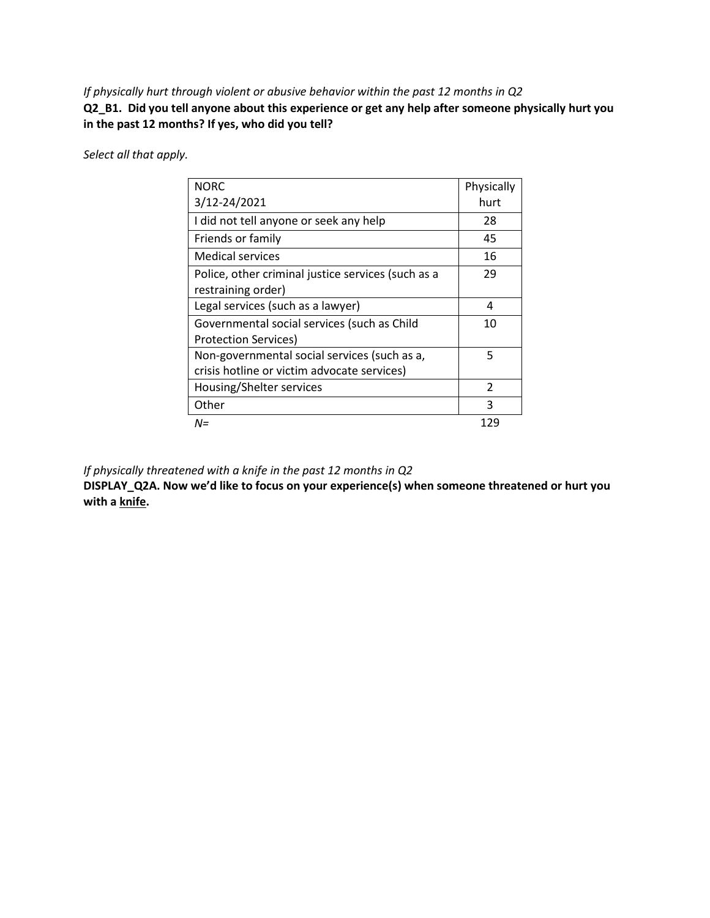*If physically hurt through violent or abusive behavior within the past 12 months in Q2*

**Q2_B1. Did you tell anyone about this experience or get any help after someone physically hurt you in the past 12 months? If yes, who did you tell?**

*Select all that apply.*

| NORC 3/12-24/2021 | Physically hurt |
|---|---|
| I did not tell anyone or seek any help | 28 |
| Friends or family | 45 |
| Medical services | 16 |
| Police, other criminal justice services (such as a restraining order) | 29 |
| Legal services (such as a lawyer) | 4 |
| Governmental social services (such as Child Protection Services) | 10 |
| Non-governmental social services (such as a, crisis hotline or victim advocate services) | 5 |
| Housing/Shelter services | 2 |
| Other | 3 |
| *N=* | 129 |

*If physically threatened with a knife in the past 12 months in Q2*

**DISPLAY_Q2A. Now we'd like to focus on your experience(s) when someone threatened or hurt you with a knife.**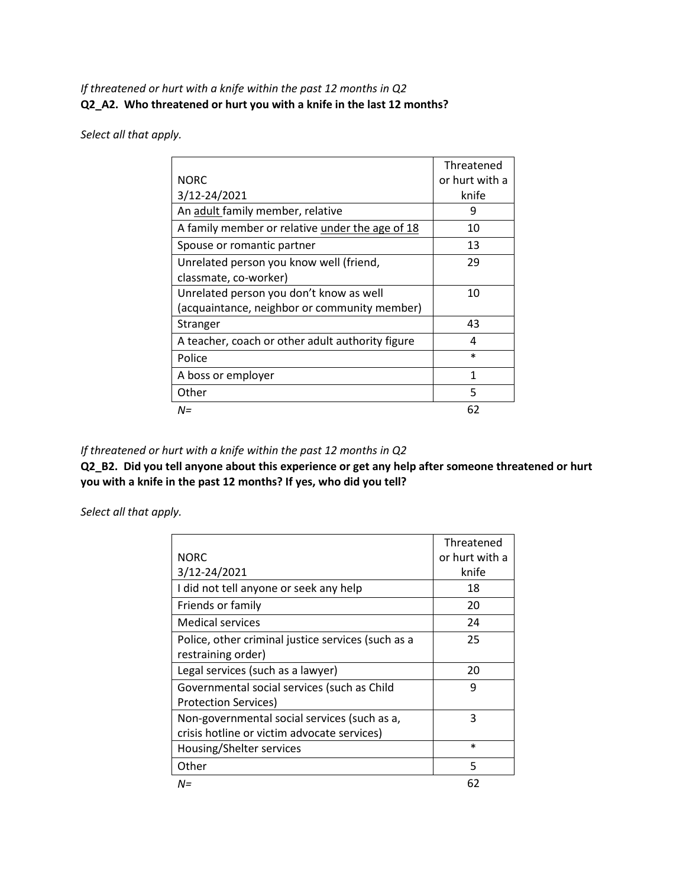*If threatened or hurt with a knife within the past 12 months in Q2*
**Q2_A2. Who threatened or hurt you with a knife in the last 12 months?**

*Select all that apply.*

| NORC 3/12-24/2021 | Threatened or hurt with a knife |
|---|---|
| An adult family member, relative | 9 |
| A family member or relative under the age of 18 | 10 |
| Spouse or romantic partner | 13 |
| Unrelated person you know well (friend, classmate, co-worker) | 29 |
| Unrelated person you don't know as well (acquaintance, neighbor or community member) | 10 |
| Stranger | 43 |
| A teacher, coach or other adult authority figure | 4 |
| Police | * |
| A boss or employer | 1 |
| Other | 5 |
| *N=* | 62 |

*If threatened or hurt with a knife within the past 12 months in Q2*
**Q2_B2. Did you tell anyone about this experience or get any help after someone threatened or hurt you with a knife in the past 12 months? If yes, who did you tell?**

*Select all that apply.*

| NORC 3/12-24/2021 | Threatened or hurt with a knife |
|---|---|
| I did not tell anyone or seek any help | 18 |
| Friends or family | 20 |
| Medical services | 24 |
| Police, other criminal justice services (such as a restraining order) | 25 |
| Legal services (such as a lawyer) | 20 |
| Governmental social services (such as Child Protection Services) | 9 |
| Non-governmental social services (such as a, crisis hotline or victim advocate services) | 3 |
| Housing/Shelter services | * |
| Other | 5 |
| *N=* | 62 |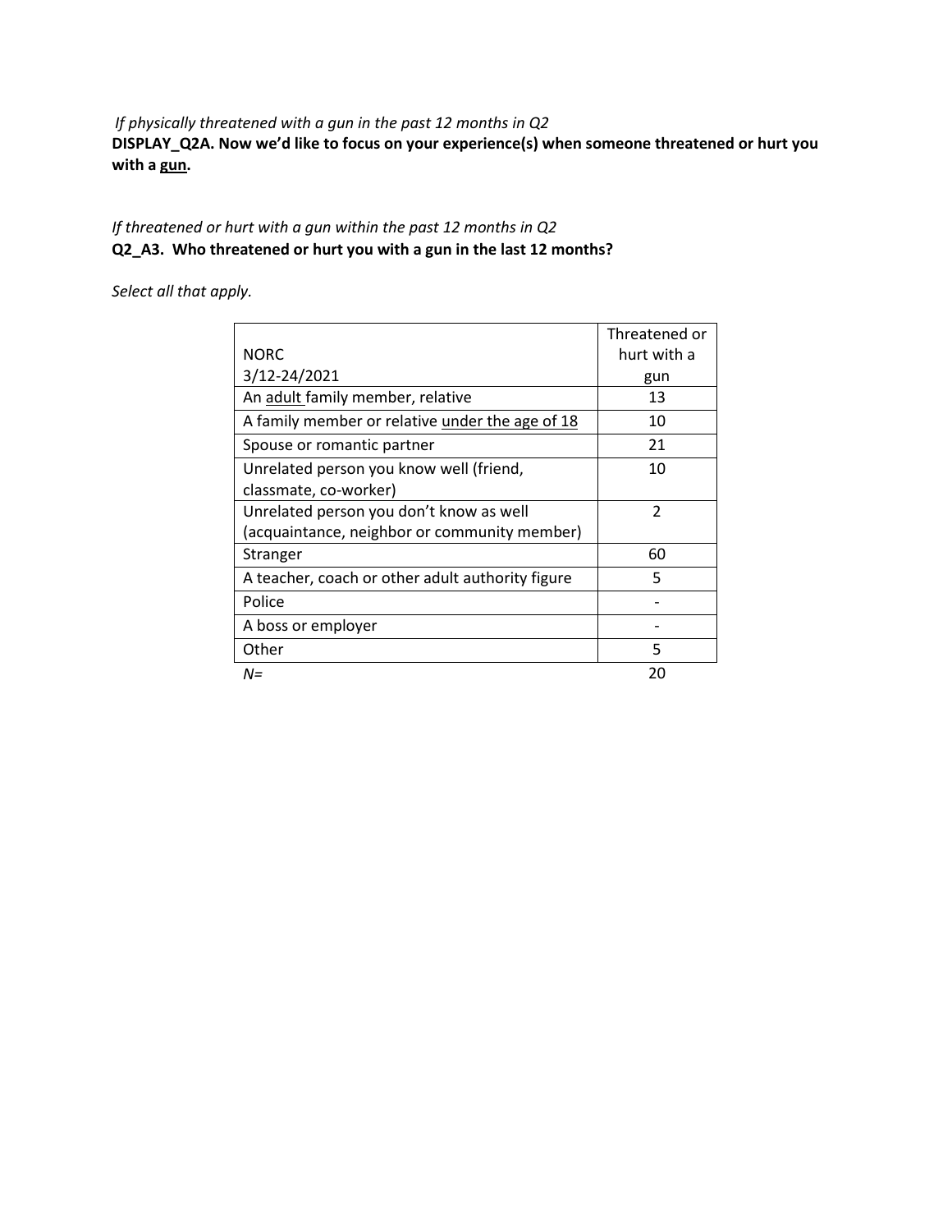*If physically threatened with a gun in the past 12 months in Q2*
**DISPLAY_Q2A. Now we'd like to focus on your experience(s) when someone threatened or hurt you with a gun.**

*If threatened or hurt with a gun within the past 12 months in Q2*
**Q2_A3. Who threatened or hurt you with a gun in the last 12 months?**

*Select all that apply.*

| NORC 3/12-24/2021 | Threatened or hurt with a gun |
|---|---|
| An adult family member, relative | 13 |
| A family member or relative under the age of 18 | 10 |
| Spouse or romantic partner | 21 |
| Unrelated person you know well (friend, classmate, co-worker) | 10 |
| Unrelated person you don't know as well (acquaintance, neighbor or community member) | 2 |
| Stranger | 60 |
| A teacher, coach or other adult authority figure | 5 |
| Police | - |
| A boss or employer | - |
| Other | 5 |
| *N=* | 20 |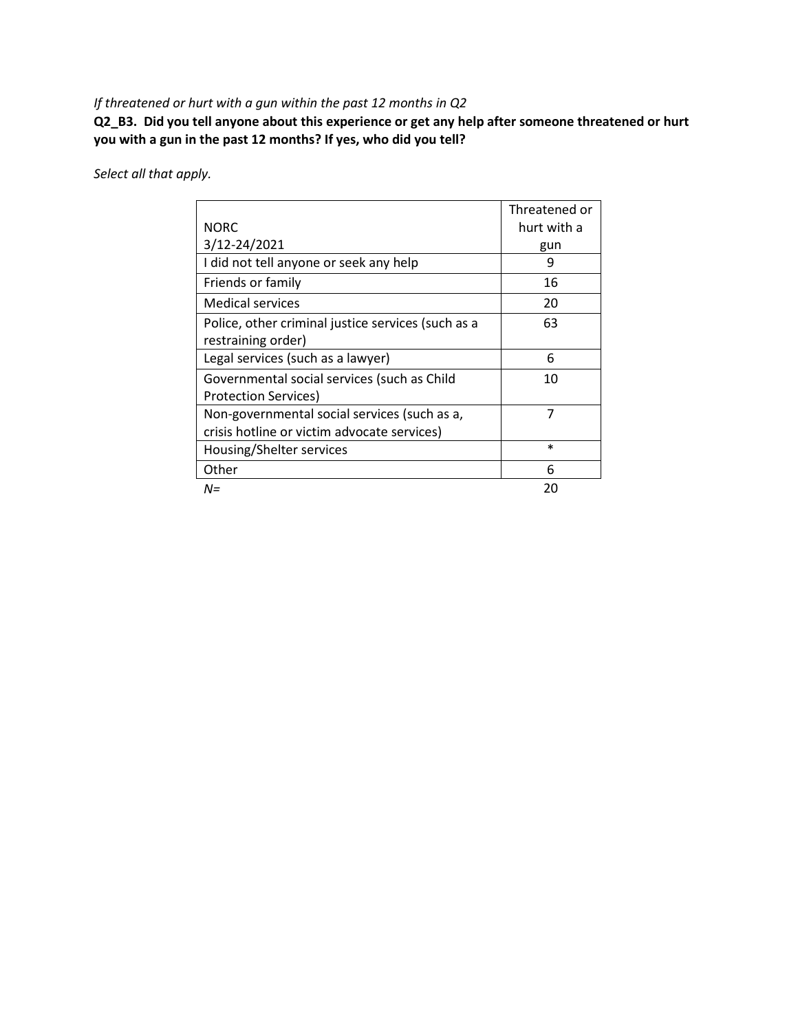*If threatened or hurt with a gun within the past 12 months in Q2*

**Q2_B3. Did you tell anyone about this experience or get any help after someone threatened or hurt you with a gun in the past 12 months? If yes, who did you tell?**

*Select all that apply.*

| NORC 3/12-24/2021 | Threatened or hurt with a gun |
|---|---|
| I did not tell anyone or seek any help | 9 |
| Friends or family | 16 |
| Medical services | 20 |
| Police, other criminal justice services (such as a restraining order) | 63 |
| Legal services (such as a lawyer) | 6 |
| Governmental social services (such as Child Protection Services) | 10 |
| Non-governmental social services (such as a, crisis hotline or victim advocate services) | 7 |
| Housing/Shelter services | * |
| Other | 6 |
| *N=* | 20 |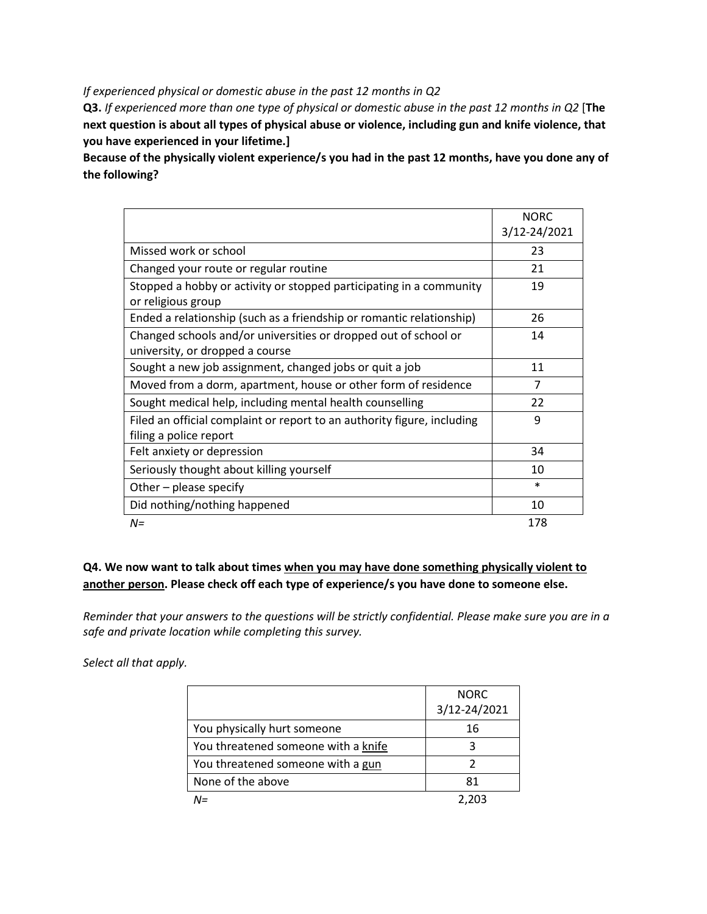*If experienced physical or domestic abuse in the past 12 months in Q2*

**Q3.** *If experienced more than one type of physical or domestic abuse in the past 12 months in Q2* [**The next question is about all types of physical abuse or violence, including gun and knife violence, that you have experienced in your lifetime.]**

**Because of the physically violent experience/s you had in the past 12 months, have you done any of the following?**

| | NORC 3/12-24/2021 |
|---|---|
| Missed work or school | 23 |
| Changed your route or regular routine | 21 |
| Stopped a hobby or activity or stopped participating in a community or religious group | 19 |
| Ended a relationship (such as a friendship or romantic relationship) | 26 |
| Changed schools and/or universities or dropped out of school or university, or dropped a course | 14 |
| Sought a new job assignment, changed jobs or quit a job | 11 |
| Moved from a dorm, apartment, house or other form of residence | 7 |
| Sought medical help, including mental health counselling | 22 |
| Filed an official complaint or report to an authority figure, including filing a police report | 9 |
| Felt anxiety or depression | 34 |
| Seriously thought about killing yourself | 10 |
| Other – please specify | * |
| Did nothing/nothing happened | 10 |
| *N=* | 178 |

**Q4. We now want to talk about times <u>when you may have done something physically violent to another person</u>. Please check off each type of experience/s you have done to someone else.**

*Reminder that your answers to the questions will be strictly confidential. Please make sure you are in a safe and private location while completing this survey.*

*Select all that apply.*

| | NORC 3/12-24/2021 |
|---|---|
| You physically hurt someone | 16 |
| You threatened someone with a <u>knife</u> | 3 |
| You threatened someone with a <u>gun</u> | 2 |
| None of the above | 81 |
| *N=* | 2,203 |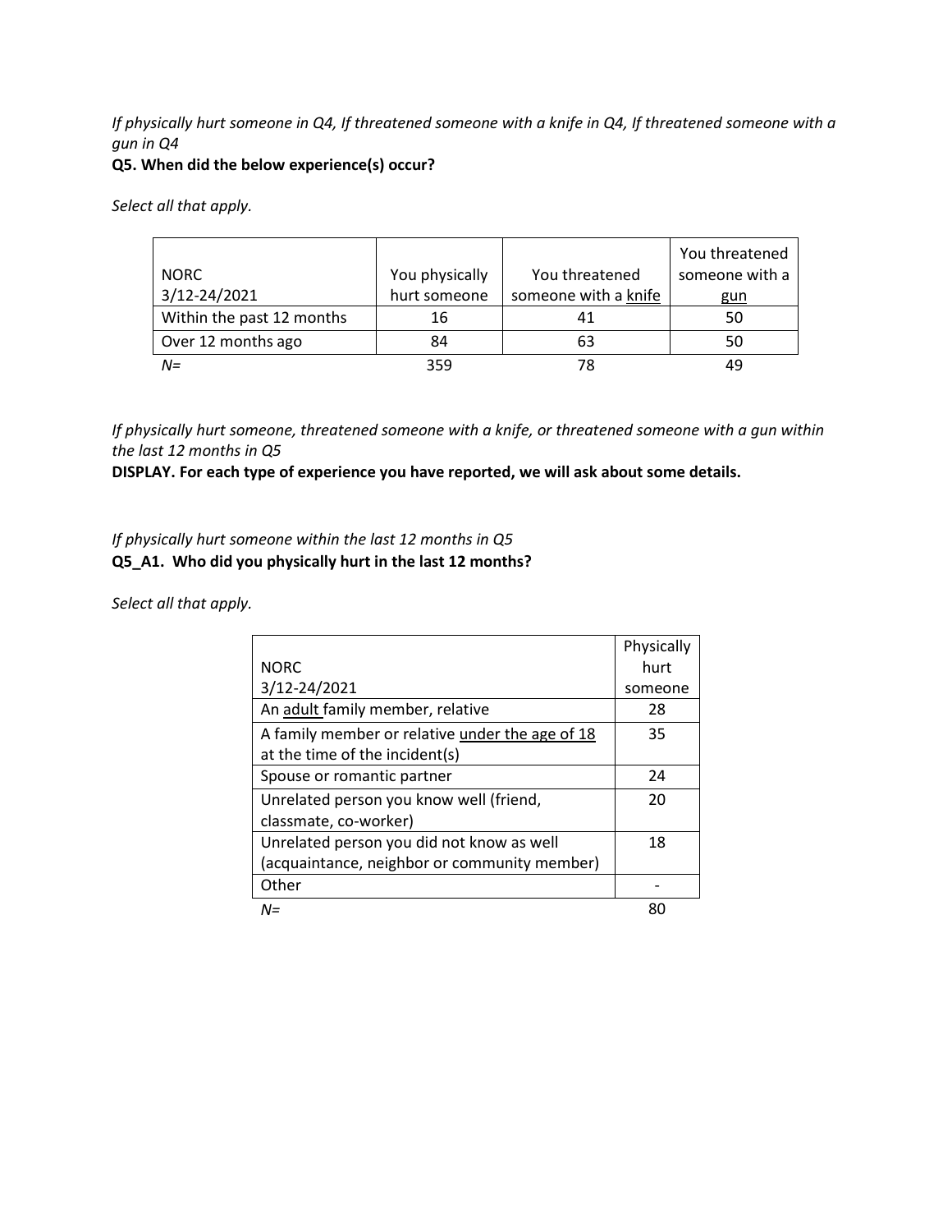*If physically hurt someone in Q4, If threatened someone with a knife in Q4, If threatened someone with a gun in Q4*

**Q5. When did the below experience(s) occur?**

*Select all that apply.*

| NORC 3/12-24/2021 | You physically hurt someone | You threatened someone with a knife | You threatened someone with a gun |
|---|---|---|---|
| Within the past 12 months | 16 | 41 | 50 |
| Over 12 months ago | 84 | 63 | 50 |
| *N=* | 359 | 78 | 49 |

*If physically hurt someone, threatened someone with a knife, or threatened someone with a gun within the last 12 months in Q5*

**DISPLAY. For each type of experience you have reported, we will ask about some details.**

*If physically hurt someone within the last 12 months in Q5*

**Q5_A1. Who did you physically hurt in the last 12 months?**

*Select all that apply.*

| NORC 3/12-24/2021 | Physically hurt someone |
|---|---|
| An adult family member, relative | 28 |
| A family member or relative under the age of 18 at the time of the incident(s) | 35 |
| Spouse or romantic partner | 24 |
| Unrelated person you know well (friend, classmate, co-worker) | 20 |
| Unrelated person you did not know as well (acquaintance, neighbor or community member) | 18 |
| Other | - |
| *N=* | 80 |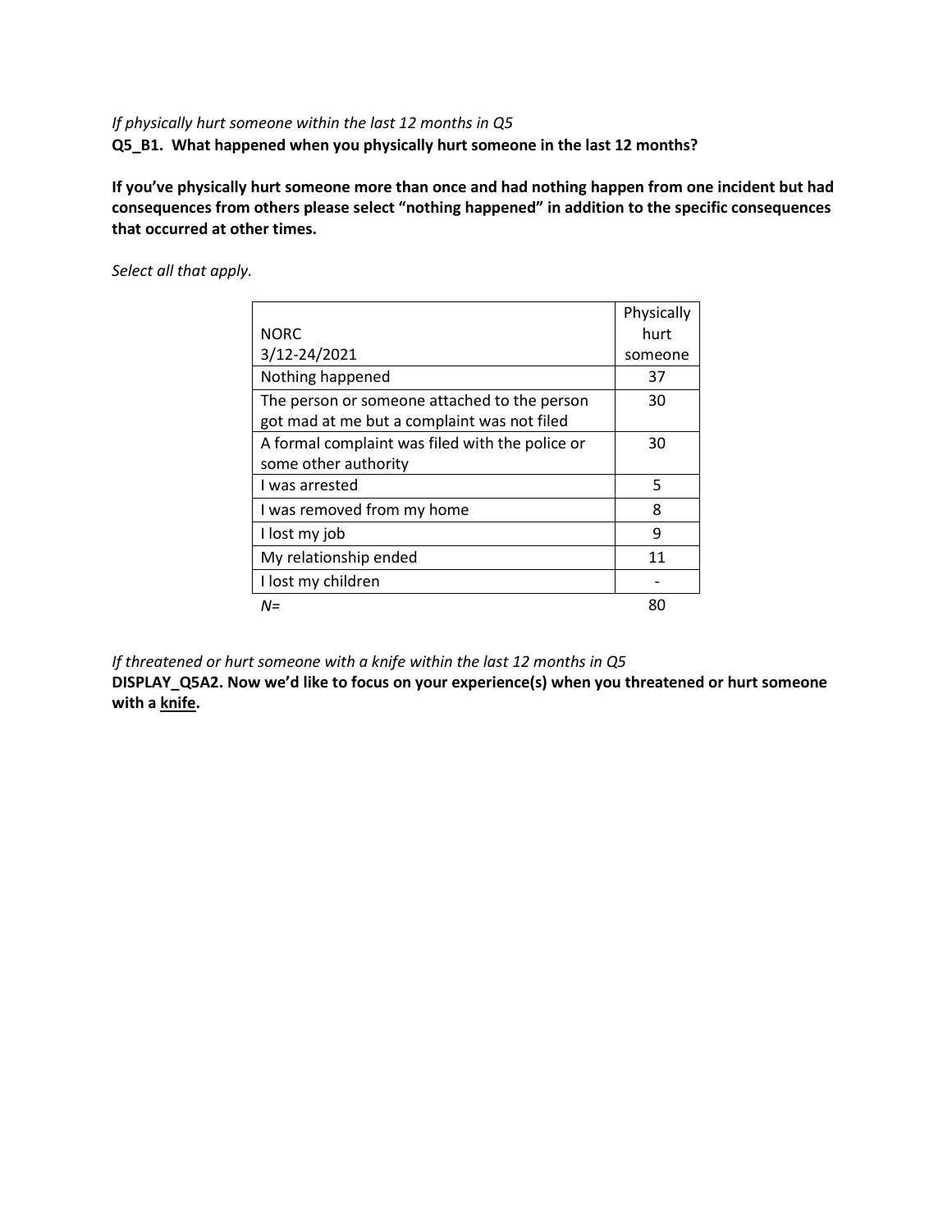*If physically hurt someone within the last 12 months in Q5*

**Q5_B1. What happened when you physically hurt someone in the last 12 months?**

**If you've physically hurt someone more than once and had nothing happen from one incident but had consequences from others please select "nothing happened" in addition to the specific consequences that occurred at other times.**

*Select all that apply.*

| NORC 3/12-24/2021 | Physically hurt someone |
|---|---|
| Nothing happened | 37 |
| The person or someone attached to the person got mad at me but a complaint was not filed | 30 |
| A formal complaint was filed with the police or some other authority | 30 |
| I was arrested | 5 |
| I was removed from my home | 8 |
| I lost my job | 9 |
| My relationship ended | 11 |
| I lost my children | - |
| *N=* | 80 |

*If threatened or hurt someone with a knife within the last 12 months in Q5*

**DISPLAY_Q5A2. Now we'd like to focus on your experience(s) when you threatened or hurt someone with a knife.**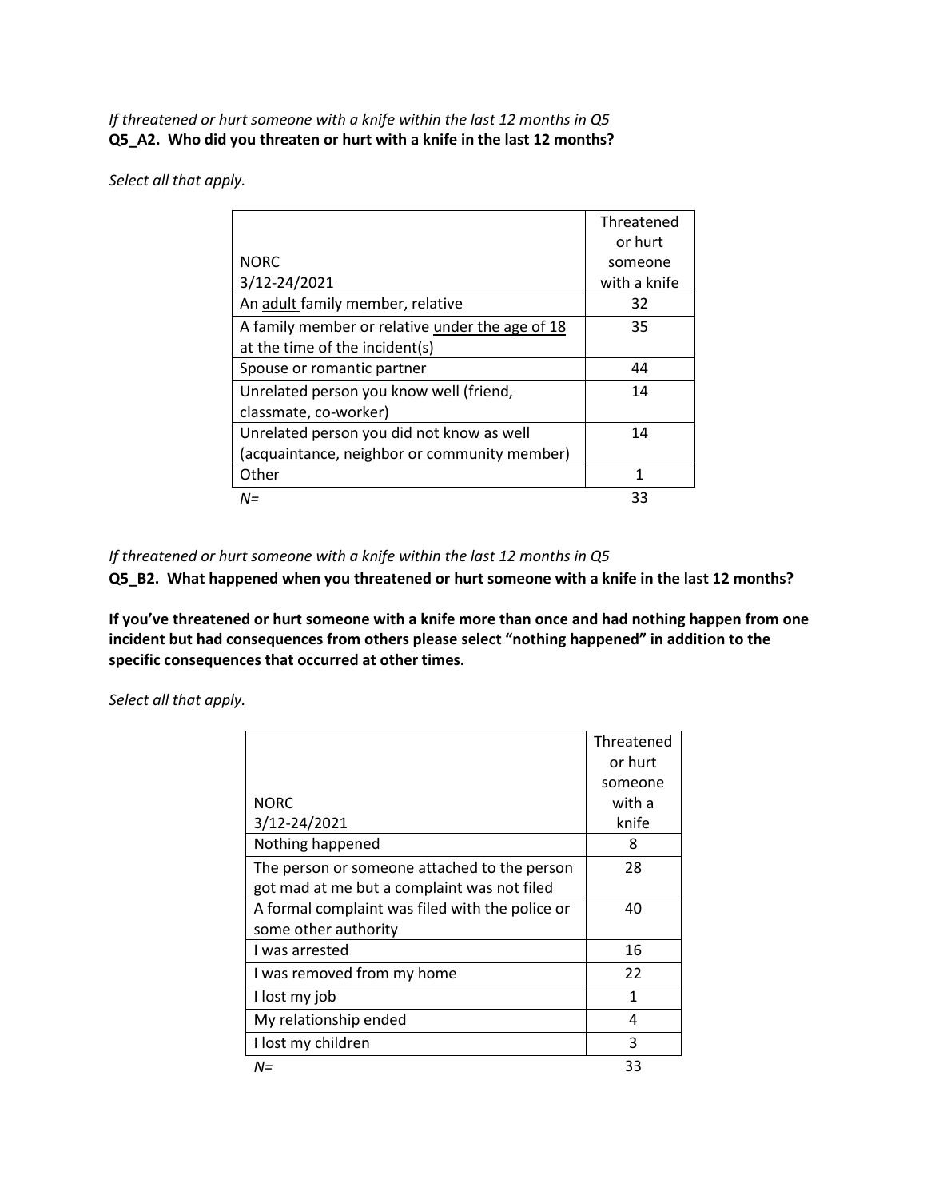*If threatened or hurt someone with a knife within the last 12 months in Q5*
**Q5_A2. Who did you threaten or hurt with a knife in the last 12 months?**

*Select all that apply.*

| NORC 3/12-24/2021 | Threatened or hurt someone with a knife |
|---|---|
| An adult family member, relative | 32 |
| A family member or relative under the age of 18 at the time of the incident(s) | 35 |
| Spouse or romantic partner | 44 |
| Unrelated person you know well (friend, classmate, co-worker) | 14 |
| Unrelated person you did not know as well (acquaintance, neighbor or community member) | 14 |
| Other | 1 |
| *N=* | 33 |

*If threatened or hurt someone with a knife within the last 12 months in Q5*
**Q5_B2. What happened when you threatened or hurt someone with a knife in the last 12 months?**

**If you've threatened or hurt someone with a knife more than once and had nothing happen from one incident but had consequences from others please select "nothing happened" in addition to the specific consequences that occurred at other times.**

*Select all that apply.*

| NORC 3/12-24/2021 | Threatened or hurt someone with a knife |
|---|---|
| Nothing happened | 8 |
| The person or someone attached to the person got mad at me but a complaint was not filed | 28 |
| A formal complaint was filed with the police or some other authority | 40 |
| I was arrested | 16 |
| I was removed from my home | 22 |
| I lost my job | 1 |
| My relationship ended | 4 |
| I lost my children | 3 |
| *N=* | 33 |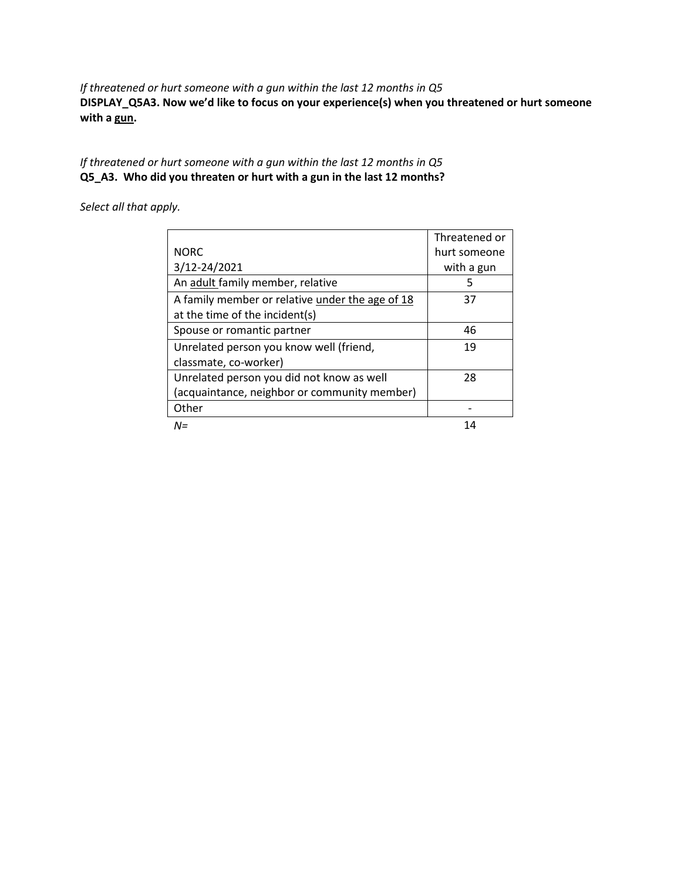*If threatened or hurt someone with a gun within the last 12 months in Q5*
**DISPLAY_Q5A3. Now we'd like to focus on your experience(s) when you threatened or hurt someone with a gun.**

*If threatened or hurt someone with a gun within the last 12 months in Q5*
**Q5_A3. Who did you threaten or hurt with a gun in the last 12 months?**

*Select all that apply.*

| NORC 3/12-24/2021 | Threatened or hurt someone with a gun |
|---|---|
| An adult family member, relative | 5 |
| A family member or relative under the age of 18 at the time of the incident(s) | 37 |
| Spouse or romantic partner | 46 |
| Unrelated person you know well (friend, classmate, co-worker) | 19 |
| Unrelated person you did not know as well (acquaintance, neighbor or community member) | 28 |
| Other | - |
| *N=* | 14 |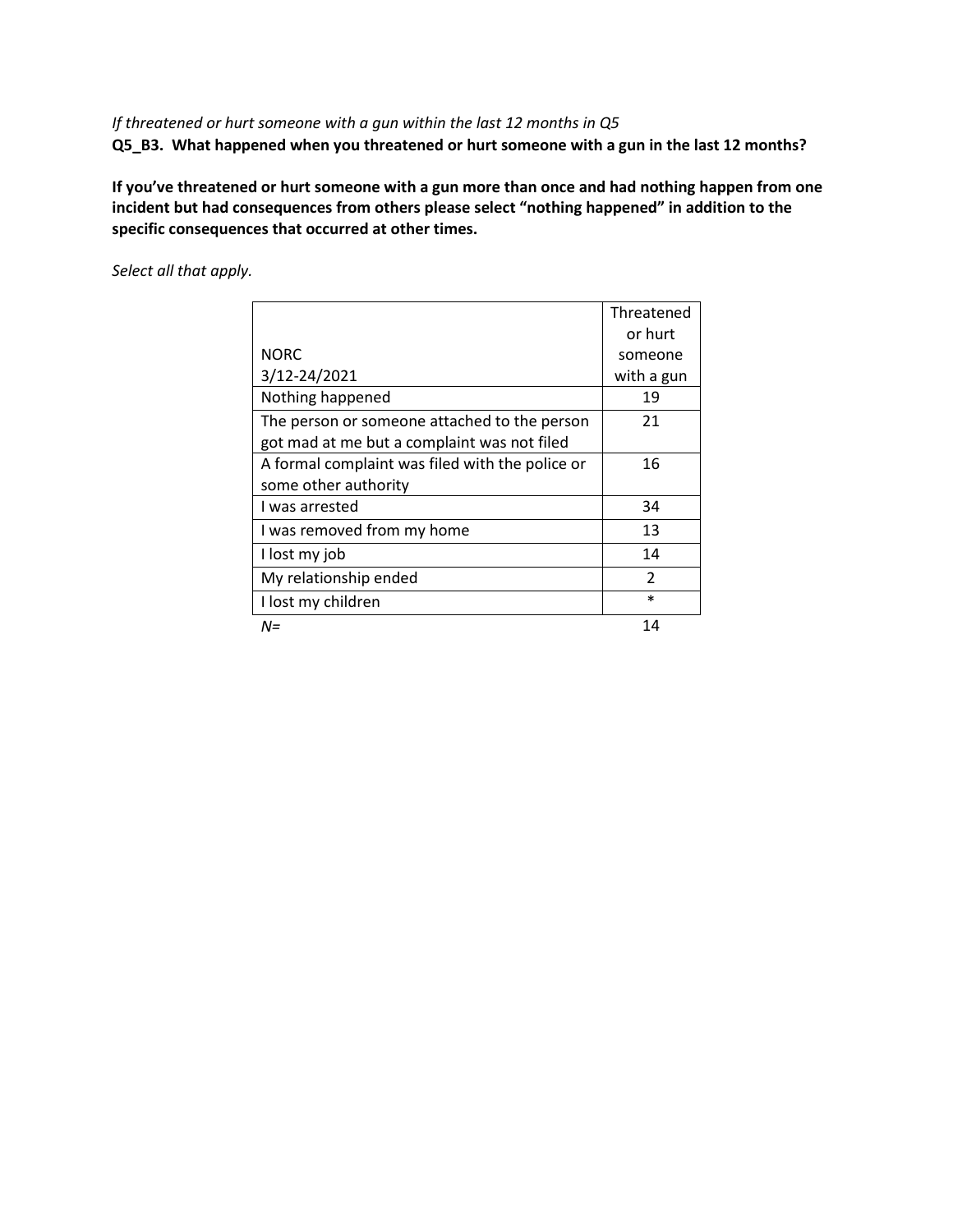*If threatened or hurt someone with a gun within the last 12 months in Q5*

**Q5_B3. What happened when you threatened or hurt someone with a gun in the last 12 months?**

**If you've threatened or hurt someone with a gun more than once and had nothing happen from one incident but had consequences from others please select "nothing happened" in addition to the specific consequences that occurred at other times.**

*Select all that apply.*

| NORC 3/12-24/2021 | Threatened or hurt someone with a gun |
|---|---|
| Nothing happened | 19 |
| The person or someone attached to the person got mad at me but a complaint was not filed | 21 |
| A formal complaint was filed with the police or some other authority | 16 |
| I was arrested | 34 |
| I was removed from my home | 13 |
| I lost my job | 14 |
| My relationship ended | 2 |
| I lost my children | * |
| *N=* | 14 |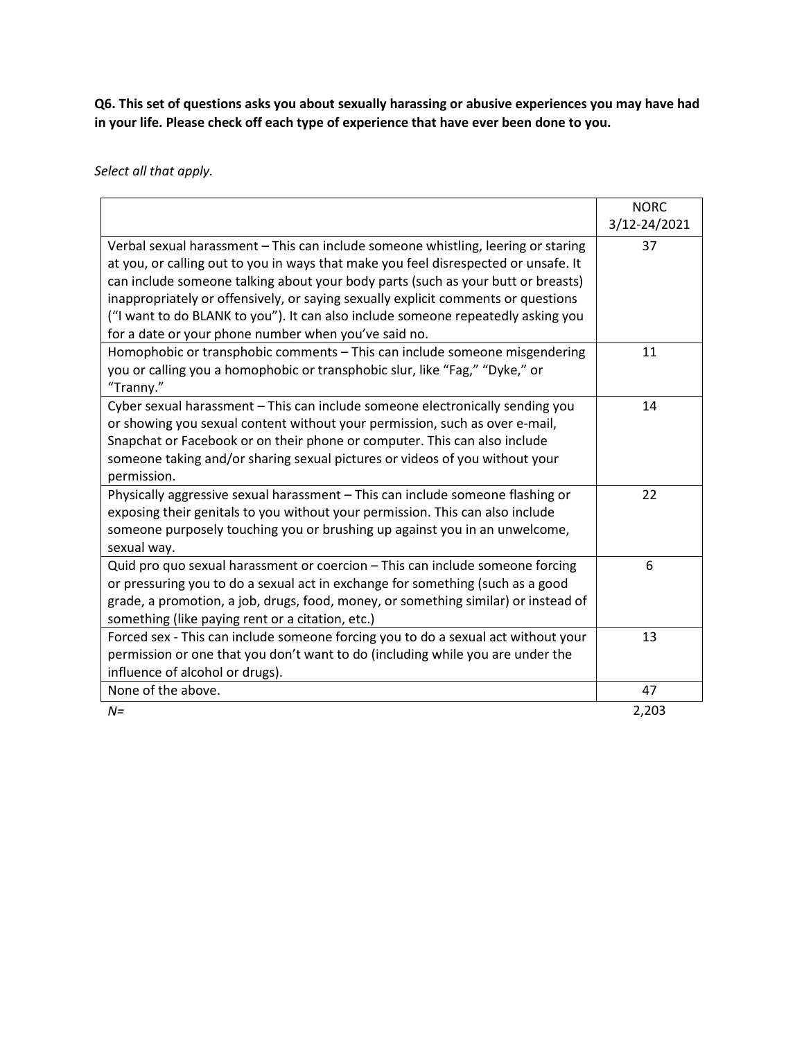**Q6. This set of questions asks you about sexually harassing or abusive experiences you may have had in your life. Please check off each type of experience that have ever been done to you.**

*Select all that apply.*

| | NORC 3/12-24/2021 |
|---|---|
| Verbal sexual harassment – This can include someone whistling, leering or staring at you, or calling out to you in ways that make you feel disrespected or unsafe. It can include someone talking about your body parts (such as your butt or breasts) inappropriately or offensively, or saying sexually explicit comments or questions ("I want to do BLANK to you"). It can also include someone repeatedly asking you for a date or your phone number when you've said no. | 37 |
| Homophobic or transphobic comments – This can include someone misgendering you or calling you a homophobic or transphobic slur, like "Fag," "Dyke," or "Tranny." | 11 |
| Cyber sexual harassment – This can include someone electronically sending you or showing you sexual content without your permission, such as over e-mail, Snapchat or Facebook or on their phone or computer. This can also include someone taking and/or sharing sexual pictures or videos of you without your permission. | 14 |
| Physically aggressive sexual harassment – This can include someone flashing or exposing their genitals to you without your permission. This can also include someone purposely touching you or brushing up against you in an unwelcome, sexual way. | 22 |
| Quid pro quo sexual harassment or coercion – This can include someone forcing or pressuring you to do a sexual act in exchange for something (such as a good grade, a promotion, a job, drugs, food, money, or something similar) or instead of something (like paying rent or a citation, etc.) | 6 |
| Forced sex - This can include someone forcing you to do a sexual act without your permission or one that you don't want to do (including while you are under the influence of alcohol or drugs). | 13 |
| None of the above. | 47 |
| *N=* | 2,203 |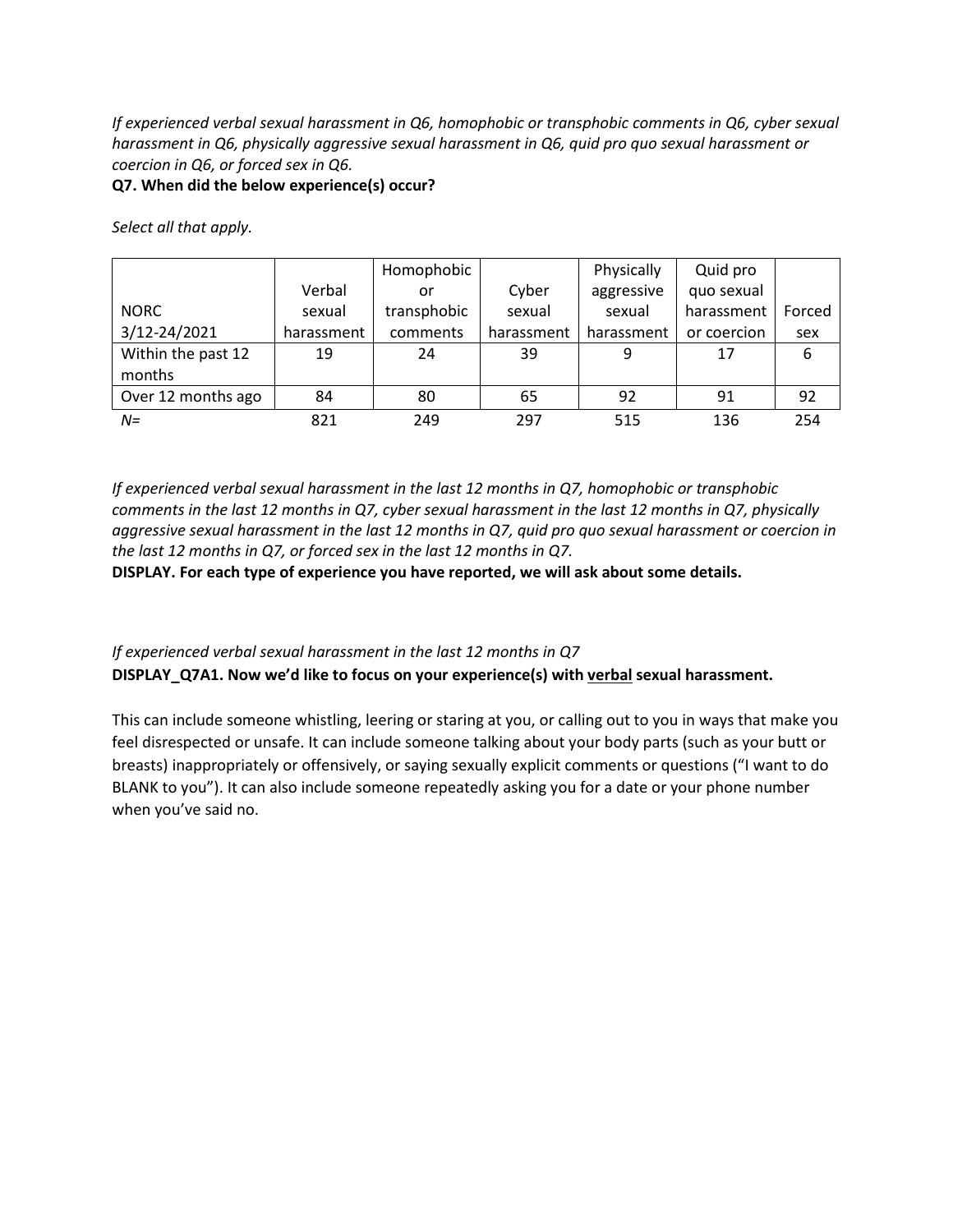*If experienced verbal sexual harassment in Q6, homophobic or transphobic comments in Q6, cyber sexual harassment in Q6, physically aggressive sexual harassment in Q6, quid pro quo sexual harassment or coercion in Q6, or forced sex in Q6.*

**Q7. When did the below experience(s) occur?**

*Select all that apply.*

| NORC 3/12-24/2021 | Verbal sexual harassment | Homophobic or transphobic comments | Cyber sexual harassment | Physically aggressive sexual harassment | Quid pro quo sexual harassment or coercion | Forced sex |
|---|---|---|---|---|---|---|
| Within the past 12 months | 19 | 24 | 39 | 9 | 17 | 6 |
| Over 12 months ago | 84 | 80 | 65 | 92 | 91 | 92 |
| *N=* | 821 | 249 | 297 | 515 | 136 | 254 |

*If experienced verbal sexual harassment in the last 12 months in Q7, homophobic or transphobic comments in the last 12 months in Q7, cyber sexual harassment in the last 12 months in Q7, physically aggressive sexual harassment in the last 12 months in Q7, quid pro quo sexual harassment or coercion in the last 12 months in Q7, or forced sex in the last 12 months in Q7.*

**DISPLAY. For each type of experience you have reported, we will ask about some details.**

*If experienced verbal sexual harassment in the last 12 months in Q7*

**DISPLAY_Q7A1. Now we'd like to focus on your experience(s) with <u>verbal</u> sexual harassment.**

This can include someone whistling, leering or staring at you, or calling out to you in ways that make you feel disrespected or unsafe. It can include someone talking about your body parts (such as your butt or breasts) inappropriately or offensively, or saying sexually explicit comments or questions ("I want to do BLANK to you"). It can also include someone repeatedly asking you for a date or your phone number when you've said no.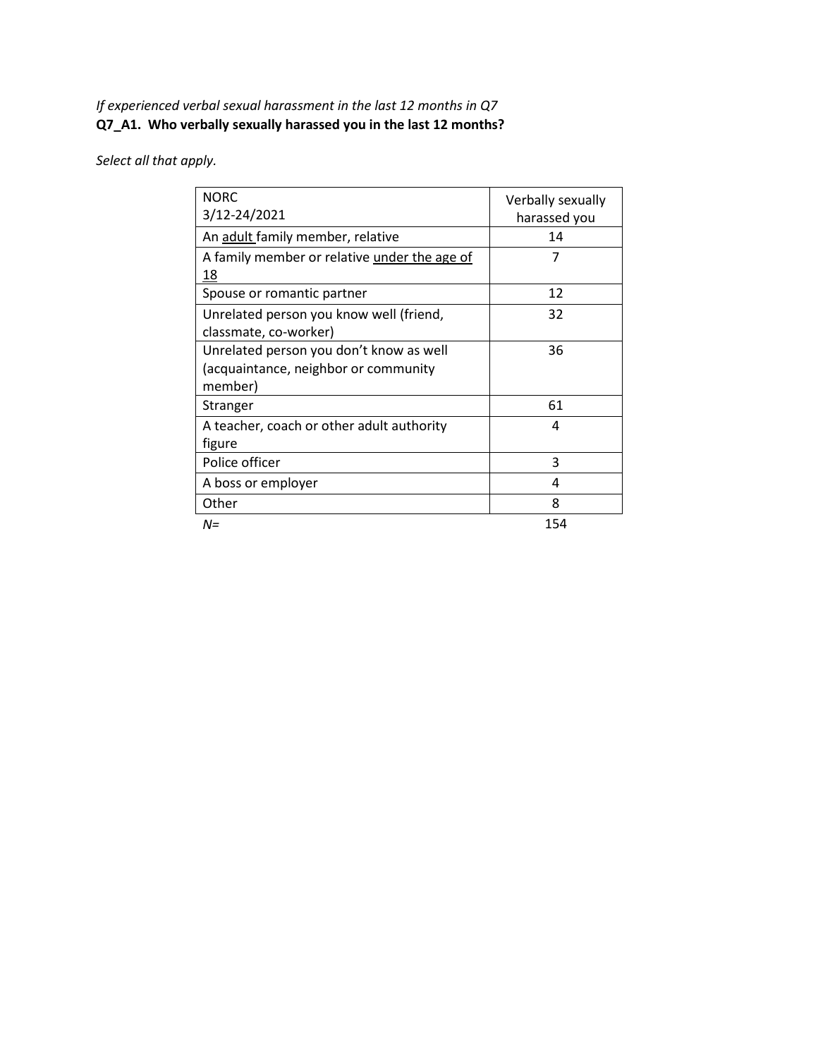*If experienced verbal sexual harassment in the last 12 months in Q7*
**Q7_A1. Who verbally sexually harassed you in the last 12 months?**

*Select all that apply.*

| NORC<br>3/12-24/2021 | Verbally sexually harassed you |
|---|---|
| An <u>adult</u> family member, relative | 14 |
| A family member or relative <u>under the age of 18</u> | 7 |
| Spouse or romantic partner | 12 |
| Unrelated person you know well (friend, classmate, co-worker) | 32 |
| Unrelated person you don't know as well (acquaintance, neighbor or community member) | 36 |
| Stranger | 61 |
| A teacher, coach or other adult authority figure | 4 |
| Police officer | 3 |
| A boss or employer | 4 |
| Other | 8 |
| *N=* | 154 |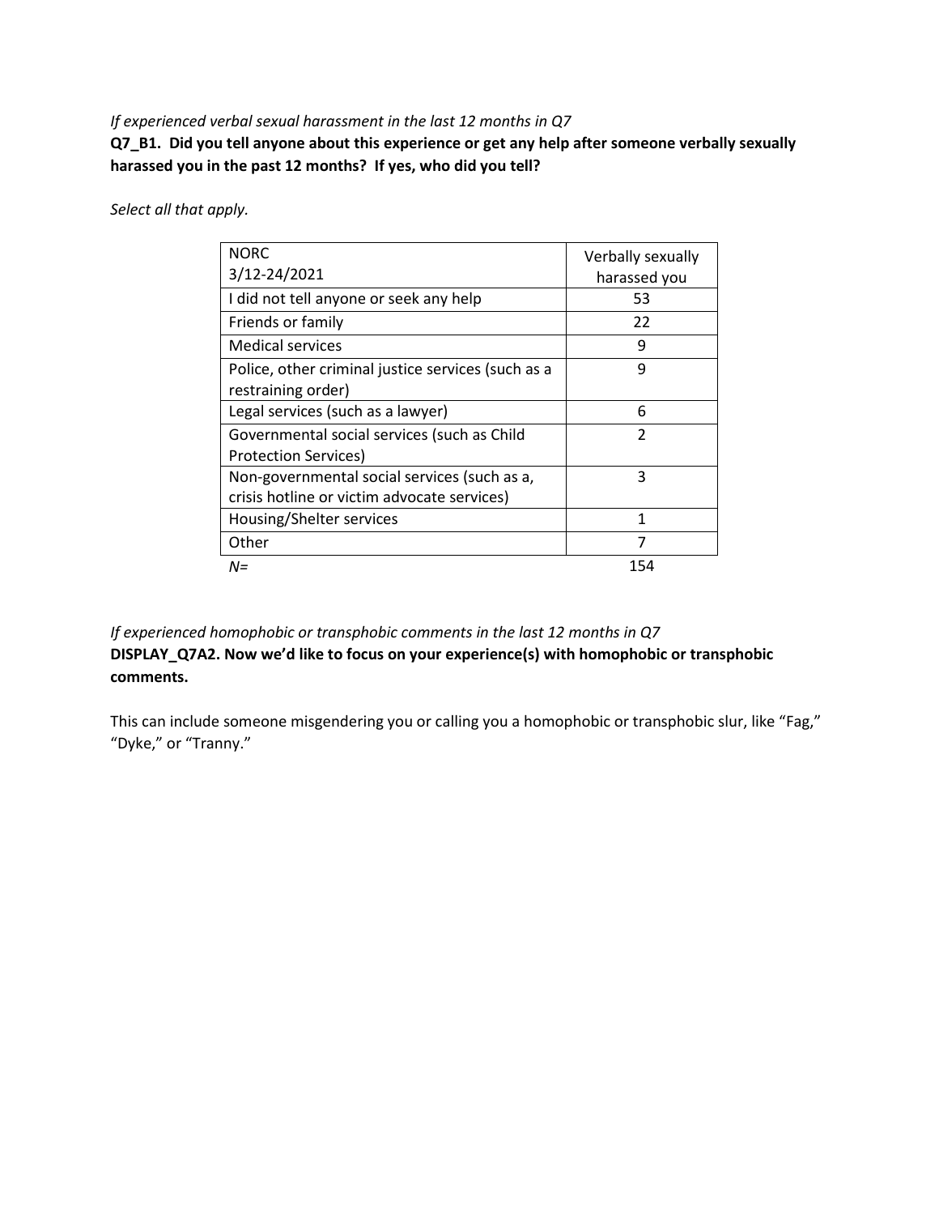*If experienced verbal sexual harassment in the last 12 months in Q7*

**Q7_B1. Did you tell anyone about this experience or get any help after someone verbally sexually harassed you in the past 12 months? If yes, who did you tell?**

*Select all that apply.*

| NORC 3/12-24/2021 | Verbally sexually harassed you |
|---|---|
| I did not tell anyone or seek any help | 53 |
| Friends or family | 22 |
| Medical services | 9 |
| Police, other criminal justice services (such as a restraining order) | 9 |
| Legal services (such as a lawyer) | 6 |
| Governmental social services (such as Child Protection Services) | 2 |
| Non-governmental social services (such as a, crisis hotline or victim advocate services) | 3 |
| Housing/Shelter services | 1 |
| Other | 7 |
| *N=* | 154 |

*If experienced homophobic or transphobic comments in the last 12 months in Q7*

**DISPLAY_Q7A2. Now we'd like to focus on your experience(s) with homophobic or transphobic comments.**

This can include someone misgendering you or calling you a homophobic or transphobic slur, like "Fag," "Dyke," or "Tranny."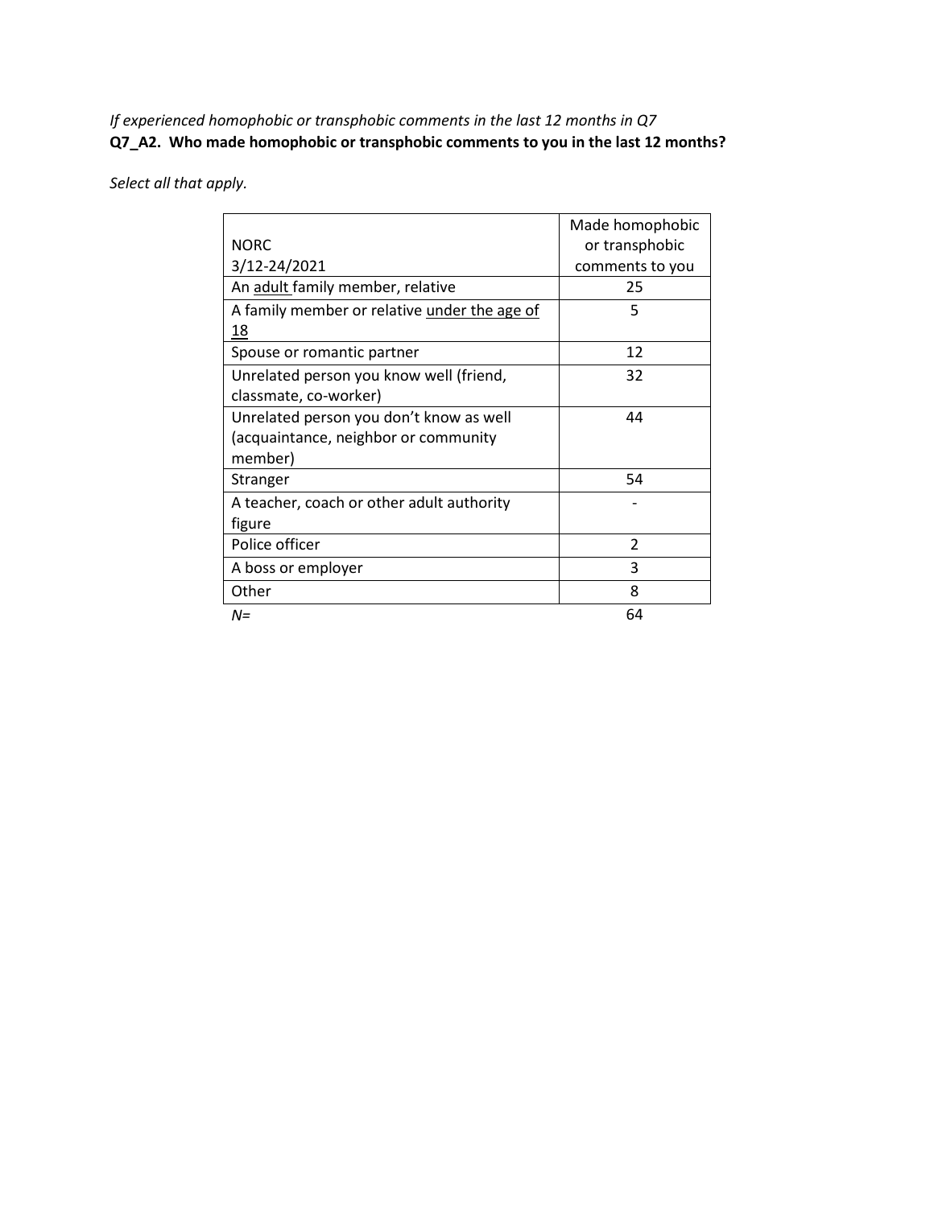*If experienced homophobic or transphobic comments in the last 12 months in Q7*
**Q7_A2. Who made homophobic or transphobic comments to you in the last 12 months?**

*Select all that apply.*

| NORC<br>3/12-24/2021 | Made homophobic or transphobic comments to you |
|---|---|
| An adult family member, relative | 25 |
| A family member or relative under the age of 18 | 5 |
| Spouse or romantic partner | 12 |
| Unrelated person you know well (friend, classmate, co-worker) | 32 |
| Unrelated person you don't know as well (acquaintance, neighbor or community member) | 44 |
| Stranger | 54 |
| A teacher, coach or other adult authority figure | - |
| Police officer | 2 |
| A boss or employer | 3 |
| Other | 8 |
| *N=* | 64 |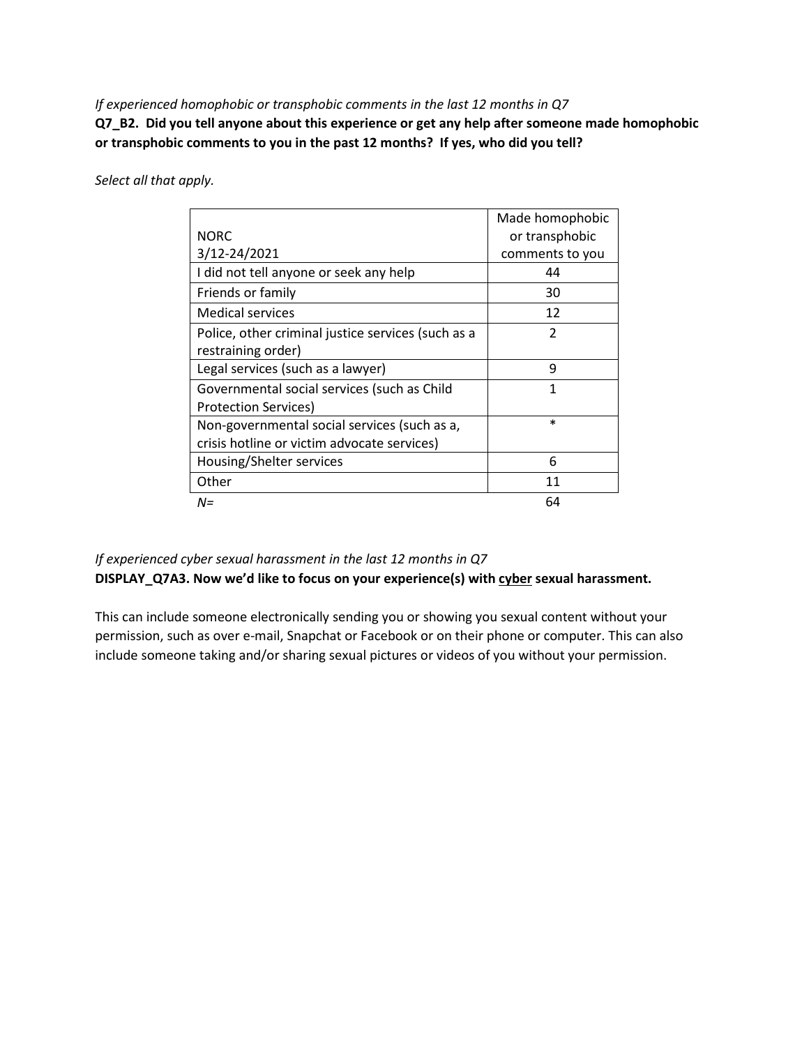*If experienced homophobic or transphobic comments in the last 12 months in Q7*

**Q7_B2. Did you tell anyone about this experience or get any help after someone made homophobic or transphobic comments to you in the past 12 months? If yes, who did you tell?**

*Select all that apply.*

| NORC 3/12-24/2021 | Made homophobic or transphobic comments to you |
|---|---|
| I did not tell anyone or seek any help | 44 |
| Friends or family | 30 |
| Medical services | 12 |
| Police, other criminal justice services (such as a restraining order) | 2 |
| Legal services (such as a lawyer) | 9 |
| Governmental social services (such as Child Protection Services) | 1 |
| Non-governmental social services (such as a, crisis hotline or victim advocate services) | * |
| Housing/Shelter services | 6 |
| Other | 11 |
| *N=* | 64 |

*If experienced cyber sexual harassment in the last 12 months in Q7*

**DISPLAY_Q7A3. Now we'd like to focus on your experience(s) with <u>cyber</u> sexual harassment.**

This can include someone electronically sending you or showing you sexual content without your permission, such as over e-mail, Snapchat or Facebook or on their phone or computer. This can also include someone taking and/or sharing sexual pictures or videos of you without your permission.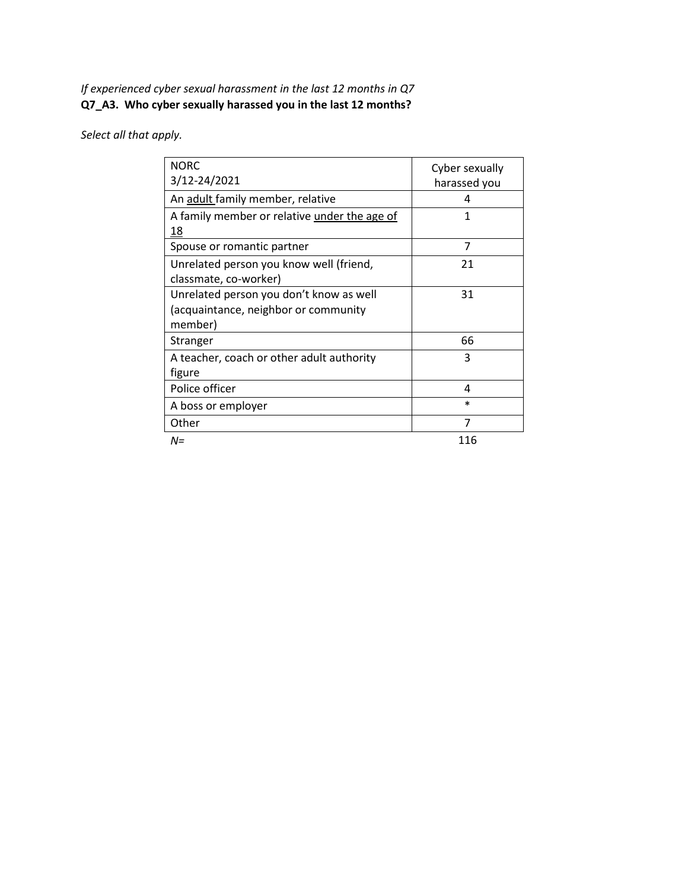*If experienced cyber sexual harassment in the last 12 months in Q7*
**Q7_A3. Who cyber sexually harassed you in the last 12 months?**

*Select all that apply.*

| NORC 3/12-24/2021 | Cyber sexually harassed you |
|---|---|
| An adult family member, relative | 4 |
| A family member or relative under the age of 18 | 1 |
| Spouse or romantic partner | 7 |
| Unrelated person you know well (friend, classmate, co-worker) | 21 |
| Unrelated person you don't know as well (acquaintance, neighbor or community member) | 31 |
| Stranger | 66 |
| A teacher, coach or other adult authority figure | 3 |
| Police officer | 4 |
| A boss or employer | * |
| Other | 7 |
| *N=* | 116 |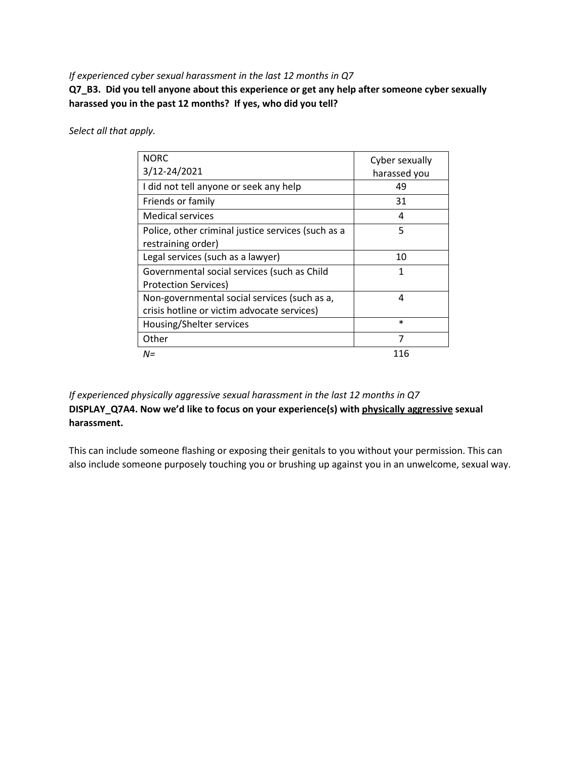*If experienced cyber sexual harassment in the last 12 months in Q7*

**Q7_B3. Did you tell anyone about this experience or get any help after someone cyber sexually harassed you in the past 12 months? If yes, who did you tell?**

*Select all that apply.*

| NORC 3/12-24/2021 | Cyber sexually harassed you |
|---|---|
| I did not tell anyone or seek any help | 49 |
| Friends or family | 31 |
| Medical services | 4 |
| Police, other criminal justice services (such as a restraining order) | 5 |
| Legal services (such as a lawyer) | 10 |
| Governmental social services (such as Child Protection Services) | 1 |
| Non-governmental social services (such as a, crisis hotline or victim advocate services) | 4 |
| Housing/Shelter services | * |
| Other | 7 |
| *N=* | 116 |

*If experienced physically aggressive sexual harassment in the last 12 months in Q7*

**DISPLAY_Q7A4. Now we'd like to focus on your experience(s) with <u>physically aggressive</u> sexual harassment.**

This can include someone flashing or exposing their genitals to you without your permission. This can also include someone purposely touching you or brushing up against you in an unwelcome, sexual way.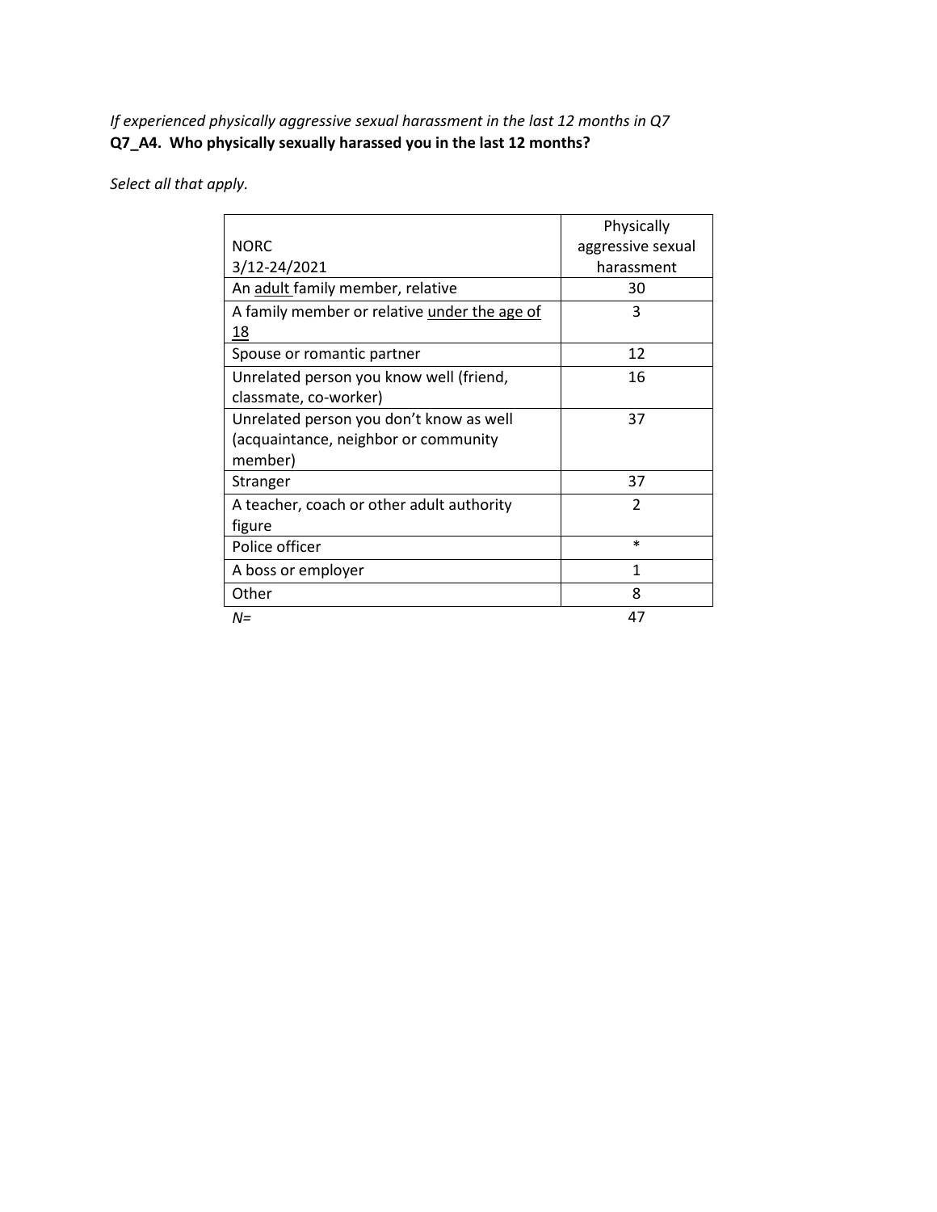*If experienced physically aggressive sexual harassment in the last 12 months in Q7*
**Q7_A4. Who physically sexually harassed you in the last 12 months?**

*Select all that apply.*

| NORC 3/12-24/2021 | Physically aggressive sexual harassment |
|---|---|
| An adult family member, relative | 30 |
| A family member or relative under the age of 18 | 3 |
| Spouse or romantic partner | 12 |
| Unrelated person you know well (friend, classmate, co-worker) | 16 |
| Unrelated person you don't know as well (acquaintance, neighbor or community member) | 37 |
| Stranger | 37 |
| A teacher, coach or other adult authority figure | 2 |
| Police officer | * |
| A boss or employer | 1 |
| Other | 8 |
| *N=* | 47 |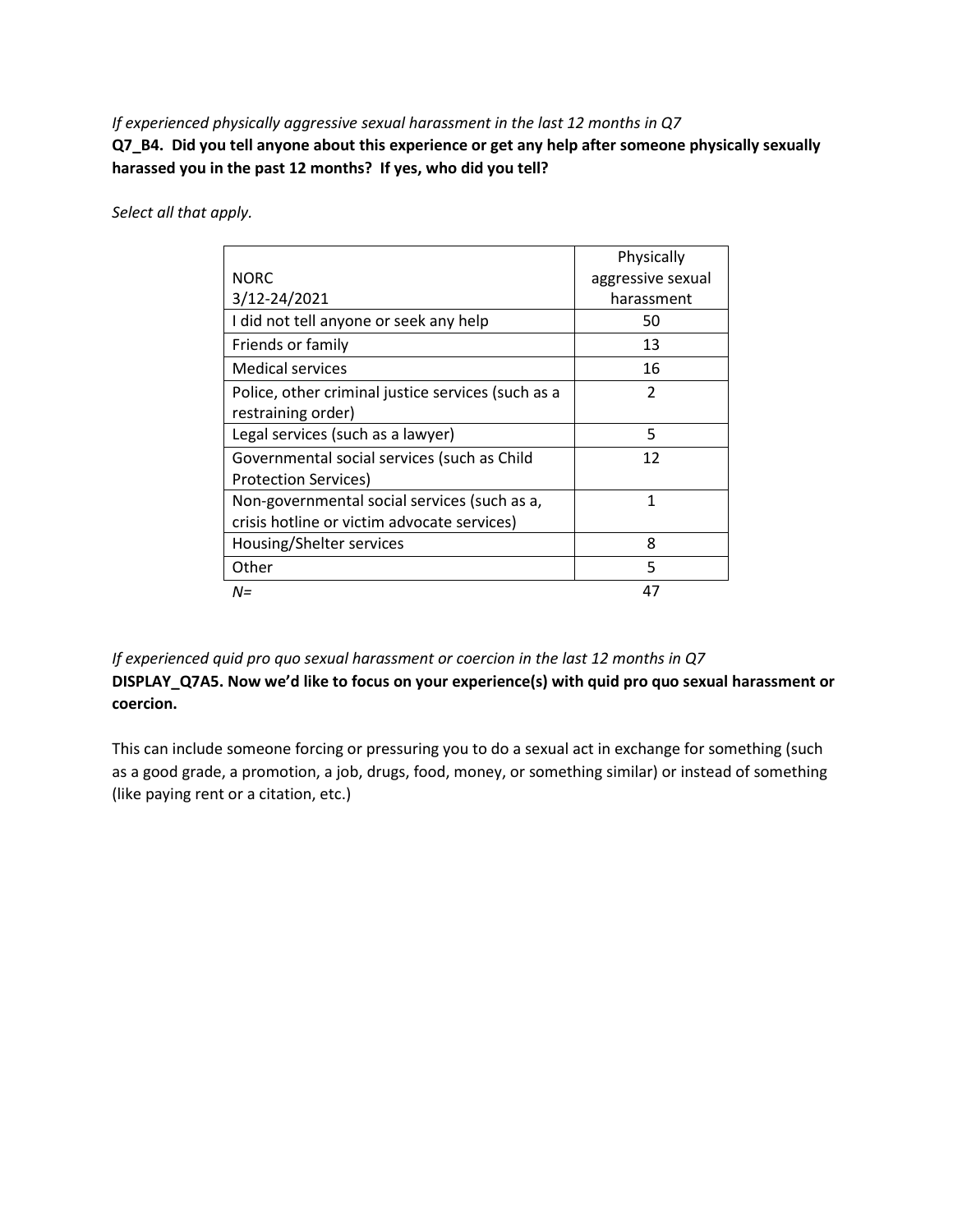*If experienced physically aggressive sexual harassment in the last 12 months in Q7*

**Q7_B4. Did you tell anyone about this experience or get any help after someone physically sexually harassed you in the past 12 months? If yes, who did you tell?**

*Select all that apply.*

| NORC<br>3/12-24/2021 | Physically aggressive sexual harassment |
|---|---|
| I did not tell anyone or seek any help | 50 |
| Friends or family | 13 |
| Medical services | 16 |
| Police, other criminal justice services (such as a restraining order) | 2 |
| Legal services (such as a lawyer) | 5 |
| Governmental social services (such as Child Protection Services) | 12 |
| Non-governmental social services (such as a, crisis hotline or victim advocate services) | 1 |
| Housing/Shelter services | 8 |
| Other | 5 |
| *N=* | 47 |

*If experienced quid pro quo sexual harassment or coercion in the last 12 months in Q7*

**DISPLAY_Q7A5. Now we'd like to focus on your experience(s) with quid pro quo sexual harassment or coercion.**

This can include someone forcing or pressuring you to do a sexual act in exchange for something (such as a good grade, a promotion, a job, drugs, food, money, or something similar) or instead of something (like paying rent or a citation, etc.)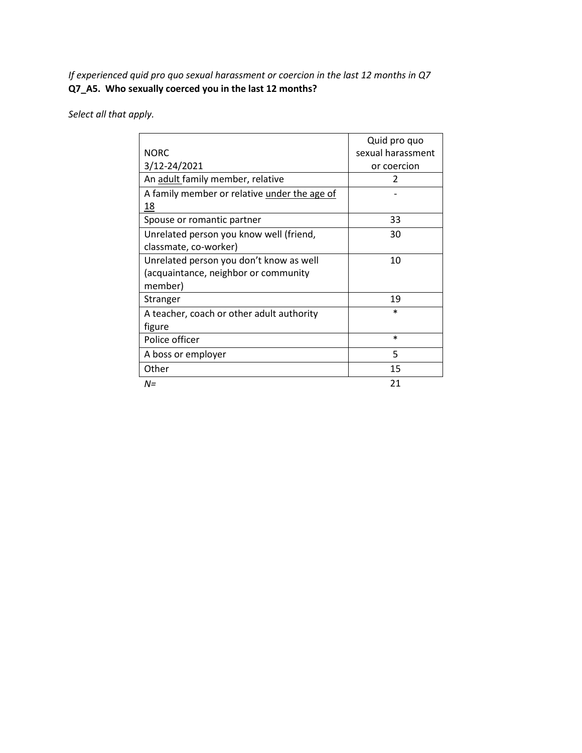*If experienced quid pro quo sexual harassment or coercion in the last 12 months in Q7*
**Q7_A5. Who sexually coerced you in the last 12 months?**

*Select all that apply.*

| NORC<br>3/12-24/2021 | Quid pro quo sexual harassment or coercion |
|---|---|
| An adult family member, relative | 2 |
| A family member or relative under the age of 18 | - |
| Spouse or romantic partner | 33 |
| Unrelated person you know well (friend, classmate, co-worker) | 30 |
| Unrelated person you don't know as well (acquaintance, neighbor or community member) | 10 |
| Stranger | 19 |
| A teacher, coach or other adult authority figure | * |
| Police officer | * |
| A boss or employer | 5 |
| Other | 15 |
| *N=* | 21 |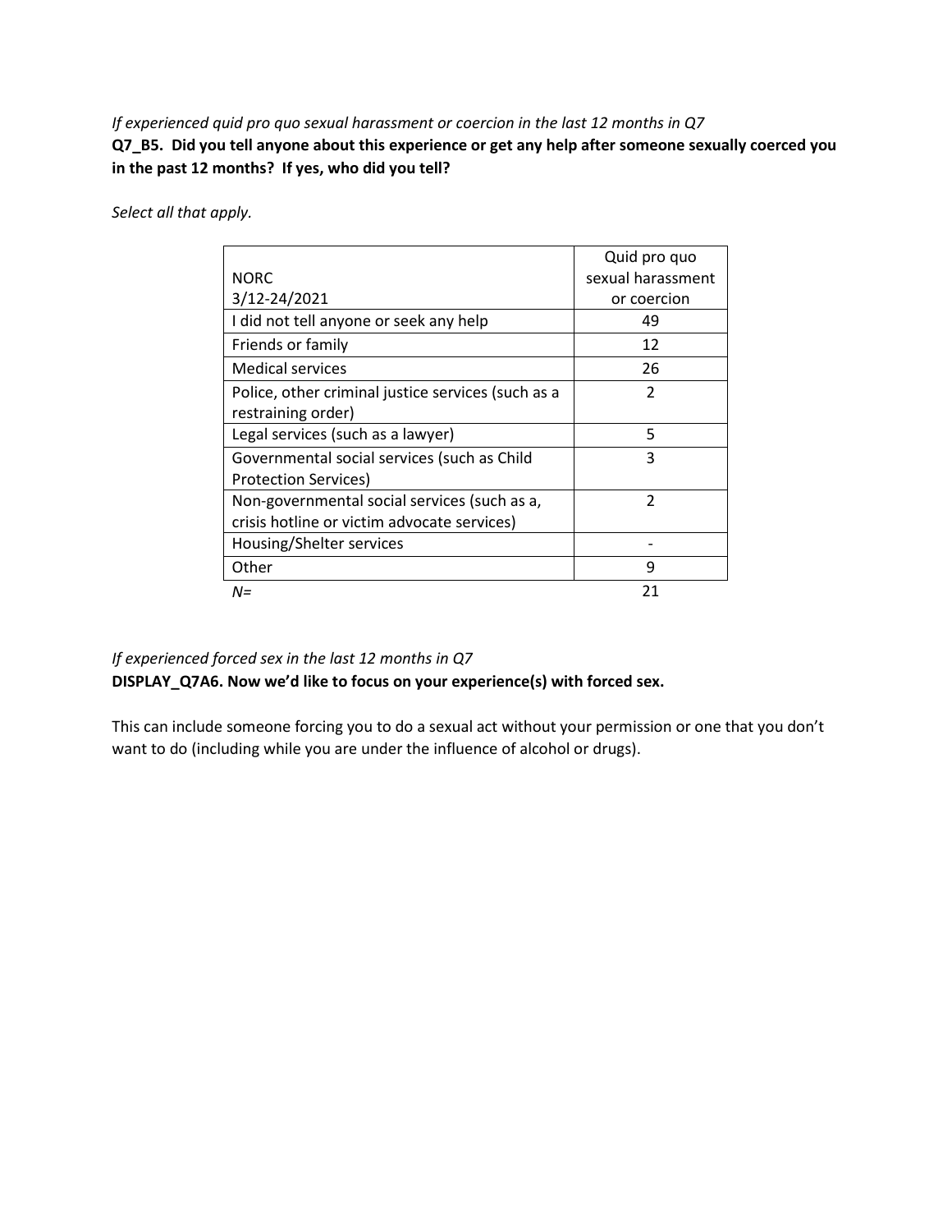*If experienced quid pro quo sexual harassment or coercion in the last 12 months in Q7*

**Q7_B5. Did you tell anyone about this experience or get any help after someone sexually coerced you in the past 12 months? If yes, who did you tell?**

*Select all that apply.*

| NORC 3/12-24/2021 | Quid pro quo sexual harassment or coercion |
|---|---|
| I did not tell anyone or seek any help | 49 |
| Friends or family | 12 |
| Medical services | 26 |
| Police, other criminal justice services (such as a restraining order) | 2 |
| Legal services (such as a lawyer) | 5 |
| Governmental social services (such as Child Protection Services) | 3 |
| Non-governmental social services (such as a, crisis hotline or victim advocate services) | 2 |
| Housing/Shelter services | - |
| Other | 9 |
| *N=* | 21 |

*If experienced forced sex in the last 12 months in Q7*

**DISPLAY_Q7A6. Now we'd like to focus on your experience(s) with forced sex.**

This can include someone forcing you to do a sexual act without your permission or one that you don't want to do (including while you are under the influence of alcohol or drugs).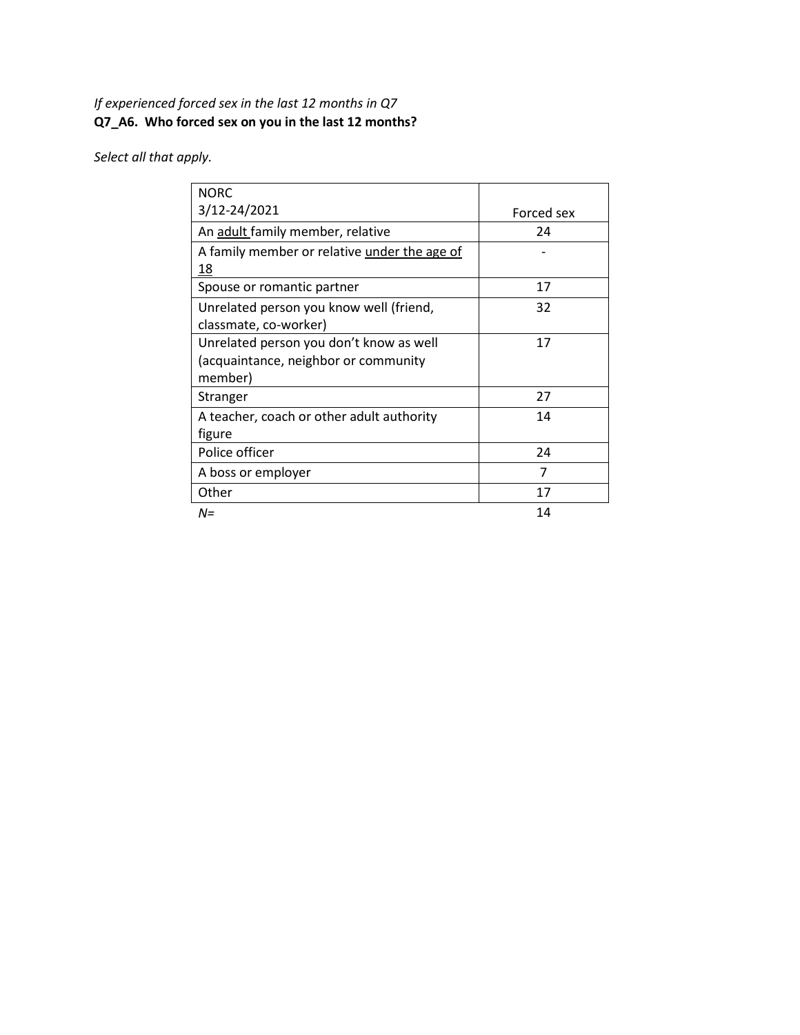*If experienced forced sex in the last 12 months in Q7*
**Q7_A6. Who forced sex on you in the last 12 months?**

*Select all that apply.*

| NORC 3/12-24/2021 | Forced sex |
|---|---|
| An adult family member, relative | 24 |
| A family member or relative under the age of 18 | - |
| Spouse or romantic partner | 17 |
| Unrelated person you know well (friend, classmate, co-worker) | 32 |
| Unrelated person you don't know as well (acquaintance, neighbor or community member) | 17 |
| Stranger | 27 |
| A teacher, coach or other adult authority figure | 14 |
| Police officer | 24 |
| A boss or employer | 7 |
| Other | 17 |
| *N=* | 14 |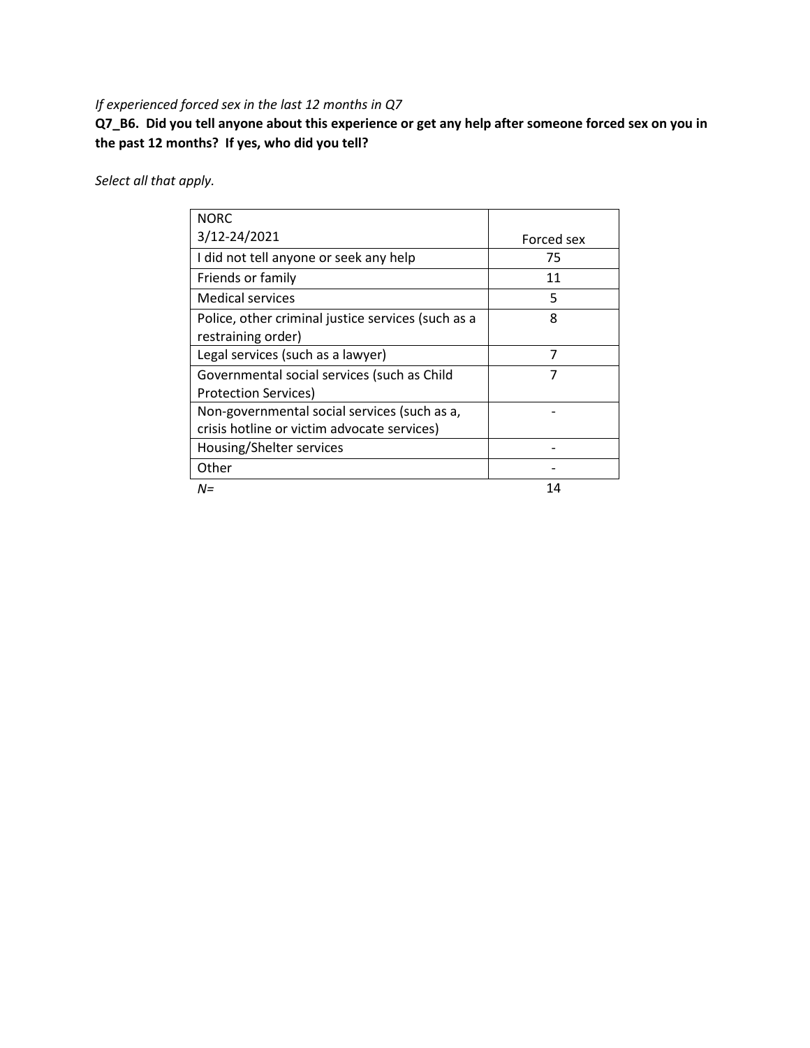*If experienced forced sex in the last 12 months in Q7*

**Q7_B6. Did you tell anyone about this experience or get any help after someone forced sex on you in the past 12 months? If yes, who did you tell?**

*Select all that apply.*

| NORC 3/12-24/2021 | Forced sex |
|---|---|
| I did not tell anyone or seek any help | 75 |
| Friends or family | 11 |
| Medical services | 5 |
| Police, other criminal justice services (such as a restraining order) | 8 |
| Legal services (such as a lawyer) | 7 |
| Governmental social services (such as Child Protection Services) | 7 |
| Non-governmental social services (such as a, crisis hotline or victim advocate services) | - |
| Housing/Shelter services | - |
| Other | - |
| *N=* | 14 |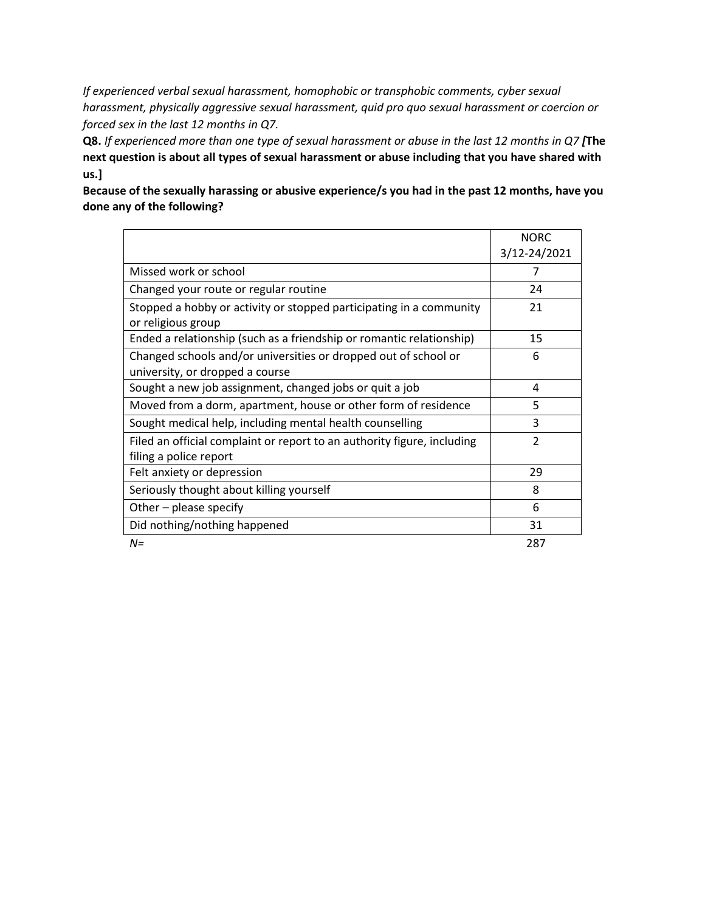*If experienced verbal sexual harassment, homophobic or transphobic comments, cyber sexual harassment, physically aggressive sexual harassment, quid pro quo sexual harassment or coercion or forced sex in the last 12 months in Q7.*

**Q8.** *If experienced more than one type of sexual harassment or abuse in the last 12 months in Q7* **[The next question is about all types of sexual harassment or abuse including that you have shared with us.]**

**Because of the sexually harassing or abusive experience/s you had in the past 12 months, have you done any of the following?**

| | NORC 3/12-24/2021 |
|---|---|
| Missed work or school | 7 |
| Changed your route or regular routine | 24 |
| Stopped a hobby or activity or stopped participating in a community or religious group | 21 |
| Ended a relationship (such as a friendship or romantic relationship) | 15 |
| Changed schools and/or universities or dropped out of school or university, or dropped a course | 6 |
| Sought a new job assignment, changed jobs or quit a job | 4 |
| Moved from a dorm, apartment, house or other form of residence | 5 |
| Sought medical help, including mental health counselling | 3 |
| Filed an official complaint or report to an authority figure, including filing a police report | 2 |
| Felt anxiety or depression | 29 |
| Seriously thought about killing yourself | 8 |
| Other – please specify | 6 |
| Did nothing/nothing happened | 31 |
| *N=* | 287 |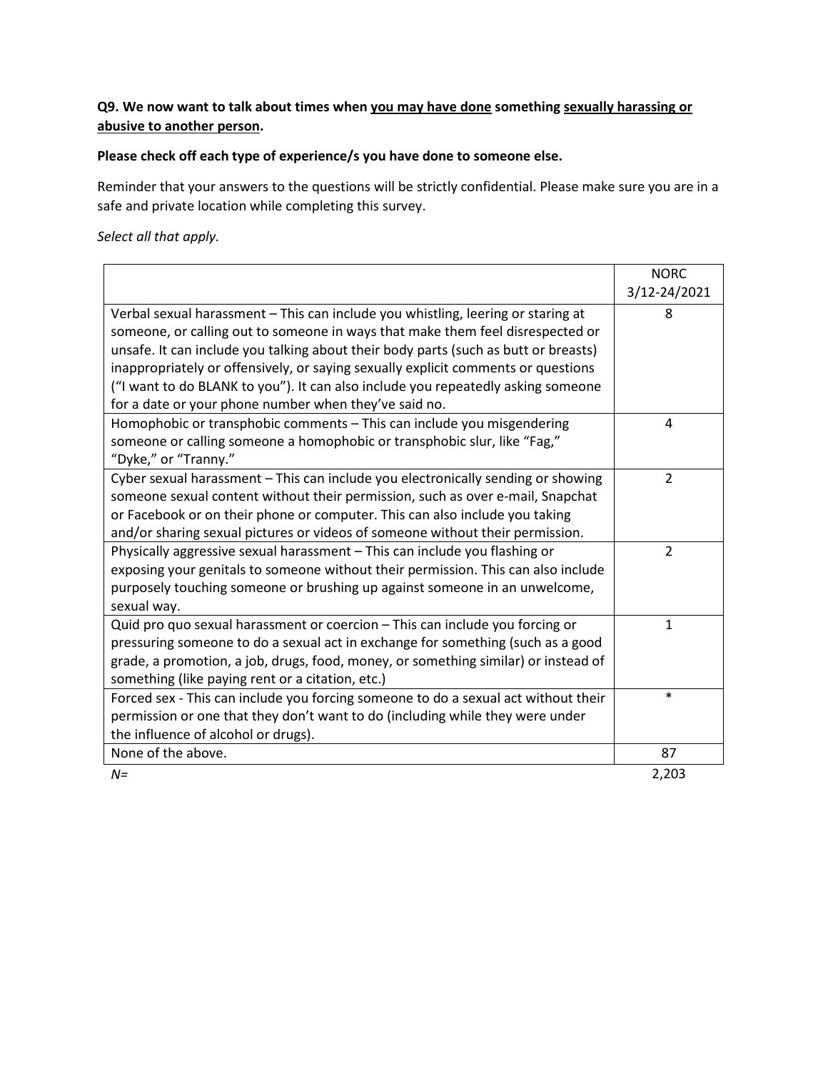**Q9. We now want to talk about times when <u>you may have done</u> something <u>sexually harassing or abusive to another person</u>.**

**Please check off each type of experience/s you have done to someone else.**

Reminder that your answers to the questions will be strictly confidential. Please make sure you are in a safe and private location while completing this survey.

*Select all that apply.*

| | NORC 3/12-24/2021 |
|---|---|
| Verbal sexual harassment – This can include you whistling, leering or staring at someone, or calling out to someone in ways that make them feel disrespected or unsafe. It can include you talking about their body parts (such as butt or breasts) inappropriately or offensively, or saying sexually explicit comments or questions ("I want to do BLANK to you"). It can also include you repeatedly asking someone for a date or your phone number when they've said no. | 8 |
| Homophobic or transphobic comments – This can include you misgendering someone or calling someone a homophobic or transphobic slur, like "Fag," "Dyke," or "Tranny." | 4 |
| Cyber sexual harassment – This can include you electronically sending or showing someone sexual content without their permission, such as over e-mail, Snapchat or Facebook or on their phone or computer. This can also include you taking and/or sharing sexual pictures or videos of someone without their permission. | 2 |
| Physically aggressive sexual harassment – This can include you flashing or exposing your genitals to someone without their permission. This can also include purposely touching someone or brushing up against someone in an unwelcome, sexual way. | 2 |
| Quid pro quo sexual harassment or coercion – This can include you forcing or pressuring someone to do a sexual act in exchange for something (such as a good grade, a promotion, a job, drugs, food, money, or something similar) or instead of something (like paying rent or a citation, etc.) | 1 |
| Forced sex - This can include you forcing someone to do a sexual act without their permission or one that they don't want to do (including while they were under the influence of alcohol or drugs). | * |
| None of the above. | 87 |
| *N=* | 2,203 |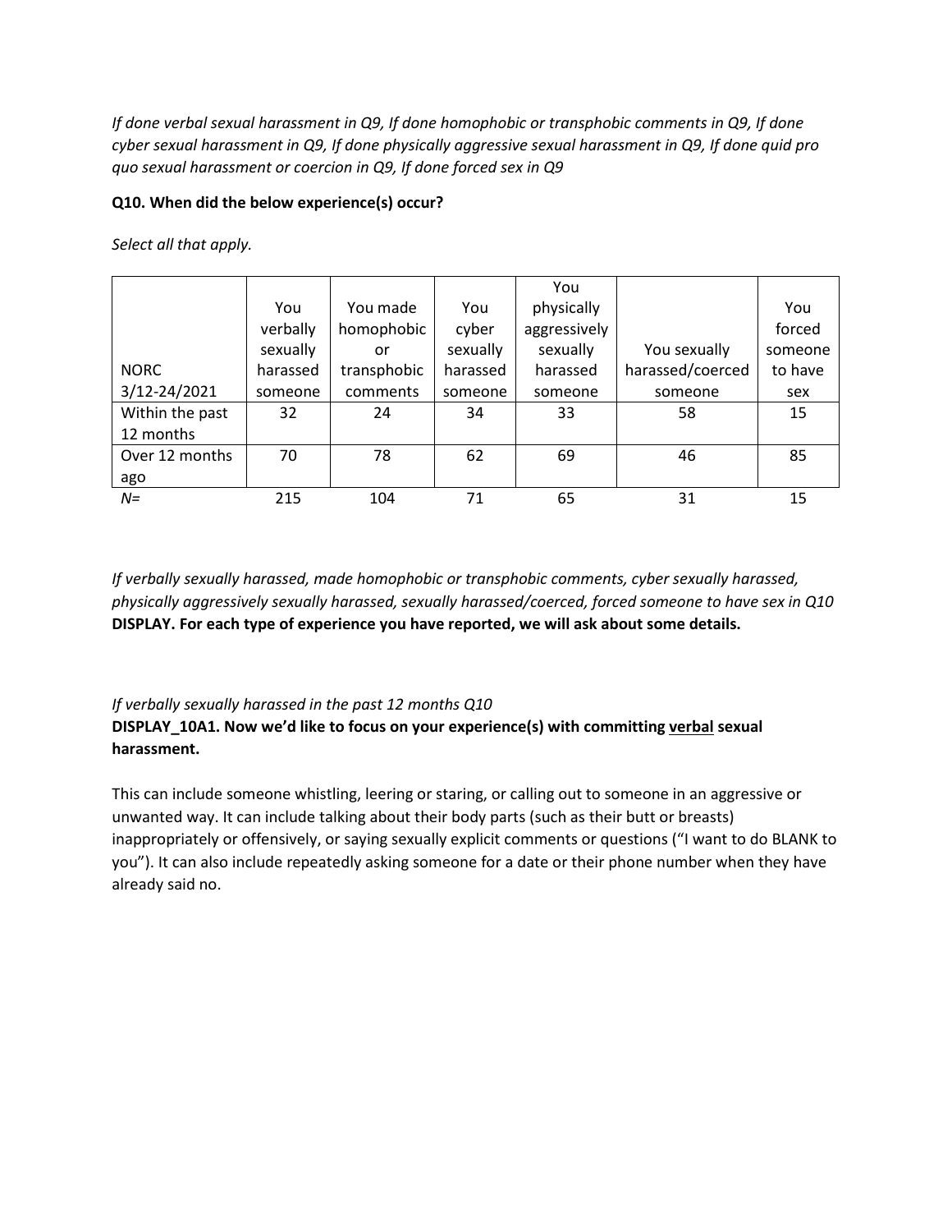*If done verbal sexual harassment in Q9, If done homophobic or transphobic comments in Q9, If done cyber sexual harassment in Q9, If done physically aggressive sexual harassment in Q9, If done quid pro quo sexual harassment or coercion in Q9, If done forced sex in Q9*

**Q10. When did the below experience(s) occur?**

*Select all that apply.*

| NORC 3/12-24/2021 | You verbally sexually harassed someone | You made homophobic or transphobic comments | You cyber sexually harassed someone | You physically aggressively sexually harassed someone | You sexually harassed/coerced someone | You forced someone to have sex |
|---|---|---|---|---|---|---|
| Within the past 12 months | 32 | 24 | 34 | 33 | 58 | 15 |
| Over 12 months ago | 70 | 78 | 62 | 69 | 46 | 85 |
| *N=* | 215 | 104 | 71 | 65 | 31 | 15 |

*If verbally sexually harassed, made homophobic or transphobic comments, cyber sexually harassed, physically aggressively sexually harassed, sexually harassed/coerced, forced someone to have sex in Q10*
**DISPLAY. For each type of experience you have reported, we will ask about some details.**

*If verbally sexually harassed in the past 12 months Q10*
**DISPLAY_10A1. Now we'd like to focus on your experience(s) with committing verbal sexual harassment.**

This can include someone whistling, leering or staring, or calling out to someone in an aggressive or unwanted way. It can include talking about their body parts (such as their butt or breasts) inappropriately or offensively, or saying sexually explicit comments or questions ("I want to do BLANK to you"). It can also include repeatedly asking someone for a date or their phone number when they have already said no.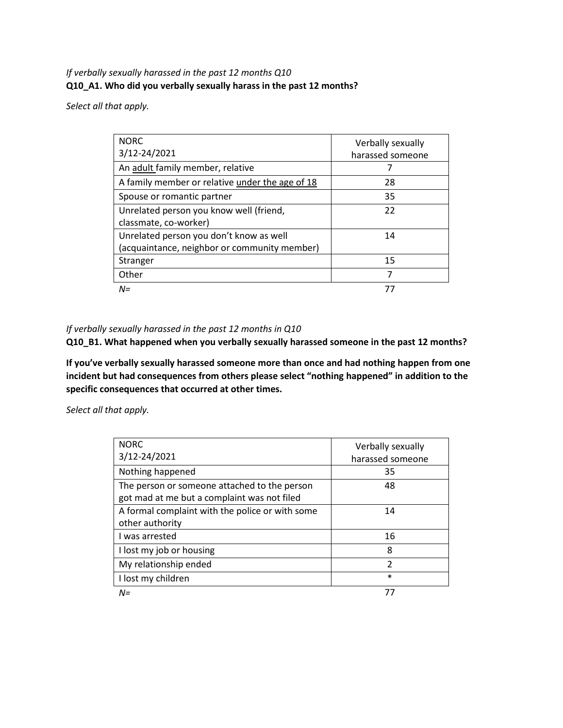*If verbally sexually harassed in the past 12 months Q10*

**Q10_A1. Who did you verbally sexually harass in the past 12 months?**

*Select all that apply.*

| NORC<br>3/12-24/2021 | Verbally sexually harassed someone |
|---|---|
| An adult family member, relative | 7 |
| A family member or relative under the age of 18 | 28 |
| Spouse or romantic partner | 35 |
| Unrelated person you know well (friend, classmate, co-worker) | 22 |
| Unrelated person you don't know as well (acquaintance, neighbor or community member) | 14 |
| Stranger | 15 |
| Other | 7 |
| *N=* | 77 |

*If verbally sexually harassed in the past 12 months in Q10*

**Q10_B1. What happened when you verbally sexually harassed someone in the past 12 months?**

**If you've verbally sexually harassed someone more than once and had nothing happen from one incident but had consequences from others please select "nothing happened" in addition to the specific consequences that occurred at other times.**

*Select all that apply.*

| NORC<br>3/12-24/2021 | Verbally sexually harassed someone |
|---|---|
| Nothing happened | 35 |
| The person or someone attached to the person got mad at me but a complaint was not filed | 48 |
| A formal complaint with the police or with some other authority | 14 |
| I was arrested | 16 |
| I lost my job or housing | 8 |
| My relationship ended | 2 |
| I lost my children | * |
| *N=* | 77 |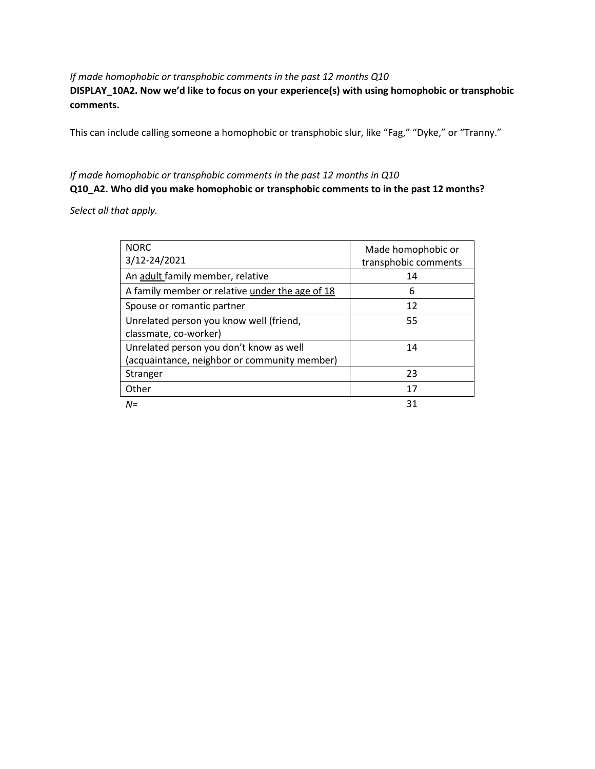*If made homophobic or transphobic comments in the past 12 months Q10*

**DISPLAY_10A2. Now we'd like to focus on your experience(s) with using homophobic or transphobic comments.**

This can include calling someone a homophobic or transphobic slur, like "Fag," "Dyke," or "Tranny."

*If made homophobic or transphobic comments in the past 12 months in Q10*

**Q10_A2. Who did you make homophobic or transphobic comments to in the past 12 months?**

*Select all that apply.*

| NORC 3/12-24/2021 | Made homophobic or transphobic comments |
|---|---|
| An adult family member, relative | 14 |
| A family member or relative under the age of 18 | 6 |
| Spouse or romantic partner | 12 |
| Unrelated person you know well (friend, classmate, co-worker) | 55 |
| Unrelated person you don't know as well (acquaintance, neighbor or community member) | 14 |
| Stranger | 23 |
| Other | 17 |
| *N=* | 31 |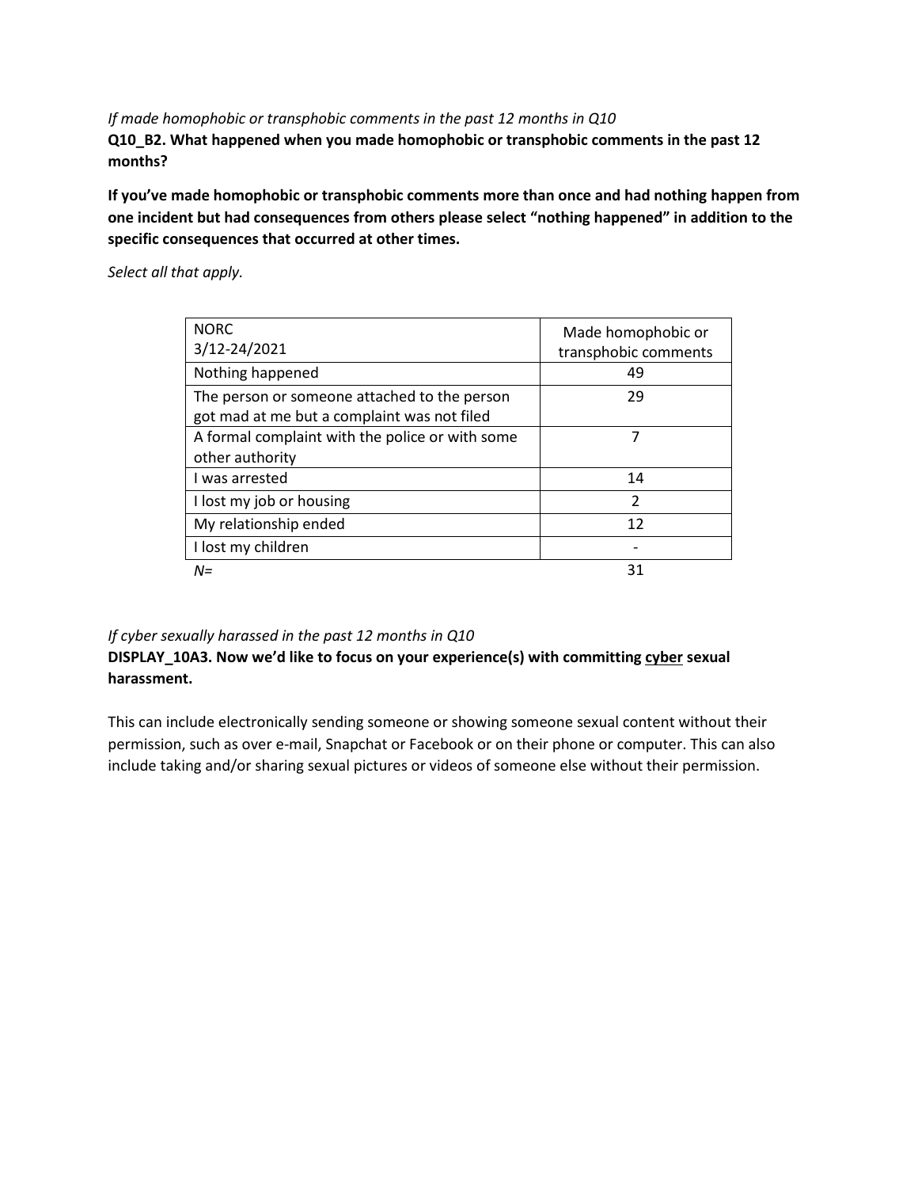*If made homophobic or transphobic comments in the past 12 months in Q10*

**Q10_B2. What happened when you made homophobic or transphobic comments in the past 12 months?**

**If you've made homophobic or transphobic comments more than once and had nothing happen from one incident but had consequences from others please select "nothing happened" in addition to the specific consequences that occurred at other times.**

*Select all that apply.*

| NORC 3/12-24/2021 | Made homophobic or transphobic comments |
|---|---|
| Nothing happened | 49 |
| The person or someone attached to the person got mad at me but a complaint was not filed | 29 |
| A formal complaint with the police or with some other authority | 7 |
| I was arrested | 14 |
| I lost my job or housing | 2 |
| My relationship ended | 12 |
| I lost my children | - |
| *N=* | 31 |

*If cyber sexually harassed in the past 12 months in Q10*

**DISPLAY_10A3. Now we'd like to focus on your experience(s) with committing <u>cyber</u> sexual harassment.**

This can include electronically sending someone or showing someone sexual content without their permission, such as over e-mail, Snapchat or Facebook or on their phone or computer. This can also include taking and/or sharing sexual pictures or videos of someone else without their permission.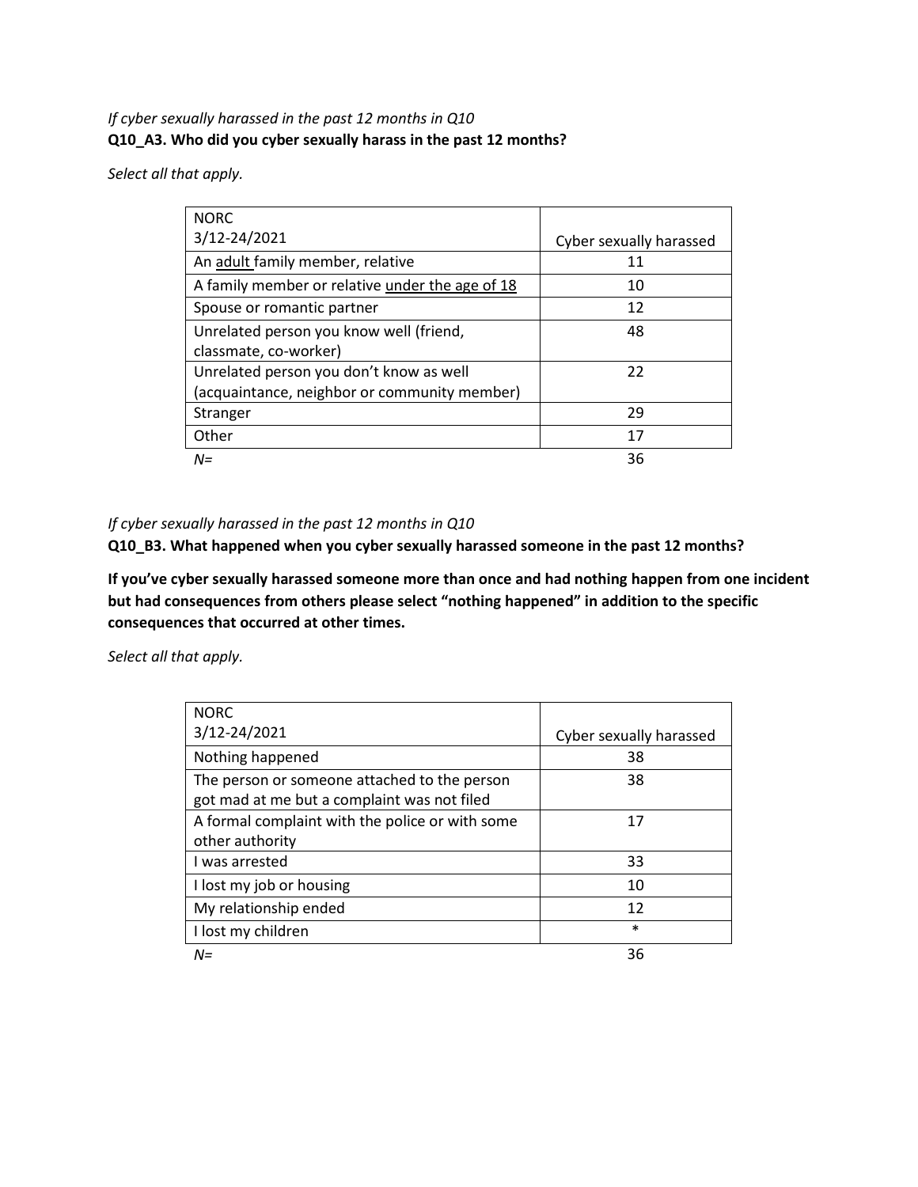*If cyber sexually harassed in the past 12 months in Q10*
**Q10_A3. Who did you cyber sexually harass in the past 12 months?**

*Select all that apply.*

| NORC<br>3/12-24/2021 | Cyber sexually harassed |
|---|---|
| An adult family member, relative | 11 |
| A family member or relative under the age of 18 | 10 |
| Spouse or romantic partner | 12 |
| Unrelated person you know well (friend, classmate, co-worker) | 48 |
| Unrelated person you don't know as well (acquaintance, neighbor or community member) | 22 |
| Stranger | 29 |
| Other | 17 |
| *N=* | 36 |

*If cyber sexually harassed in the past 12 months in Q10*
**Q10_B3. What happened when you cyber sexually harassed someone in the past 12 months?**

**If you've cyber sexually harassed someone more than once and had nothing happen from one incident but had consequences from others please select "nothing happened" in addition to the specific consequences that occurred at other times.**

*Select all that apply.*

| NORC<br>3/12-24/2021 | Cyber sexually harassed |
|---|---|
| Nothing happened | 38 |
| The person or someone attached to the person got mad at me but a complaint was not filed | 38 |
| A formal complaint with the police or with some other authority | 17 |
| I was arrested | 33 |
| I lost my job or housing | 10 |
| My relationship ended | 12 |
| I lost my children | * |
| *N=* | 36 |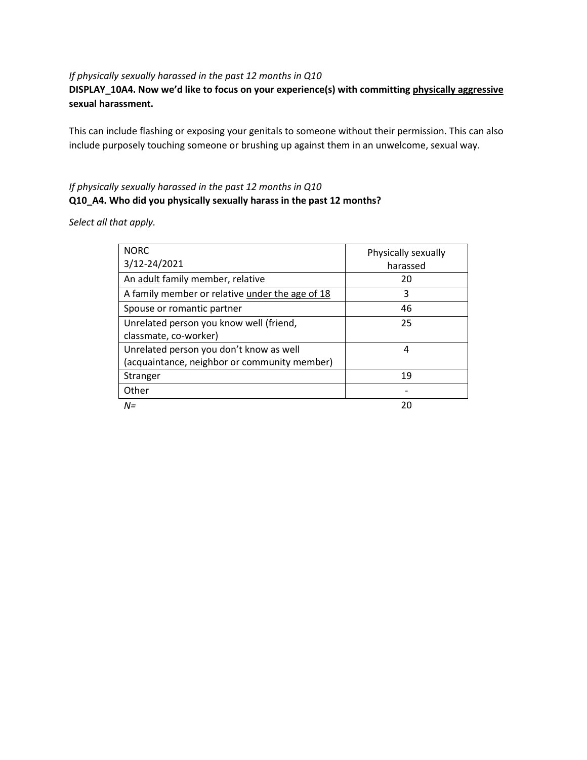*If physically sexually harassed in the past 12 months in Q10*

**DISPLAY_10A4. Now we'd like to focus on your experience(s) with committing physically aggressive sexual harassment.**

This can include flashing or exposing your genitals to someone without their permission. This can also include purposely touching someone or brushing up against them in an unwelcome, sexual way.

*If physically sexually harassed in the past 12 months in Q10*

**Q10_A4. Who did you physically sexually harass in the past 12 months?**

*Select all that apply.*

| NORC 3/12-24/2021 | Physically sexually harassed |
|---|---|
| An adult family member, relative | 20 |
| A family member or relative under the age of 18 | 3 |
| Spouse or romantic partner | 46 |
| Unrelated person you know well (friend, classmate, co-worker) | 25 |
| Unrelated person you don't know as well (acquaintance, neighbor or community member) | 4 |
| Stranger | 19 |
| Other | - |
| *N=* | 20 |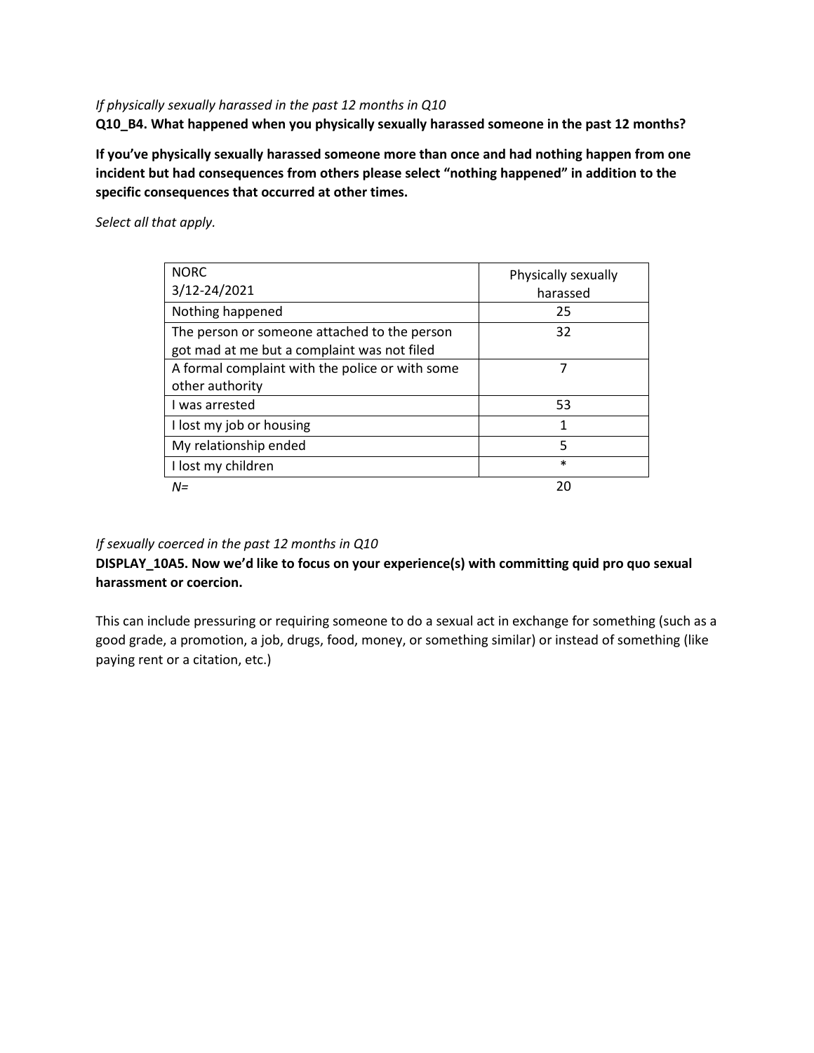*If physically sexually harassed in the past 12 months in Q10*

**Q10_B4. What happened when you physically sexually harassed someone in the past 12 months?**

**If you've physically sexually harassed someone more than once and had nothing happen from one incident but had consequences from others please select "nothing happened" in addition to the specific consequences that occurred at other times.**

*Select all that apply.*

| NORC 3/12-24/2021 | Physically sexually harassed |
|---|---|
| Nothing happened | 25 |
| The person or someone attached to the person got mad at me but a complaint was not filed | 32 |
| A formal complaint with the police or with some other authority | 7 |
| I was arrested | 53 |
| I lost my job or housing | 1 |
| My relationship ended | 5 |
| I lost my children | * |
| *N=* | 20 |

*If sexually coerced in the past 12 months in Q10*

**DISPLAY_10A5. Now we'd like to focus on your experience(s) with committing quid pro quo sexual harassment or coercion.**

This can include pressuring or requiring someone to do a sexual act in exchange for something (such as a good grade, a promotion, a job, drugs, food, money, or something similar) or instead of something (like paying rent or a citation, etc.)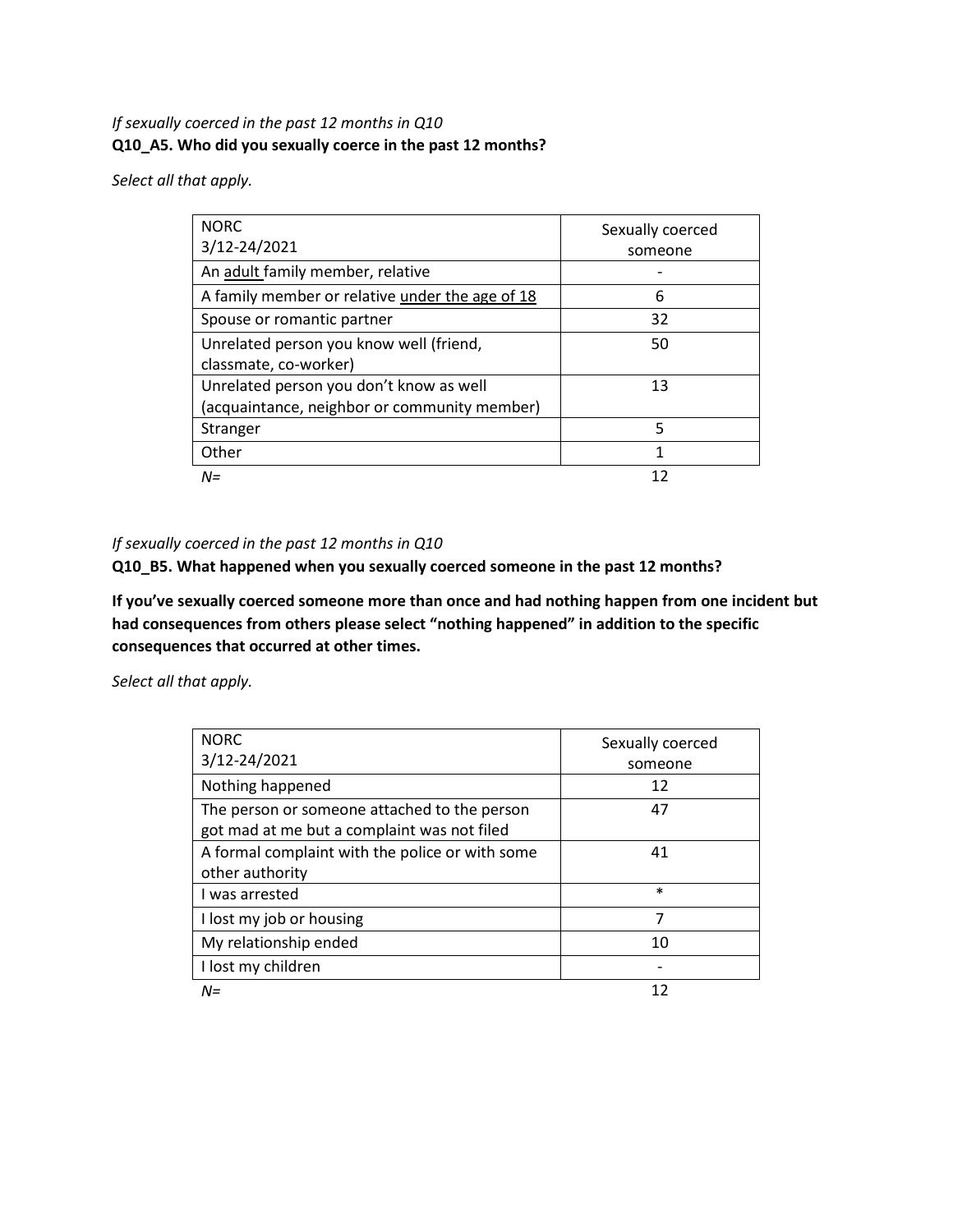*If sexually coerced in the past 12 months in Q10*
**Q10_A5. Who did you sexually coerce in the past 12 months?**

*Select all that apply.*

| NORC<br>3/12-24/2021 | Sexually coerced someone |
|---|---|
| An adult family member, relative | - |
| A family member or relative under the age of 18 | 6 |
| Spouse or romantic partner | 32 |
| Unrelated person you know well (friend, classmate, co-worker) | 50 |
| Unrelated person you don't know as well (acquaintance, neighbor or community member) | 13 |
| Stranger | 5 |
| Other | 1 |
| *N=* | 12 |

*If sexually coerced in the past 12 months in Q10*
**Q10_B5. What happened when you sexually coerced someone in the past 12 months?**

**If you've sexually coerced someone more than once and had nothing happen from one incident but had consequences from others please select "nothing happened" in addition to the specific consequences that occurred at other times.**

*Select all that apply.*

| NORC<br>3/12-24/2021 | Sexually coerced someone |
|---|---|
| Nothing happened | 12 |
| The person or someone attached to the person got mad at me but a complaint was not filed | 47 |
| A formal complaint with the police or with some other authority | 41 |
| I was arrested | * |
| I lost my job or housing | 7 |
| My relationship ended | 10 |
| I lost my children | - |
| *N=* | 12 |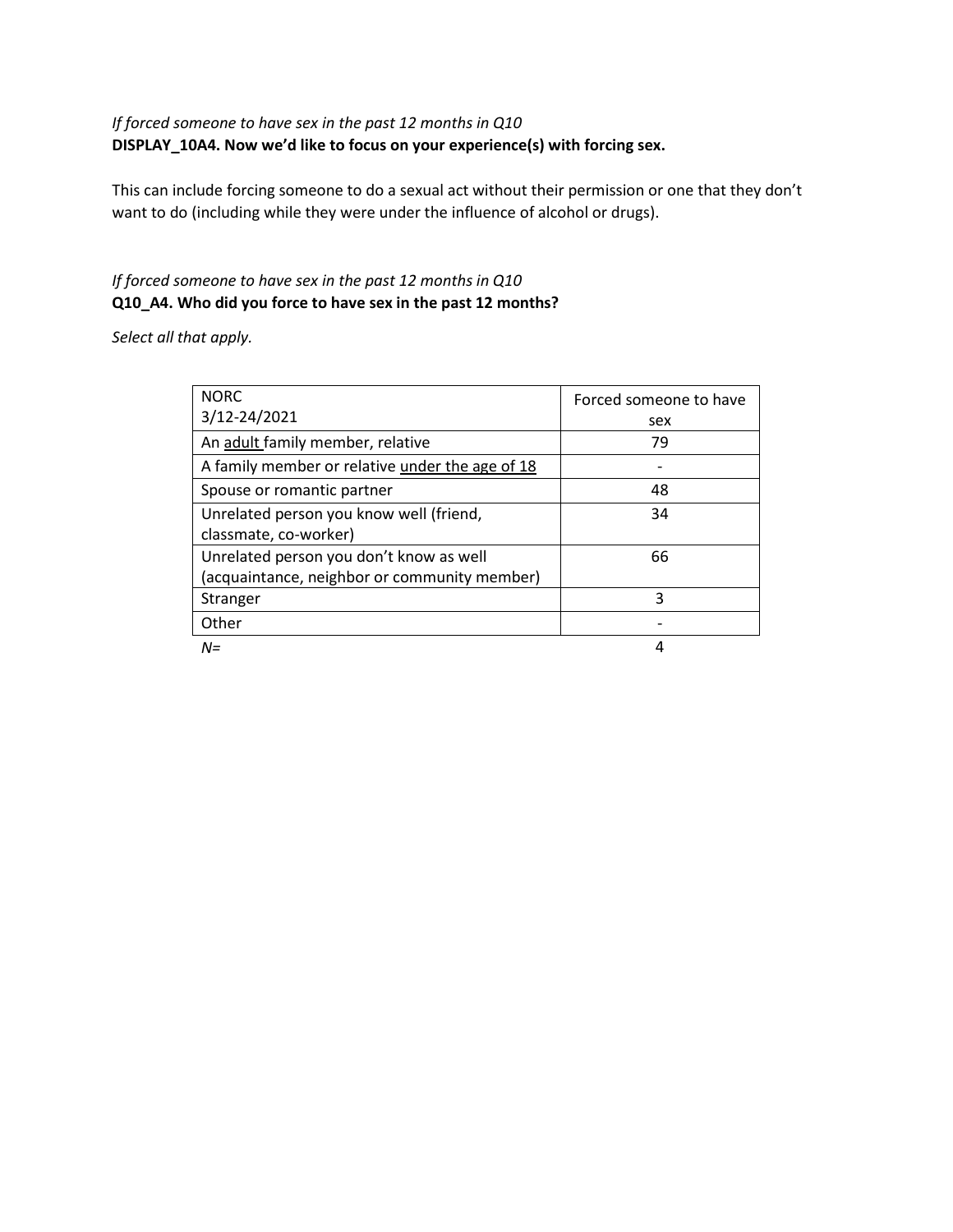*If forced someone to have sex in the past 12 months in Q10*
**DISPLAY_10A4. Now we'd like to focus on your experience(s) with forcing sex.**

This can include forcing someone to do a sexual act without their permission or one that they don't want to do (including while they were under the influence of alcohol or drugs).

*If forced someone to have sex in the past 12 months in Q10*
**Q10_A4. Who did you force to have sex in the past 12 months?**

*Select all that apply.*

| NORC 3/12-24/2021 | Forced someone to have sex |
|---|---|
| An adult family member, relative | 79 |
| A family member or relative under the age of 18 | - |
| Spouse or romantic partner | 48 |
| Unrelated person you know well (friend, classmate, co-worker) | 34 |
| Unrelated person you don't know as well (acquaintance, neighbor or community member) | 66 |
| Stranger | 3 |
| Other | - |
| *N=* | 4 |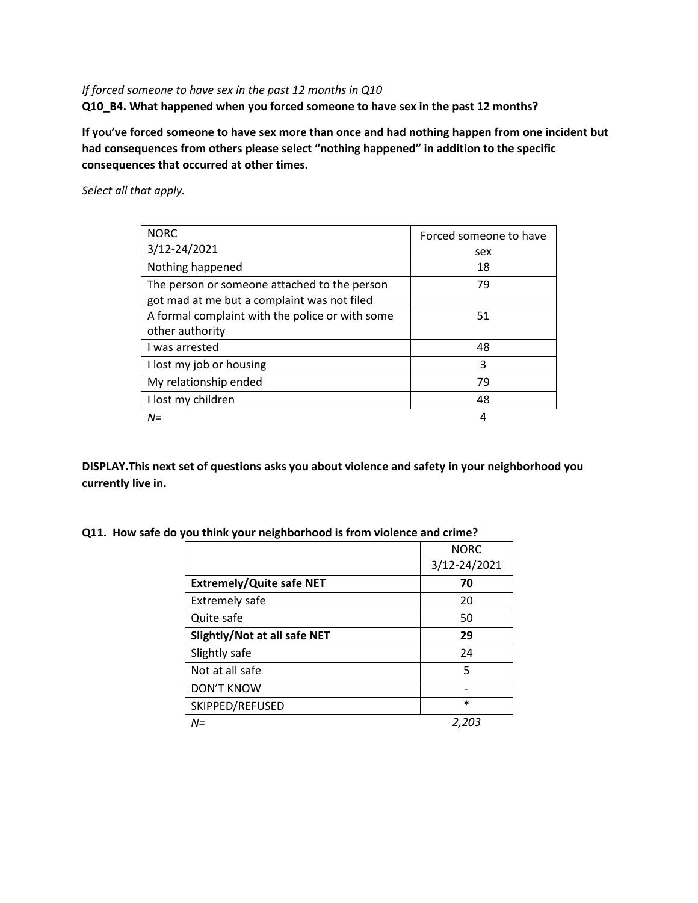*If forced someone to have sex in the past 12 months in Q10*

**Q10_B4. What happened when you forced someone to have sex in the past 12 months?**

**If you've forced someone to have sex more than once and had nothing happen from one incident but had consequences from others please select "nothing happened" in addition to the specific consequences that occurred at other times.**

*Select all that apply.*

| NORC 3/12-24/2021 | Forced someone to have sex |
|---|---|
| Nothing happened | 18 |
| The person or someone attached to the person got mad at me but a complaint was not filed | 79 |
| A formal complaint with the police or with some other authority | 51 |
| I was arrested | 48 |
| I lost my job or housing | 3 |
| My relationship ended | 79 |
| I lost my children | 48 |
| *N=* | 4 |

**DISPLAY.This next set of questions asks you about violence and safety in your neighborhood you currently live in.**

**Q11. How safe do you think your neighborhood is from violence and crime?**

| | NORC 3/12-24/2021 |
|---|---|
| **Extremely/Quite safe NET** | **70** |
| Extremely safe | 20 |
| Quite safe | 50 |
| **Slightly/Not at all safe NET** | **29** |
| Slightly safe | 24 |
| Not at all safe | 5 |
| DON'T KNOW | - |
| SKIPPED/REFUSED | * |
| *N=* | *2,203* |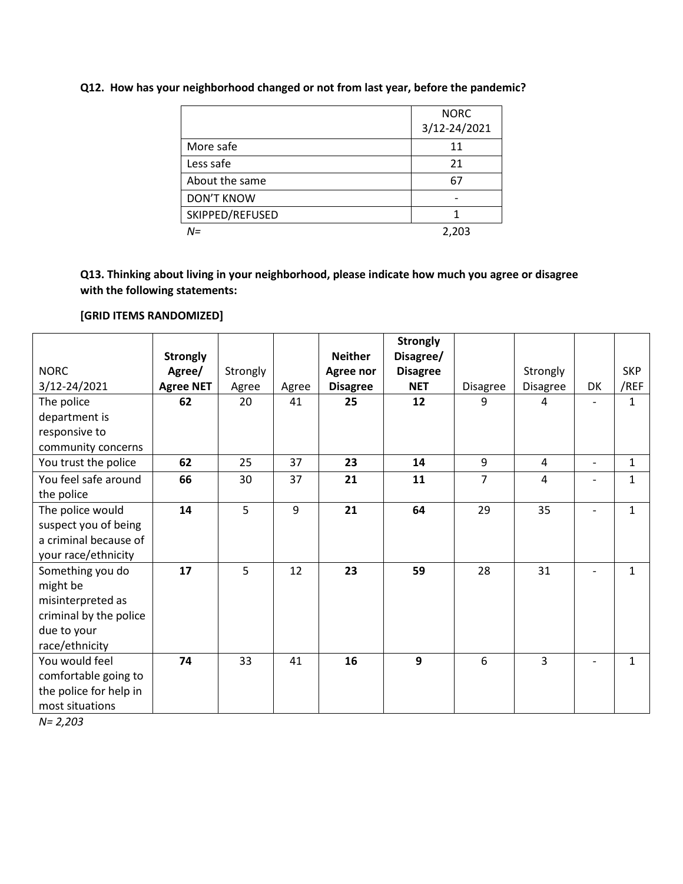**Q12. How has your neighborhood changed or not from last year, before the pandemic?**

| | NORC 3/12-24/2021 |
|---|---|
| More safe | 11 |
| Less safe | 21 |
| About the same | 67 |
| DON'T KNOW | - |
| SKIPPED/REFUSED | 1 |
| *N=* | 2,203 |

**Q13. Thinking about living in your neighborhood, please indicate how much you agree or disagree with the following statements:**

**[GRID ITEMS RANDOMIZED]**

| NORC 3/12-24/2021 | **Strongly Agree/ Agree NET** | Strongly Agree | Agree | **Neither Agree nor Disagree** | **Strongly Disagree/ Disagree NET** | Disagree | Strongly Disagree | DK | SKP /REF |
|---|---|---|---|---|---|---|---|---|---|
| The police department is responsive to community concerns | **62** | 20 | 41 | **25** | **12** | 9 | 4 | - | 1 |
| You trust the police | **62** | 25 | 37 | **23** | **14** | 9 | 4 | - | 1 |
| You feel safe around the police | **66** | 30 | 37 | **21** | **11** | 7 | 4 | - | 1 |
| The police would suspect you of being a criminal because of your race/ethnicity | **14** | 5 | 9 | **21** | **64** | 29 | 35 | - | 1 |
| Something you do might be misinterpreted as criminal by the police due to your race/ethnicity | **17** | 5 | 12 | **23** | **59** | 28 | 31 | - | 1 |
| You would feel comfortable going to the police for help in most situations | **74** | 33 | 41 | **16** | **9** | 6 | 3 | - | 1 |

*N= 2,203*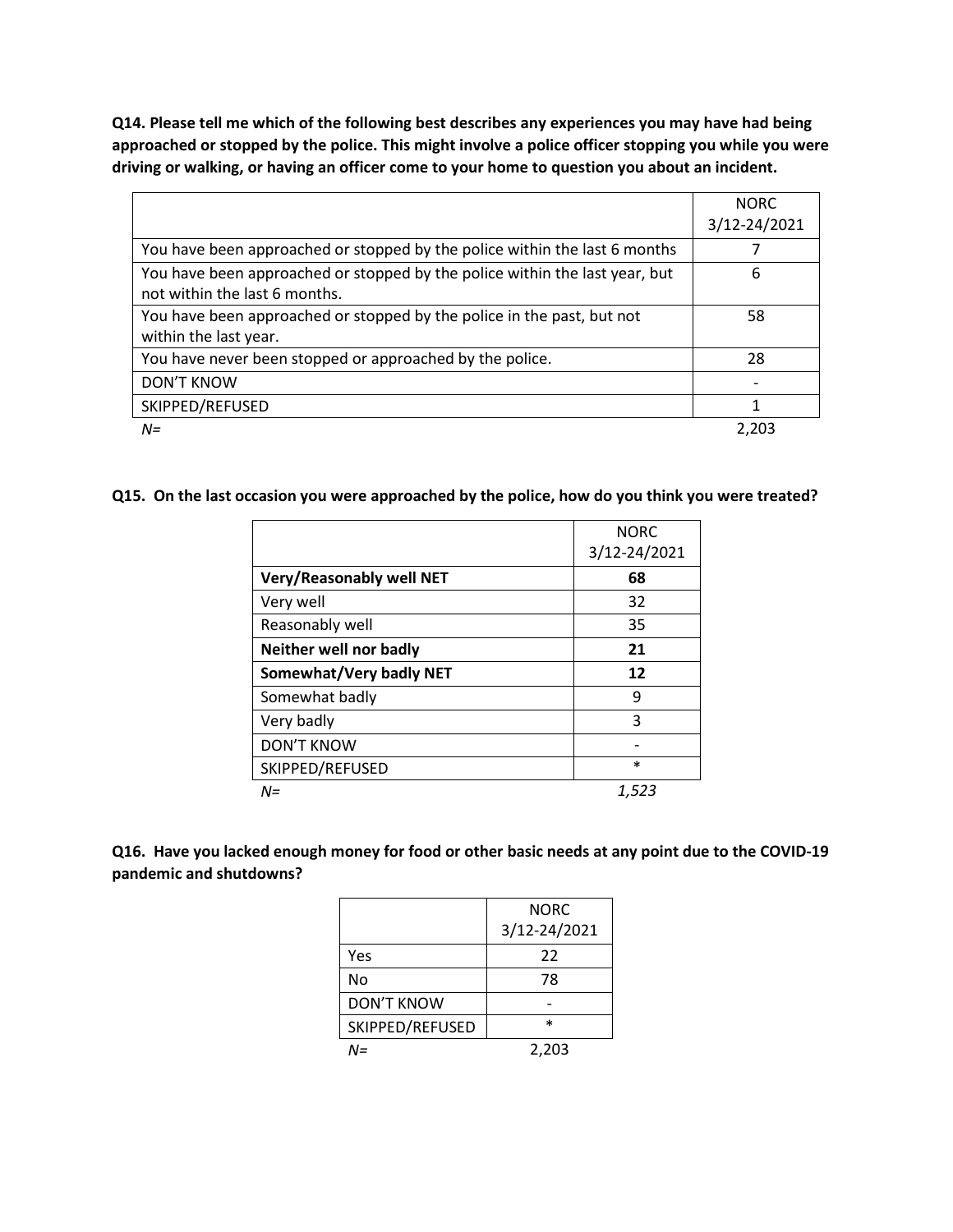**Q14. Please tell me which of the following best describes any experiences you may have had being approached or stopped by the police. This might involve a police officer stopping you while you were driving or walking, or having an officer come to your home to question you about an incident.**

| | NORC 3/12-24/2021 |
|---|---|
| You have been approached or stopped by the police within the last 6 months | 7 |
| You have been approached or stopped by the police within the last year, but not within the last 6 months. | 6 |
| You have been approached or stopped by the police in the past, but not within the last year. | 58 |
| You have never been stopped or approached by the police. | 28 |
| DON'T KNOW | - |
| SKIPPED/REFUSED | 1 |
| *N=* | 2,203 |

**Q15. On the last occasion you were approached by the police, how do you think you were treated?**

| | NORC 3/12-24/2021 |
|---|---|
| **Very/Reasonably well NET** | **68** |
| Very well | 32 |
| Reasonably well | 35 |
| **Neither well nor badly** | **21** |
| **Somewhat/Very badly NET** | **12** |
| Somewhat badly | 9 |
| Very badly | 3 |
| DON'T KNOW | - |
| SKIPPED/REFUSED | * |
| *N=* | *1,523* |

**Q16. Have you lacked enough money for food or other basic needs at any point due to the COVID-19 pandemic and shutdowns?**

| | NORC 3/12-24/2021 |
|---|---|
| Yes | 22 |
| No | 78 |
| DON'T KNOW | - |
| SKIPPED/REFUSED | * |
| *N=* | 2,203 |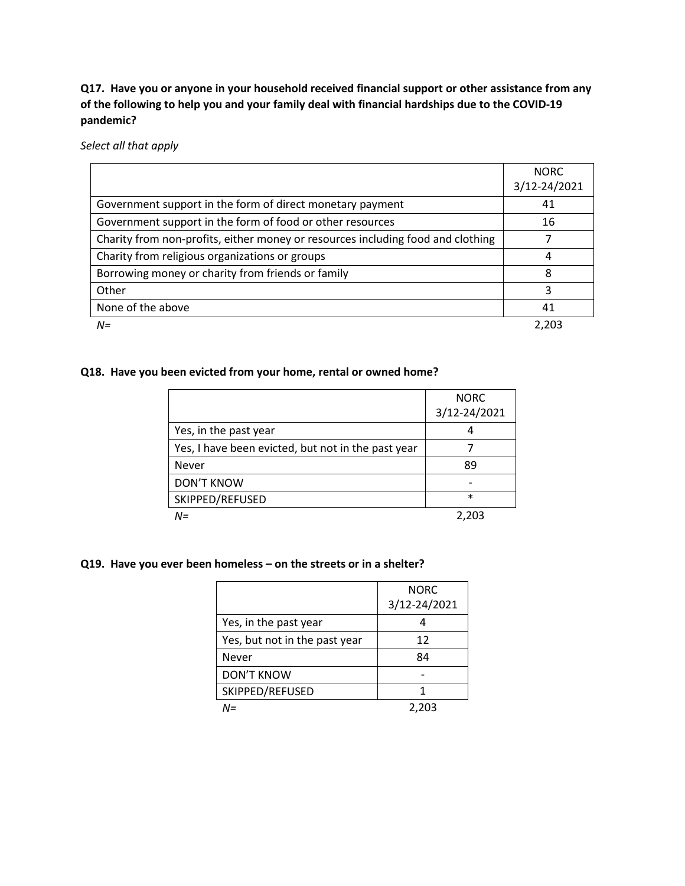**Q17. Have you or anyone in your household received financial support or other assistance from any of the following to help you and your family deal with financial hardships due to the COVID-19 pandemic?**

*Select all that apply*

| | NORC 3/12-24/2021 |
|---|---|
| Government support in the form of direct monetary payment | 41 |
| Government support in the form of food or other resources | 16 |
| Charity from non-profits, either money or resources including food and clothing | 7 |
| Charity from religious organizations or groups | 4 |
| Borrowing money or charity from friends or family | 8 |
| Other | 3 |
| None of the above | 41 |
| *N=* | 2,203 |

**Q18. Have you been evicted from your home, rental or owned home?**

| | NORC 3/12-24/2021 |
|---|---|
| Yes, in the past year | 4 |
| Yes, I have been evicted, but not in the past year | 7 |
| Never | 89 |
| DON'T KNOW | - |
| SKIPPED/REFUSED | * |
| *N=* | 2,203 |

**Q19. Have you ever been homeless – on the streets or in a shelter?**

| | NORC 3/12-24/2021 |
|---|---|
| Yes, in the past year | 4 |
| Yes, but not in the past year | 12 |
| Never | 84 |
| DON'T KNOW | - |
| SKIPPED/REFUSED | 1 |
| *N=* | 2,203 |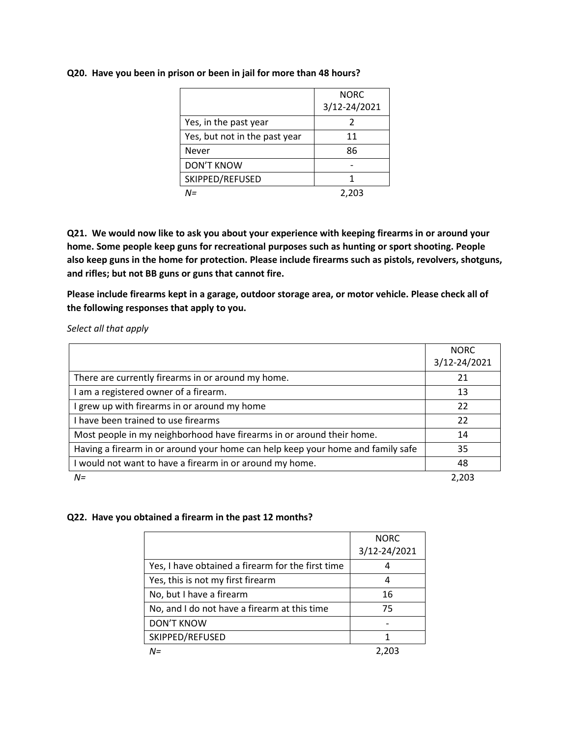**Q20. Have you been in prison or been in jail for more than 48 hours?**

| | NORC 3/12-24/2021 |
|---|---|
| Yes, in the past year | 2 |
| Yes, but not in the past year | 11 |
| Never | 86 |
| DON'T KNOW | - |
| SKIPPED/REFUSED | 1 |
| *N=* | 2,203 |

**Q21. We would now like to ask you about your experience with keeping firearms in or around your home. Some people keep guns for recreational purposes such as hunting or sport shooting. People also keep guns in the home for protection. Please include firearms such as pistols, revolvers, shotguns, and rifles; but not BB guns or guns that cannot fire.**

**Please include firearms kept in a garage, outdoor storage area, or motor vehicle. Please check all of the following responses that apply to you.**

*Select all that apply*

| | NORC 3/12-24/2021 |
|---|---|
| There are currently firearms in or around my home. | 21 |
| I am a registered owner of a firearm. | 13 |
| I grew up with firearms in or around my home | 22 |
| I have been trained to use firearms | 22 |
| Most people in my neighborhood have firearms in or around their home. | 14 |
| Having a firearm in or around your home can help keep your home and family safe | 35 |
| I would not want to have a firearm in or around my home. | 48 |
| *N=* | 2,203 |

**Q22. Have you obtained a firearm in the past 12 months?**

| | NORC 3/12-24/2021 |
|---|---|
| Yes, I have obtained a firearm for the first time | 4 |
| Yes, this is not my first firearm | 4 |
| No, but I have a firearm | 16 |
| No, and I do not have a firearm at this time | 75 |
| DON'T KNOW | - |
| SKIPPED/REFUSED | 1 |
| *N=* | 2,203 |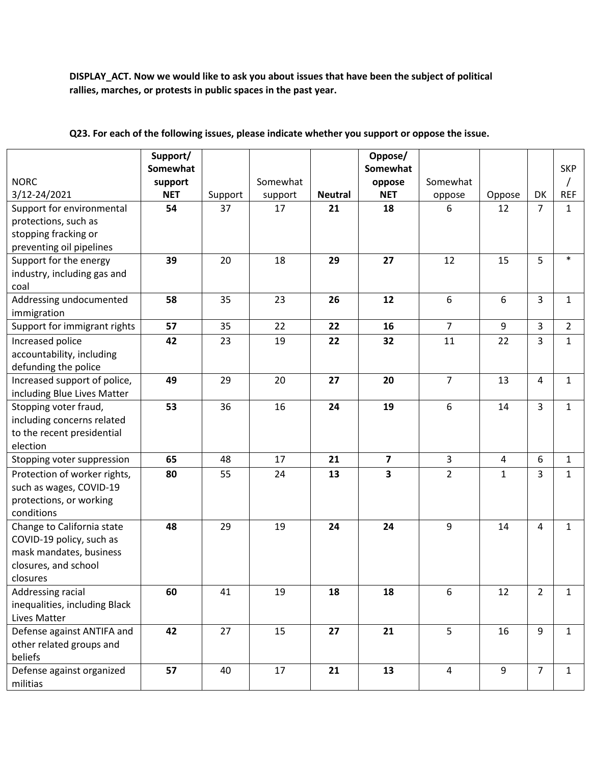**DISPLAY_ACT. Now we would like to ask you about issues that have been the subject of political rallies, marches, or protests in public spaces in the past year.**

**Q23. For each of the following issues, please indicate whether you support or oppose the issue.**

| NORC 3/12-24/2021 | **Support/ Somewhat support NET** | Support | Somewhat support | **Neutral** | **Oppose/ Somewhat oppose NET** | Somewhat oppose | Oppose | DK | SKP / REF |
|---|---|---|---|---|---|---|---|---|---|
| Support for environmental protections, such as stopping fracking or preventing oil pipelines | **54** | 37 | 17 | **21** | **18** | 6 | 12 | 7 | 1 |
| Support for the energy industry, including gas and coal | **39** | 20 | 18 | **29** | **27** | 12 | 15 | 5 | * |
| Addressing undocumented immigration | **58** | 35 | 23 | **26** | **12** | 6 | 6 | 3 | 1 |
| Support for immigrant rights | **57** | 35 | 22 | **22** | **16** | 7 | 9 | 3 | 2 |
| Increased police accountability, including defunding the police | **42** | 23 | 19 | **22** | **32** | 11 | 22 | 3 | 1 |
| Increased support of police, including Blue Lives Matter | **49** | 29 | 20 | **27** | **20** | 7 | 13 | 4 | 1 |
| Stopping voter fraud, including concerns related to the recent presidential election | **53** | 36 | 16 | **24** | **19** | 6 | 14 | 3 | 1 |
| Stopping voter suppression | **65** | 48 | 17 | **21** | **7** | 3 | 4 | 6 | 1 |
| Protection of worker rights, such as wages, COVID-19 protections, or working conditions | **80** | 55 | 24 | **13** | **3** | 2 | 1 | 3 | 1 |
| Change to California state COVID-19 policy, such as mask mandates, business closures, and school closures | **48** | 29 | 19 | **24** | **24** | 9 | 14 | 4 | 1 |
| Addressing racial inequalities, including Black Lives Matter | **60** | 41 | 19 | **18** | **18** | 6 | 12 | 2 | 1 |
| Defense against ANTIFA and other related groups and beliefs | **42** | 27 | 15 | **27** | **21** | 5 | 16 | 9 | 1 |
| Defense against organized militias | **57** | 40 | 17 | **21** | **13** | 4 | 9 | 7 | 1 |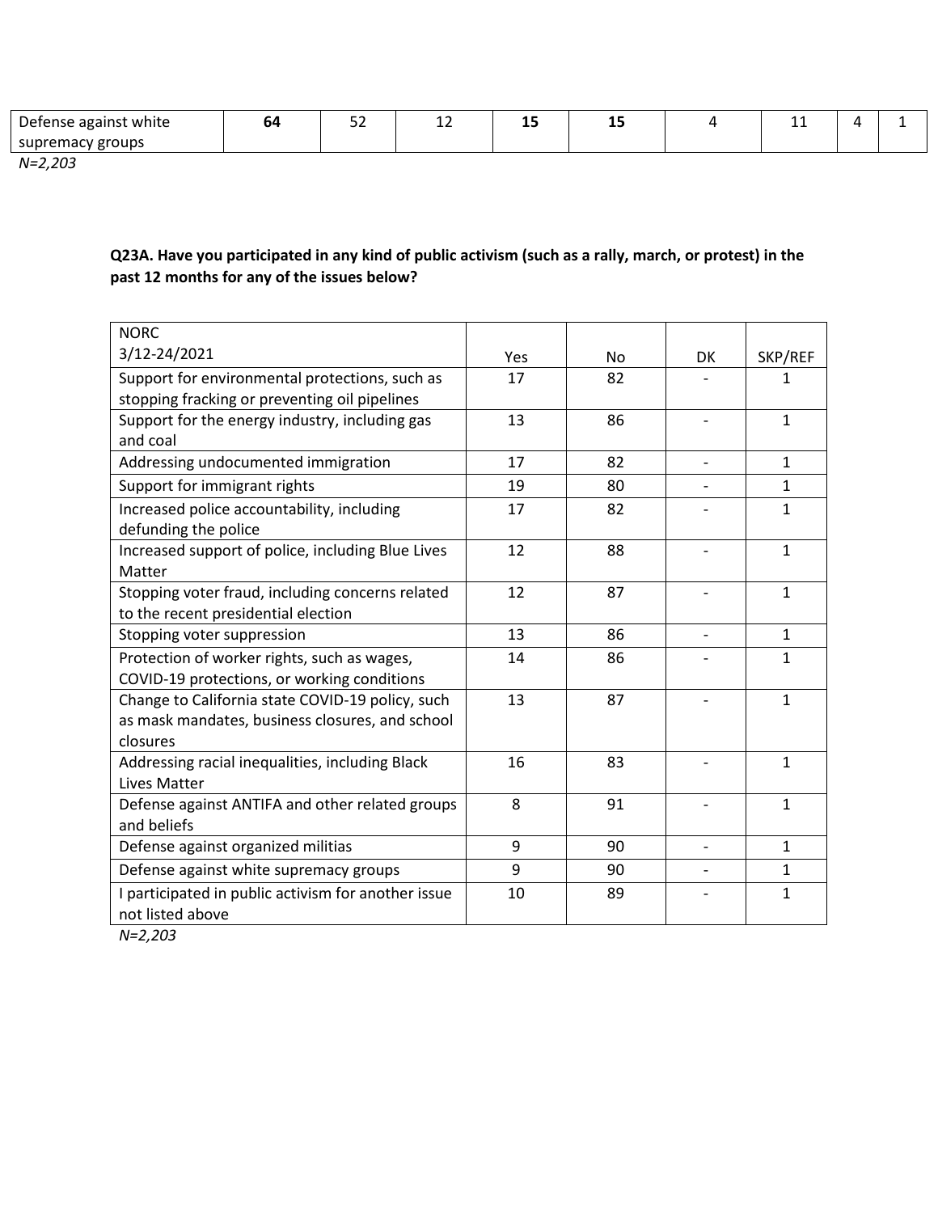| Defense against white supremacy groups | **64** | 52 | 12 | **15** | **15** | 4 | 11 | 4 | 1 |
|---|---|---|---|---|---|---|---|---|---|

*N=2,203*

**Q23A. Have you participated in any kind of public activism (such as a rally, march, or protest) in the past 12 months for any of the issues below?**

| NORC 3/12-24/2021 | Yes | No | DK | SKP/REF |
|---|---|---|---|---|
| Support for environmental protections, such as stopping fracking or preventing oil pipelines | 17 | 82 | - | 1 |
| Support for the energy industry, including gas and coal | 13 | 86 | - | 1 |
| Addressing undocumented immigration | 17 | 82 | - | 1 |
| Support for immigrant rights | 19 | 80 | - | 1 |
| Increased police accountability, including defunding the police | 17 | 82 | - | 1 |
| Increased support of police, including Blue Lives Matter | 12 | 88 | - | 1 |
| Stopping voter fraud, including concerns related to the recent presidential election | 12 | 87 | - | 1 |
| Stopping voter suppression | 13 | 86 | - | 1 |
| Protection of worker rights, such as wages, COVID-19 protections, or working conditions | 14 | 86 | - | 1 |
| Change to California state COVID-19 policy, such as mask mandates, business closures, and school closures | 13 | 87 | - | 1 |
| Addressing racial inequalities, including Black Lives Matter | 16 | 83 | - | 1 |
| Defense against ANTIFA and other related groups and beliefs | 8 | 91 | - | 1 |
| Defense against organized militias | 9 | 90 | - | 1 |
| Defense against white supremacy groups | 9 | 90 | - | 1 |
| I participated in public activism for another issue not listed above | 10 | 89 | - | 1 |

*N=2,203*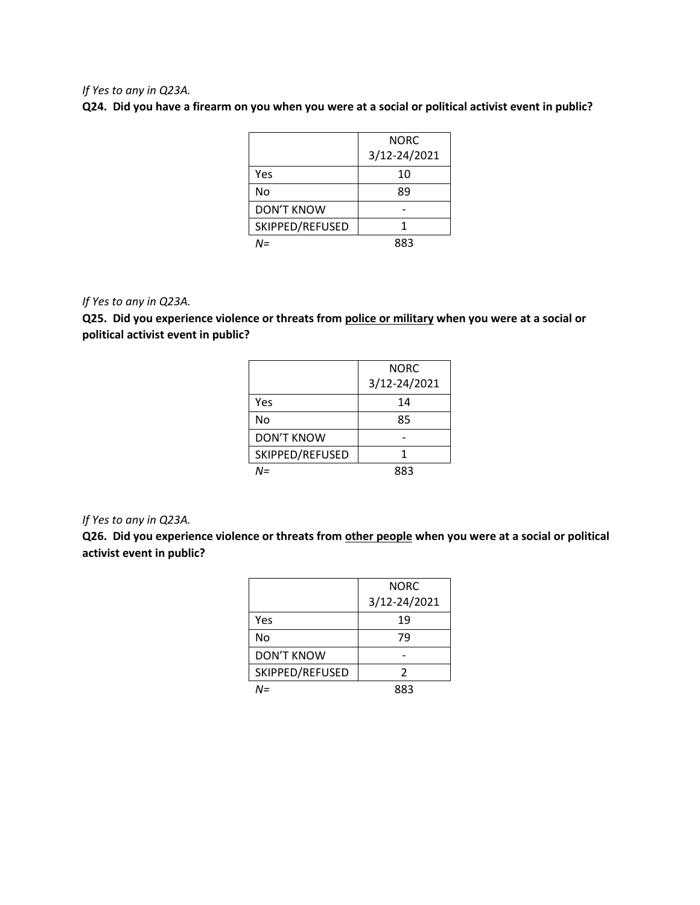*If Yes to any in Q23A.*

**Q24. Did you have a firearm on you when you were at a social or political activist event in public?**

| | NORC 3/12-24/2021 |
|---|---|
| Yes | 10 |
| No | 89 |
| DON'T KNOW | - |
| SKIPPED/REFUSED | 1 |
| *N=* | 883 |

*If Yes to any in Q23A.*

**Q25. Did you experience violence or threats from <u>police or military</u> when you were at a social or political activist event in public?**

| | NORC 3/12-24/2021 |
|---|---|
| Yes | 14 |
| No | 85 |
| DON'T KNOW | - |
| SKIPPED/REFUSED | 1 |
| *N=* | 883 |

*If Yes to any in Q23A.*

**Q26. Did you experience violence or threats from <u>other people</u> when you were at a social or political activist event in public?**

| | NORC 3/12-24/2021 |
|---|---|
| Yes | 19 |
| No | 79 |
| DON'T KNOW | - |
| SKIPPED/REFUSED | 2 |
| *N=* | 883 |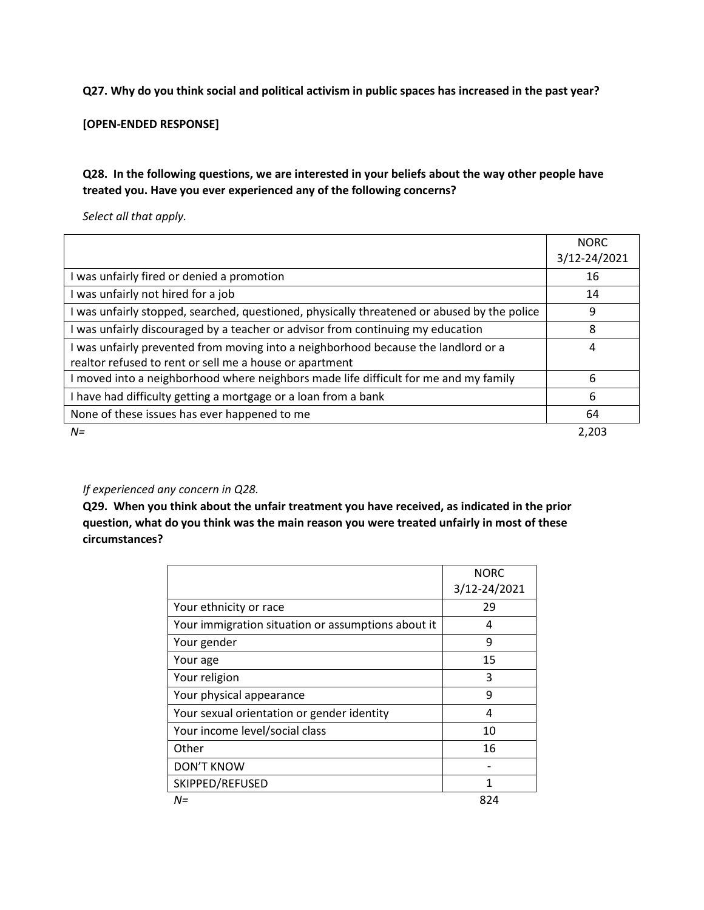**Q27. Why do you think social and political activism in public spaces has increased in the past year?**

**[OPEN-ENDED RESPONSE]**

**Q28. In the following questions, we are interested in your beliefs about the way other people have treated you. Have you ever experienced any of the following concerns?**

*Select all that apply.*

| | NORC 3/12-24/2021 |
|---|---|
| I was unfairly fired or denied a promotion | 16 |
| I was unfairly not hired for a job | 14 |
| I was unfairly stopped, searched, questioned, physically threatened or abused by the police | 9 |
| I was unfairly discouraged by a teacher or advisor from continuing my education | 8 |
| I was unfairly prevented from moving into a neighborhood because the landlord or a realtor refused to rent or sell me a house or apartment | 4 |
| I moved into a neighborhood where neighbors made life difficult for me and my family | 6 |
| I have had difficulty getting a mortgage or a loan from a bank | 6 |
| None of these issues has ever happened to me | 64 |
| *N=* | 2,203 |

*If experienced any concern in Q28.*

**Q29. When you think about the unfair treatment you have received, as indicated in the prior question, what do you think was the main reason you were treated unfairly in most of these circumstances?**

| | NORC 3/12-24/2021 |
|---|---|
| Your ethnicity or race | 29 |
| Your immigration situation or assumptions about it | 4 |
| Your gender | 9 |
| Your age | 15 |
| Your religion | 3 |
| Your physical appearance | 9 |
| Your sexual orientation or gender identity | 4 |
| Your income level/social class | 10 |
| Other | 16 |
| DON'T KNOW | - |
| SKIPPED/REFUSED | 1 |
| *N=* | 824 |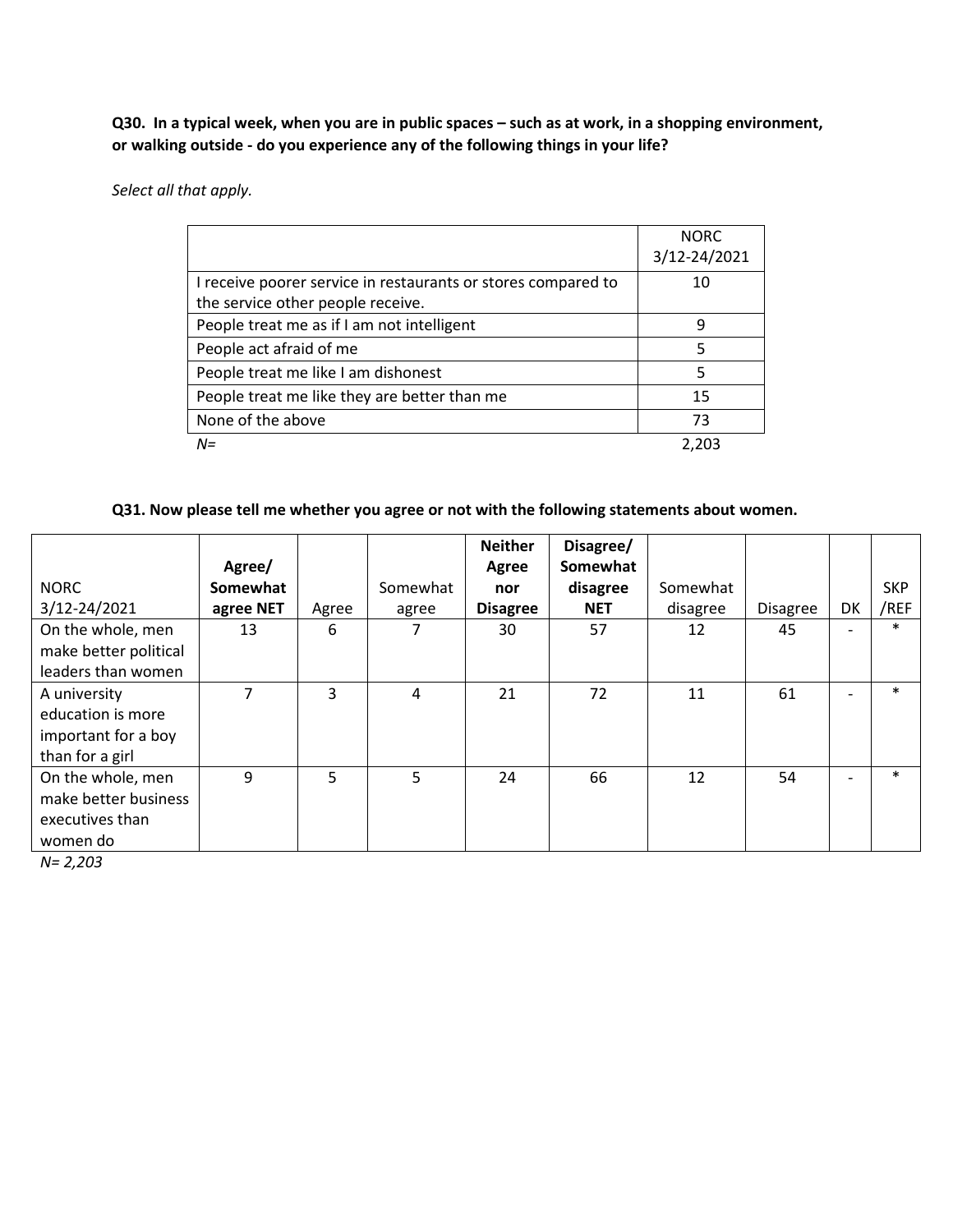**Q30. In a typical week, when you are in public spaces – such as at work, in a shopping environment, or walking outside - do you experience any of the following things in your life?**

*Select all that apply.*

| | NORC 3/12-24/2021 |
|---|---|
| I receive poorer service in restaurants or stores compared to the service other people receive. | 10 |
| People treat me as if I am not intelligent | 9 |
| People act afraid of me | 5 |
| People treat me like I am dishonest | 5 |
| People treat me like they are better than me | 15 |
| None of the above | 73 |
| *N=* | 2,203 |

**Q31. Now please tell me whether you agree or not with the following statements about women.**

| NORC 3/12-24/2021 | **Agree/ Somewhat agree NET** | Agree | Somewhat agree | **Neither Agree nor Disagree** | **Disagree/ Somewhat disagree NET** | Somewhat disagree | Disagree | DK | SKP /REF |
|---|---|---|---|---|---|---|---|---|---|
| On the whole, men make better political leaders than women | 13 | 6 | 7 | 30 | 57 | 12 | 45 | - | * |
| A university education is more important for a boy than for a girl | 7 | 3 | 4 | 21 | 72 | 11 | 61 | - | * |
| On the whole, men make better business executives than women do | 9 | 5 | 5 | 24 | 66 | 12 | 54 | - | * |

*N= 2,203*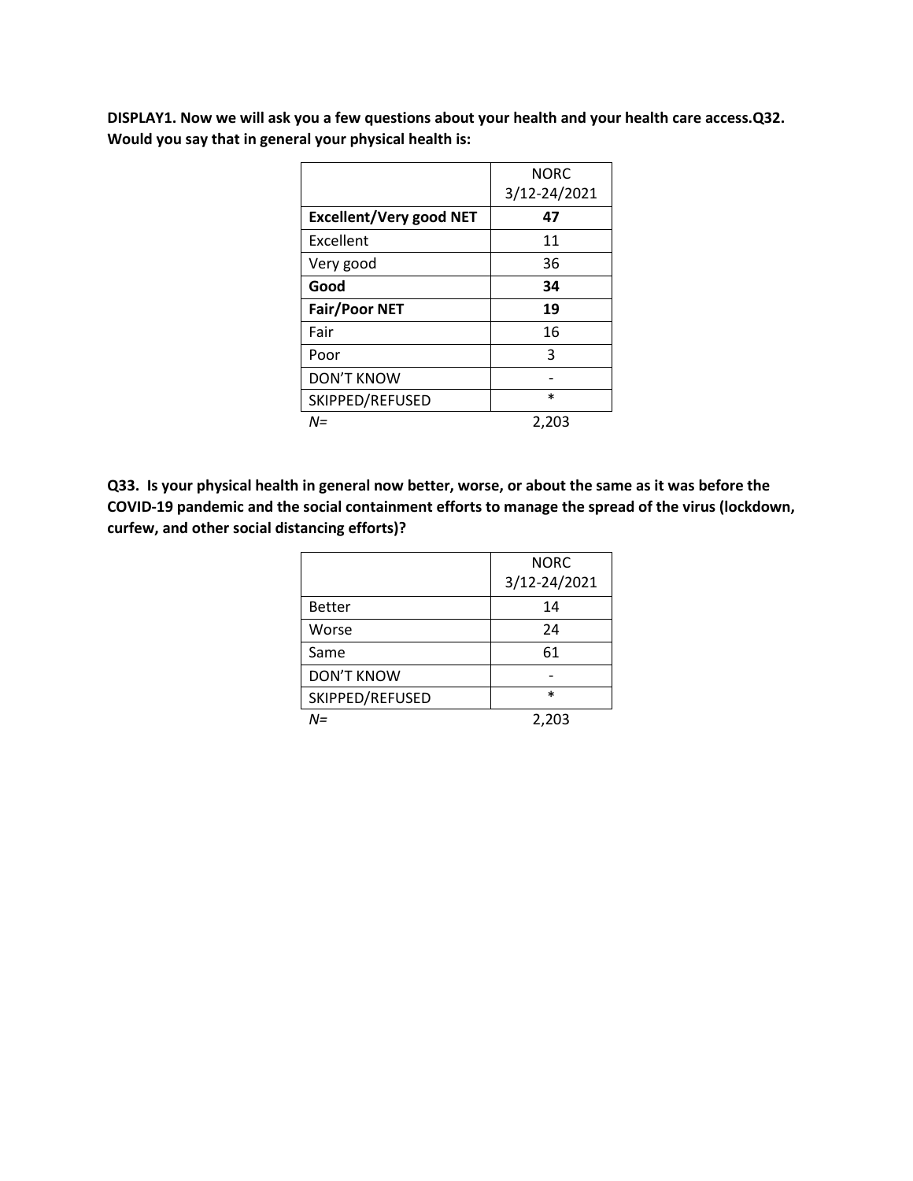**DISPLAY1. Now we will ask you a few questions about your health and your health care access.Q32. Would you say that in general your physical health is:**

| | NORC 3/12-24/2021 |
|---|---|
| **Excellent/Very good NET** | **47** |
| Excellent | 11 |
| Very good | 36 |
| **Good** | **34** |
| **Fair/Poor NET** | **19** |
| Fair | 16 |
| Poor | 3 |
| DON'T KNOW | - |
| SKIPPED/REFUSED | * |
| *N=* | 2,203 |

**Q33. Is your physical health in general now better, worse, or about the same as it was before the COVID-19 pandemic and the social containment efforts to manage the spread of the virus (lockdown, curfew, and other social distancing efforts)?**

| | NORC 3/12-24/2021 |
|---|---|
| Better | 14 |
| Worse | 24 |
| Same | 61 |
| DON'T KNOW | - |
| SKIPPED/REFUSED | * |
| *N=* | 2,203 |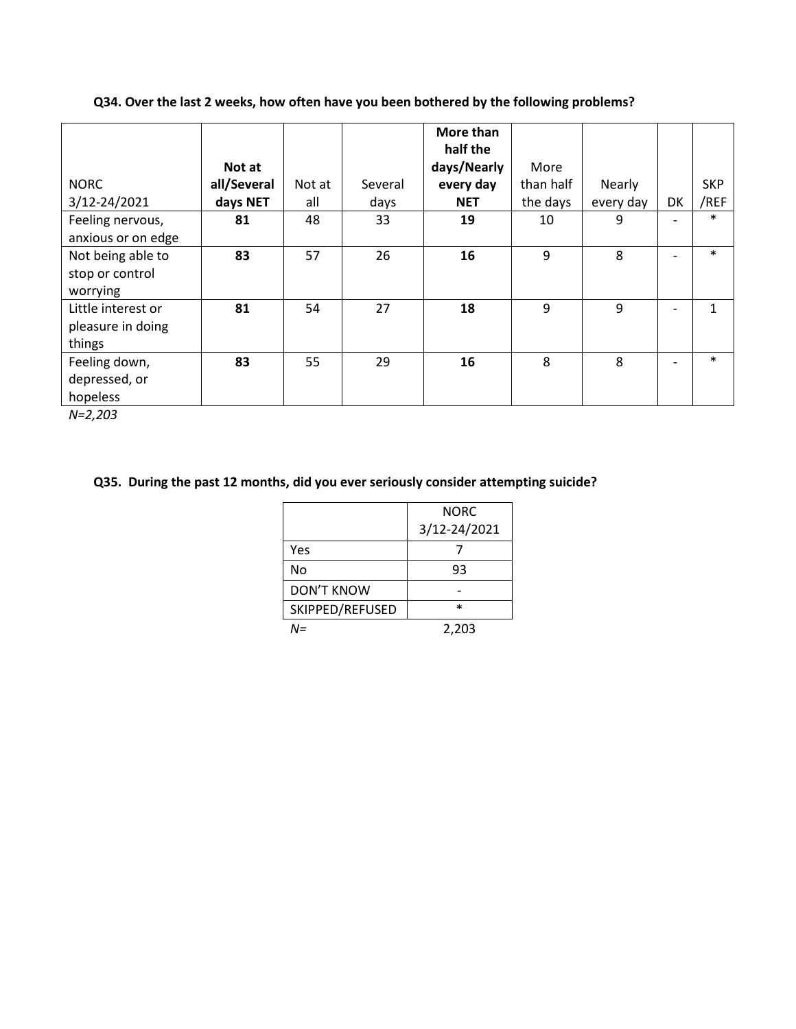**Q34. Over the last 2 weeks, how often have you been bothered by the following problems?**

| NORC 3/12-24/2021 | **Not at all/Several days NET** | Not at all | Several days | **More than half the days/Nearly every day NET** | More than half the days | Nearly every day | DK | SKP /REF |
|---|---|---|---|---|---|---|---|---|
| Feeling nervous, anxious or on edge | **81** | 48 | 33 | **19** | 10 | 9 | - | * |
| Not being able to stop or control worrying | **83** | 57 | 26 | **16** | 9 | 8 | - | * |
| Little interest or pleasure in doing things | **81** | 54 | 27 | **18** | 9 | 9 | - | 1 |
| Feeling down, depressed, or hopeless | **83** | 55 | 29 | **16** | 8 | 8 | - | * |

*N=2,203*

**Q35. During the past 12 months, did you ever seriously consider attempting suicide?**

| | NORC 3/12-24/2021 |
|---|---|
| Yes | 7 |
| No | 93 |
| DON'T KNOW | - |
| SKIPPED/REFUSED | * |
| *N=* | 2,203 |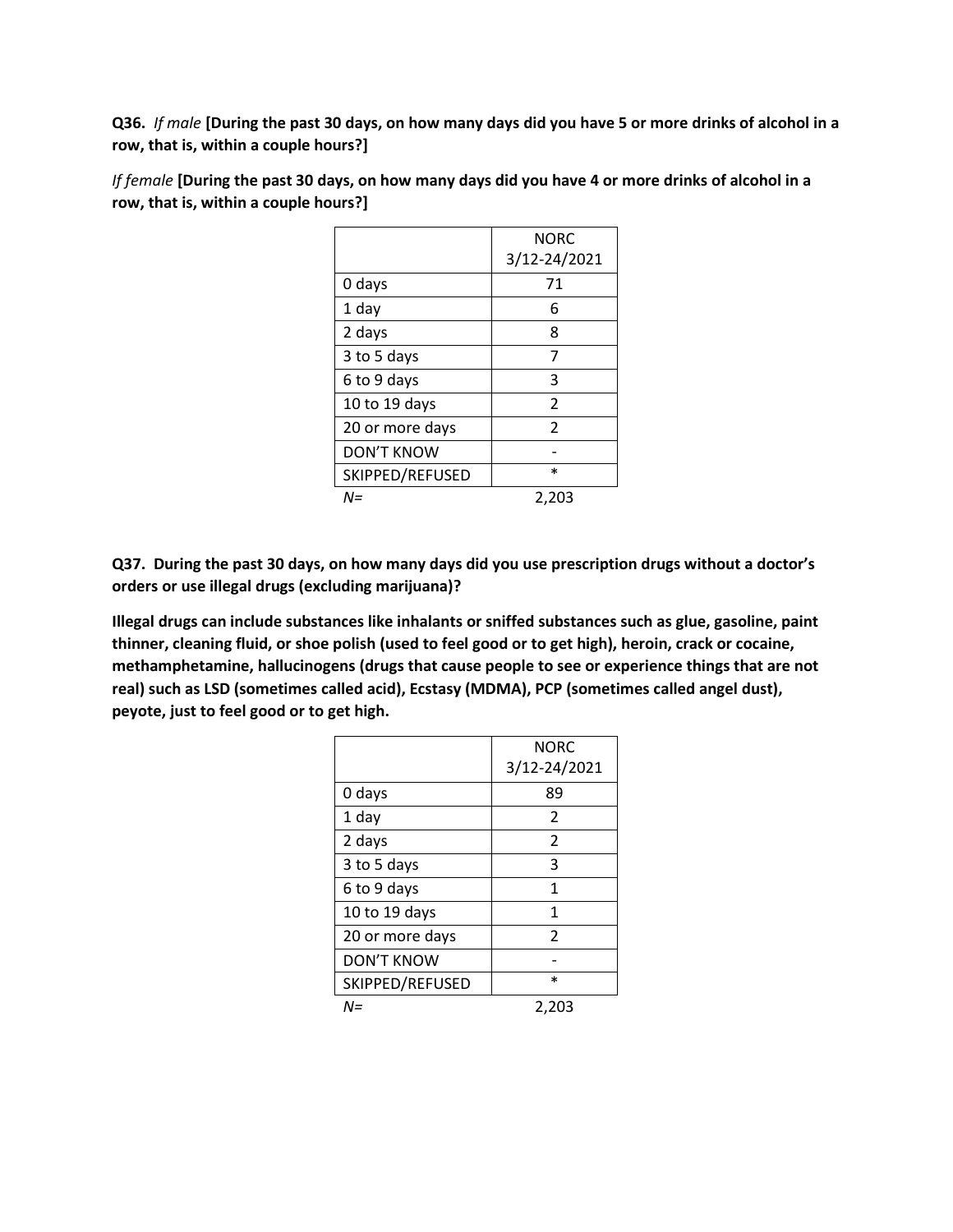**Q36.** *If male* **[During the past 30 days, on how many days did you have 5 or more drinks of alcohol in a row, that is, within a couple hours?]**

*If female* **[During the past 30 days, on how many days did you have 4 or more drinks of alcohol in a row, that is, within a couple hours?]**

| | NORC 3/12-24/2021 |
|---|---|
| 0 days | 71 |
| 1 day | 6 |
| 2 days | 8 |
| 3 to 5 days | 7 |
| 6 to 9 days | 3 |
| 10 to 19 days | 2 |
| 20 or more days | 2 |
| DON'T KNOW | - |
| SKIPPED/REFUSED | * |
| *N=* | 2,203 |

**Q37. During the past 30 days, on how many days did you use prescription drugs without a doctor's orders or use illegal drugs (excluding marijuana)?**

**Illegal drugs can include substances like inhalants or sniffed substances such as glue, gasoline, paint thinner, cleaning fluid, or shoe polish (used to feel good or to get high), heroin, crack or cocaine, methamphetamine, hallucinogens (drugs that cause people to see or experience things that are not real) such as LSD (sometimes called acid), Ecstasy (MDMA), PCP (sometimes called angel dust), peyote, just to feel good or to get high.**

| | NORC 3/12-24/2021 |
|---|---|
| 0 days | 89 |
| 1 day | 2 |
| 2 days | 2 |
| 3 to 5 days | 3 |
| 6 to 9 days | 1 |
| 10 to 19 days | 1 |
| 20 or more days | 2 |
| DON'T KNOW | - |
| SKIPPED/REFUSED | * |
| *N=* | 2,203 |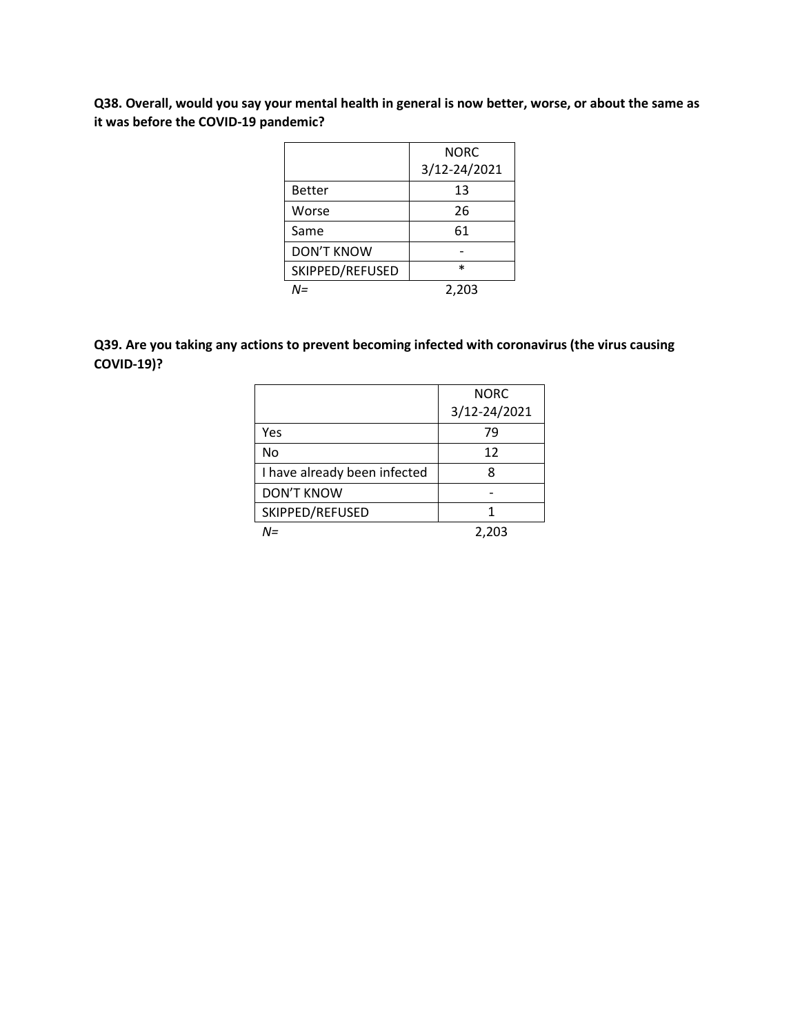**Q38. Overall, would you say your mental health in general is now better, worse, or about the same as it was before the COVID-19 pandemic?**

| | NORC 3/12-24/2021 |
|---|---|
| Better | 13 |
| Worse | 26 |
| Same | 61 |
| DON'T KNOW | - |
| SKIPPED/REFUSED | * |
| *N=* | 2,203 |

**Q39. Are you taking any actions to prevent becoming infected with coronavirus (the virus causing COVID-19)?**

| | NORC 3/12-24/2021 |
|---|---|
| Yes | 79 |
| No | 12 |
| I have already been infected | 8 |
| DON'T KNOW | - |
| SKIPPED/REFUSED | 1 |
| *N=* | 2,203 |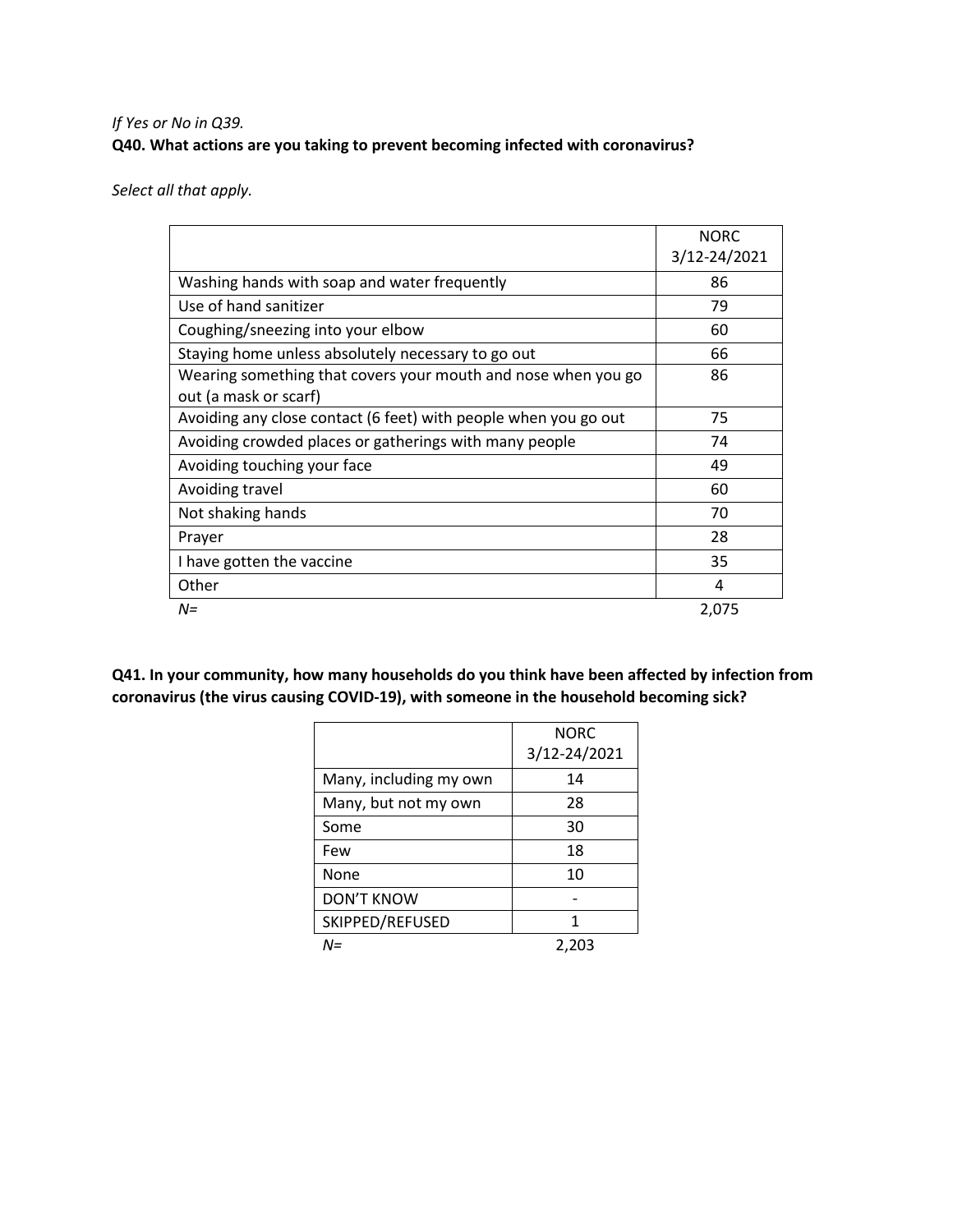*If Yes or No in Q39.*

**Q40. What actions are you taking to prevent becoming infected with coronavirus?**

*Select all that apply.*

| | NORC 3/12-24/2021 |
|---|---|
| Washing hands with soap and water frequently | 86 |
| Use of hand sanitizer | 79 |
| Coughing/sneezing into your elbow | 60 |
| Staying home unless absolutely necessary to go out | 66 |
| Wearing something that covers your mouth and nose when you go out (a mask or scarf) | 86 |
| Avoiding any close contact (6 feet) with people when you go out | 75 |
| Avoiding crowded places or gatherings with many people | 74 |
| Avoiding touching your face | 49 |
| Avoiding travel | 60 |
| Not shaking hands | 70 |
| Prayer | 28 |
| I have gotten the vaccine | 35 |
| Other | 4 |
| *N=* | 2,075 |

**Q41. In your community, how many households do you think have been affected by infection from coronavirus (the virus causing COVID-19), with someone in the household becoming sick?**

| | NORC 3/12-24/2021 |
|---|---|
| Many, including my own | 14 |
| Many, but not my own | 28 |
| Some | 30 |
| Few | 18 |
| None | 10 |
| DON'T KNOW | - |
| SKIPPED/REFUSED | 1 |
| *N=* | 2,203 |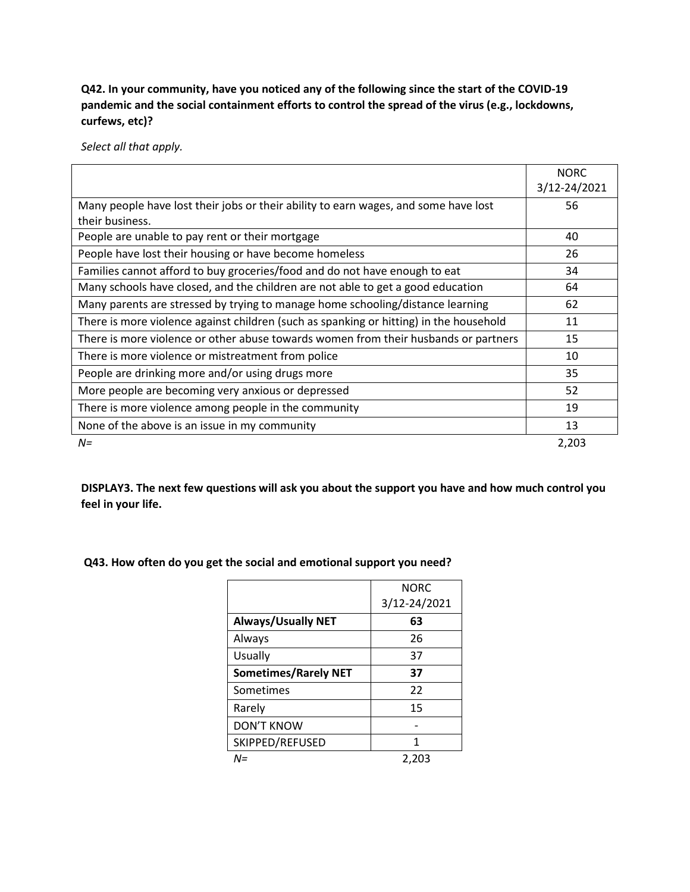**Q42. In your community, have you noticed any of the following since the start of the COVID-19 pandemic and the social containment efforts to control the spread of the virus (e.g., lockdowns, curfews, etc)?**

*Select all that apply.*

| | NORC 3/12-24/2021 |
|---|---|
| Many people have lost their jobs or their ability to earn wages, and some have lost their business. | 56 |
| People are unable to pay rent or their mortgage | 40 |
| People have lost their housing or have become homeless | 26 |
| Families cannot afford to buy groceries/food and do not have enough to eat | 34 |
| Many schools have closed, and the children are not able to get a good education | 64 |
| Many parents are stressed by trying to manage home schooling/distance learning | 62 |
| There is more violence against children (such as spanking or hitting) in the household | 11 |
| There is more violence or other abuse towards women from their husbands or partners | 15 |
| There is more violence or mistreatment from police | 10 |
| People are drinking more and/or using drugs more | 35 |
| More people are becoming very anxious or depressed | 52 |
| There is more violence among people in the community | 19 |
| None of the above is an issue in my community | 13 |
| *N=* | 2,203 |

**DISPLAY3. The next few questions will ask you about the support you have and how much control you feel in your life.**

**Q43. How often do you get the social and emotional support you need?**

| | NORC 3/12-24/2021 |
|---|---|
| **Always/Usually NET** | **63** |
| Always | 26 |
| Usually | 37 |
| **Sometimes/Rarely NET** | **37** |
| Sometimes | 22 |
| Rarely | 15 |
| DON'T KNOW | - |
| SKIPPED/REFUSED | 1 |
| *N=* | 2,203 |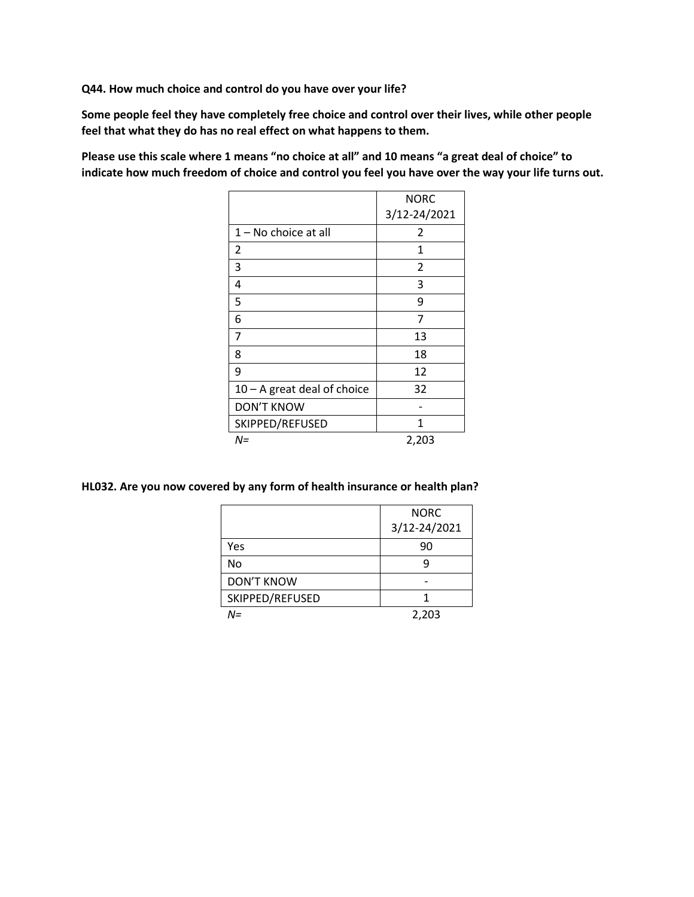**Q44. How much choice and control do you have over your life?**

**Some people feel they have completely free choice and control over their lives, while other people feel that what they do has no real effect on what happens to them.**

**Please use this scale where 1 means "no choice at all" and 10 means "a great deal of choice" to indicate how much freedom of choice and control you feel you have over the way your life turns out.**

| | NORC 3/12-24/2021 |
|---|---|
| 1 – No choice at all | 2 |
| 2 | 1 |
| 3 | 2 |
| 4 | 3 |
| 5 | 9 |
| 6 | 7 |
| 7 | 13 |
| 8 | 18 |
| 9 | 12 |
| 10 – A great deal of choice | 32 |
| DON'T KNOW | - |
| SKIPPED/REFUSED | 1 |
| *N=* | 2,203 |

**HL032. Are you now covered by any form of health insurance or health plan?**

| | NORC 3/12-24/2021 |
|---|---|
| Yes | 90 |
| No | 9 |
| DON'T KNOW | - |
| SKIPPED/REFUSED | 1 |
| *N=* | 2,203 |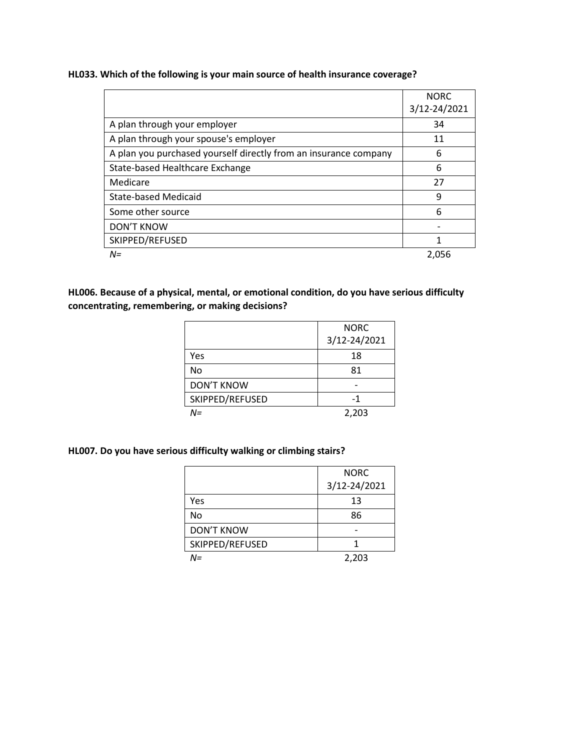**HL033. Which of the following is your main source of health insurance coverage?**

| | NORC 3/12-24/2021 |
|---|---|
| A plan through your employer | 34 |
| A plan through your spouse's employer | 11 |
| A plan you purchased yourself directly from an insurance company | 6 |
| State-based Healthcare Exchange | 6 |
| Medicare | 27 |
| State-based Medicaid | 9 |
| Some other source | 6 |
| DON'T KNOW | - |
| SKIPPED/REFUSED | 1 |
| *N=* | 2,056 |

**HL006. Because of a physical, mental, or emotional condition, do you have serious difficulty concentrating, remembering, or making decisions?**

| | NORC 3/12-24/2021 |
|---|---|
| Yes | 18 |
| No | 81 |
| DON'T KNOW | - |
| SKIPPED/REFUSED | -1 |
| *N=* | 2,203 |

**HL007. Do you have serious difficulty walking or climbing stairs?**

| | NORC 3/12-24/2021 |
|---|---|
| Yes | 13 |
| No | 86 |
| DON'T KNOW | - |
| SKIPPED/REFUSED | 1 |
| *N=* | 2,203 |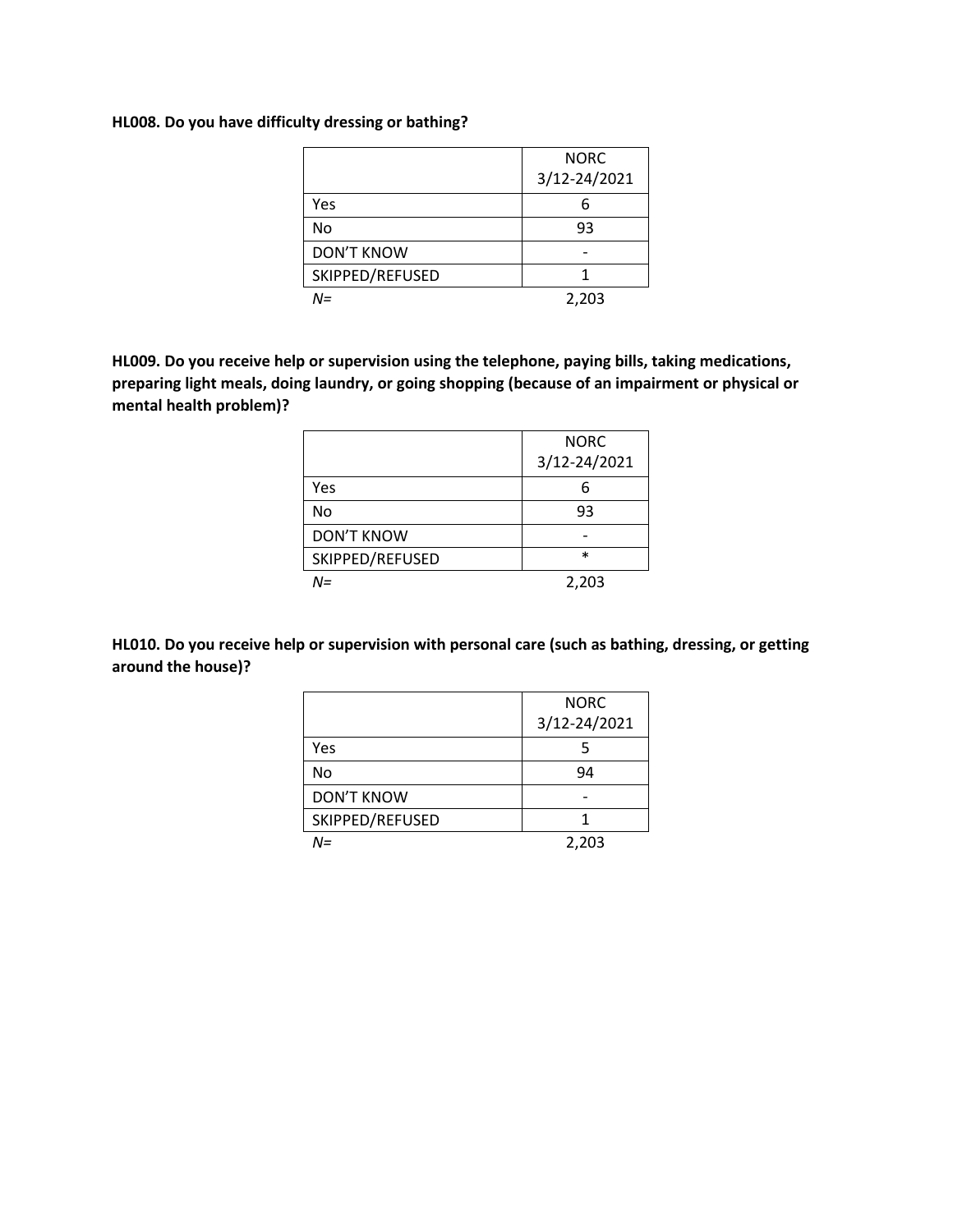**HL008. Do you have difficulty dressing or bathing?**

| | NORC 3/12-24/2021 |
|---|---|
| Yes | 6 |
| No | 93 |
| DON'T KNOW | - |
| SKIPPED/REFUSED | 1 |
| *N=* | 2,203 |

**HL009. Do you receive help or supervision using the telephone, paying bills, taking medications, preparing light meals, doing laundry, or going shopping (because of an impairment or physical or mental health problem)?**

| | NORC 3/12-24/2021 |
|---|---|
| Yes | 6 |
| No | 93 |
| DON'T KNOW | - |
| SKIPPED/REFUSED | * |
| *N=* | 2,203 |

**HL010. Do you receive help or supervision with personal care (such as bathing, dressing, or getting around the house)?**

| | NORC 3/12-24/2021 |
|---|---|
| Yes | 5 |
| No | 94 |
| DON'T KNOW | - |
| SKIPPED/REFUSED | 1 |
| *N=* | 2,203 |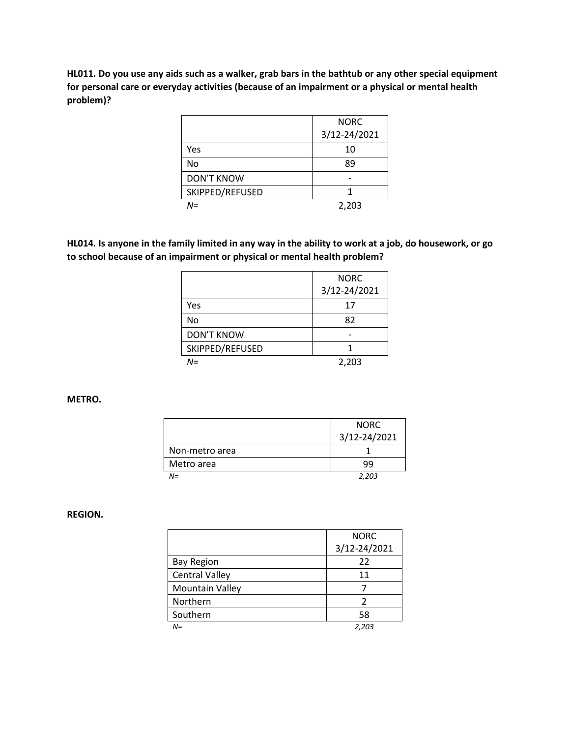**HL011. Do you use any aids such as a walker, grab bars in the bathtub or any other special equipment for personal care or everyday activities (because of an impairment or a physical or mental health problem)?**

| | NORC 3/12-24/2021 |
|---|---|
| Yes | 10 |
| No | 89 |
| DON'T KNOW | - |
| SKIPPED/REFUSED | 1 |
| *N=* | 2,203 |

**HL014. Is anyone in the family limited in any way in the ability to work at a job, do housework, or go to school because of an impairment or physical or mental health problem?**

| | NORC 3/12-24/2021 |
|---|---|
| Yes | 17 |
| No | 82 |
| DON'T KNOW | - |
| SKIPPED/REFUSED | 1 |
| *N=* | 2,203 |

**METRO.**

| | NORC 3/12-24/2021 |
|---|---|
| Non-metro area | 1 |
| Metro area | 99 |
| *N=* | *2,203* |

**REGION.**

| | NORC 3/12-24/2021 |
|---|---|
| Bay Region | 22 |
| Central Valley | 11 |
| Mountain Valley | 7 |
| Northern | 2 |
| Southern | 58 |
| *N=* | *2,203* |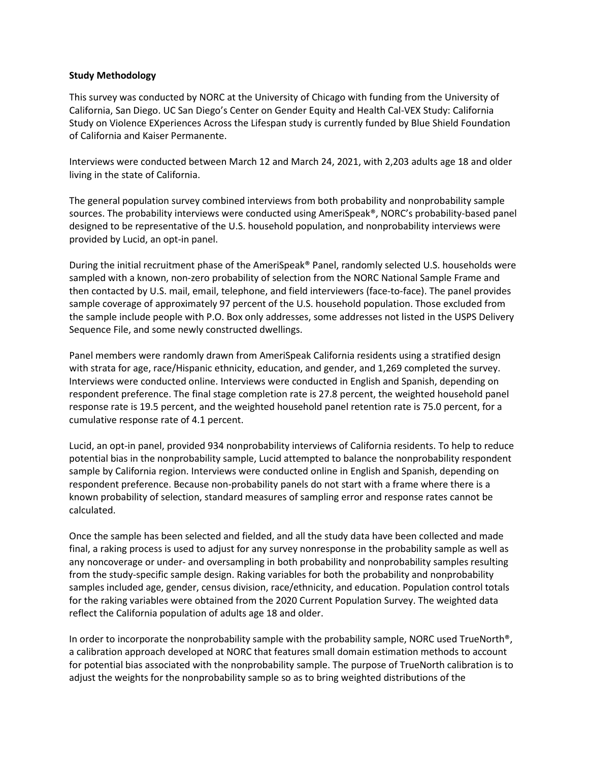**Study Methodology**

This survey was conducted by NORC at the University of Chicago with funding from the University of California, San Diego. UC San Diego's Center on Gender Equity and Health Cal-VEX Study: California Study on Violence EXperiences Across the Lifespan study is currently funded by Blue Shield Foundation of California and Kaiser Permanente.

Interviews were conducted between March 12 and March 24, 2021, with 2,203 adults age 18 and older living in the state of California.

The general population survey combined interviews from both probability and nonprobability sample sources. The probability interviews were conducted using AmeriSpeak®, NORC's probability-based panel designed to be representative of the U.S. household population, and nonprobability interviews were provided by Lucid, an opt-in panel.

During the initial recruitment phase of the AmeriSpeak® Panel, randomly selected U.S. households were sampled with a known, non-zero probability of selection from the NORC National Sample Frame and then contacted by U.S. mail, email, telephone, and field interviewers (face-to-face). The panel provides sample coverage of approximately 97 percent of the U.S. household population. Those excluded from the sample include people with P.O. Box only addresses, some addresses not listed in the USPS Delivery Sequence File, and some newly constructed dwellings.

Panel members were randomly drawn from AmeriSpeak California residents using a stratified design with strata for age, race/Hispanic ethnicity, education, and gender, and 1,269 completed the survey. Interviews were conducted online. Interviews were conducted in English and Spanish, depending on respondent preference. The final stage completion rate is 27.8 percent, the weighted household panel response rate is 19.5 percent, and the weighted household panel retention rate is 75.0 percent, for a cumulative response rate of 4.1 percent.

Lucid, an opt-in panel, provided 934 nonprobability interviews of California residents. To help to reduce potential bias in the nonprobability sample, Lucid attempted to balance the nonprobability respondent sample by California region. Interviews were conducted online in English and Spanish, depending on respondent preference. Because non-probability panels do not start with a frame where there is a known probability of selection, standard measures of sampling error and response rates cannot be calculated.

Once the sample has been selected and fielded, and all the study data have been collected and made final, a raking process is used to adjust for any survey nonresponse in the probability sample as well as any noncoverage or under- and oversampling in both probability and nonprobability samples resulting from the study-specific sample design. Raking variables for both the probability and nonprobability samples included age, gender, census division, race/ethnicity, and education. Population control totals for the raking variables were obtained from the 2020 Current Population Survey. The weighted data reflect the California population of adults age 18 and older.

In order to incorporate the nonprobability sample with the probability sample, NORC used TrueNorth®, a calibration approach developed at NORC that features small domain estimation methods to account for potential bias associated with the nonprobability sample. The purpose of TrueNorth calibration is to adjust the weights for the nonprobability sample so as to bring weighted distributions of the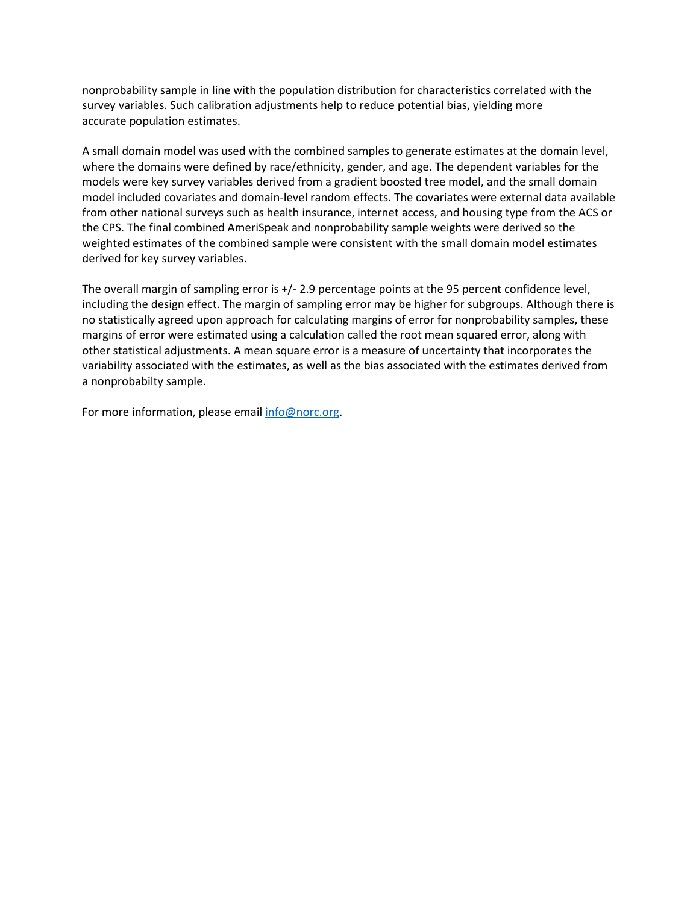nonprobability sample in line with the population distribution for characteristics correlated with the survey variables. Such calibration adjustments help to reduce potential bias, yielding more accurate population estimates.

A small domain model was used with the combined samples to generate estimates at the domain level, where the domains were defined by race/ethnicity, gender, and age. The dependent variables for the models were key survey variables derived from a gradient boosted tree model, and the small domain model included covariates and domain-level random effects. The covariates were external data available from other national surveys such as health insurance, internet access, and housing type from the ACS or the CPS. The final combined AmeriSpeak and nonprobability sample weights were derived so the weighted estimates of the combined sample were consistent with the small domain model estimates derived for key survey variables.

The overall margin of sampling error is +/- 2.9 percentage points at the 95 percent confidence level, including the design effect. The margin of sampling error may be higher for subgroups. Although there is no statistically agreed upon approach for calculating margins of error for nonprobability samples, these margins of error were estimated using a calculation called the root mean squared error, along with other statistical adjustments. A mean square error is a measure of uncertainty that incorporates the variability associated with the estimates, as well as the bias associated with the estimates derived from a nonprobabilty sample.

For more information, please email [info@norc.org](mailto:info@norc.org).